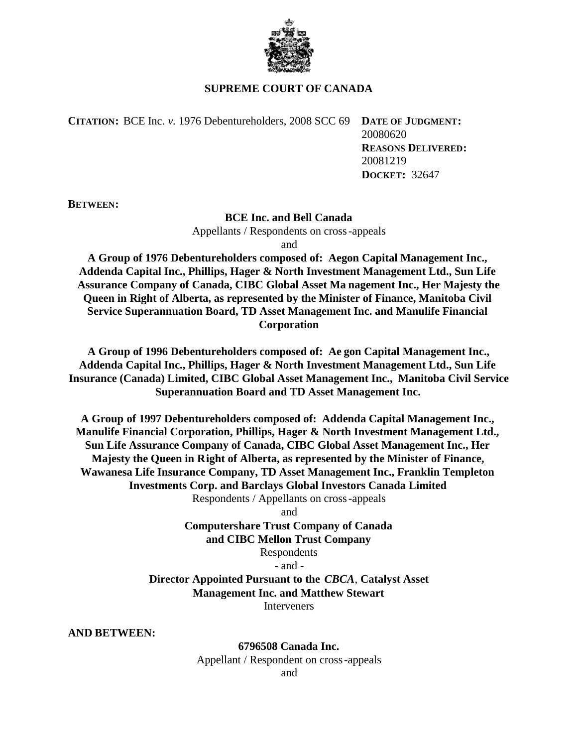# SUPREME COURT OF CANADA

**CITATION:** BCE Inc. *v.* 1976 Debentureholders, 2008 SCC 69

**DATE OF JUDGMENT:** 20080620
**REASONS DELIVERED:** 20081219
**DOCKET:** 32647

**BETWEEN:**

**BCE Inc. and Bell Canada**
Appellants / Respondents on cross-appeals
and

**A Group of 1976 Debentureholders composed of: Aegon Capital Management Inc., Addenda Capital Inc., Phillips, Hager & North Investment Management Ltd., Sun Life Assurance Company of Canada, CIBC Global Asset Management Inc., Her Majesty the Queen in Right of Alberta, as represented by the Minister of Finance, Manitoba Civil Service Superannuation Board, TD Asset Management Inc. and Manulife Financial Corporation**

**A Group of 1996 Debentureholders composed of: Aegon Capital Management Inc., Addenda Capital Inc., Phillips, Hager & North Investment Management Ltd., Sun Life Insurance (Canada) Limited, CIBC Global Asset Management Inc., Manitoba Civil Service Superannuation Board and TD Asset Management Inc.**

**A Group of 1997 Debentureholders composed of: Addenda Capital Management Inc., Manulife Financial Corporation, Phillips, Hager & North Investment Management Ltd., Sun Life Assurance Company of Canada, CIBC Global Asset Management Inc., Her Majesty the Queen in Right of Alberta, as represented by the Minister of Finance, Wawanesa Life Insurance Company, TD Asset Management Inc., Franklin Templeton Investments Corp. and Barclays Global Investors Canada Limited**
Respondents / Appellants on cross-appeals
and

**Computershare Trust Company of Canada and CIBC Mellon Trust Company**
Respondents
- and -

**Director Appointed Pursuant to the *CBCA*, Catalyst Asset Management Inc. and Matthew Stewart**
Interveners

**AND BETWEEN:**

**6796508 Canada Inc.**
Appellant / Respondent on cross-appeals
and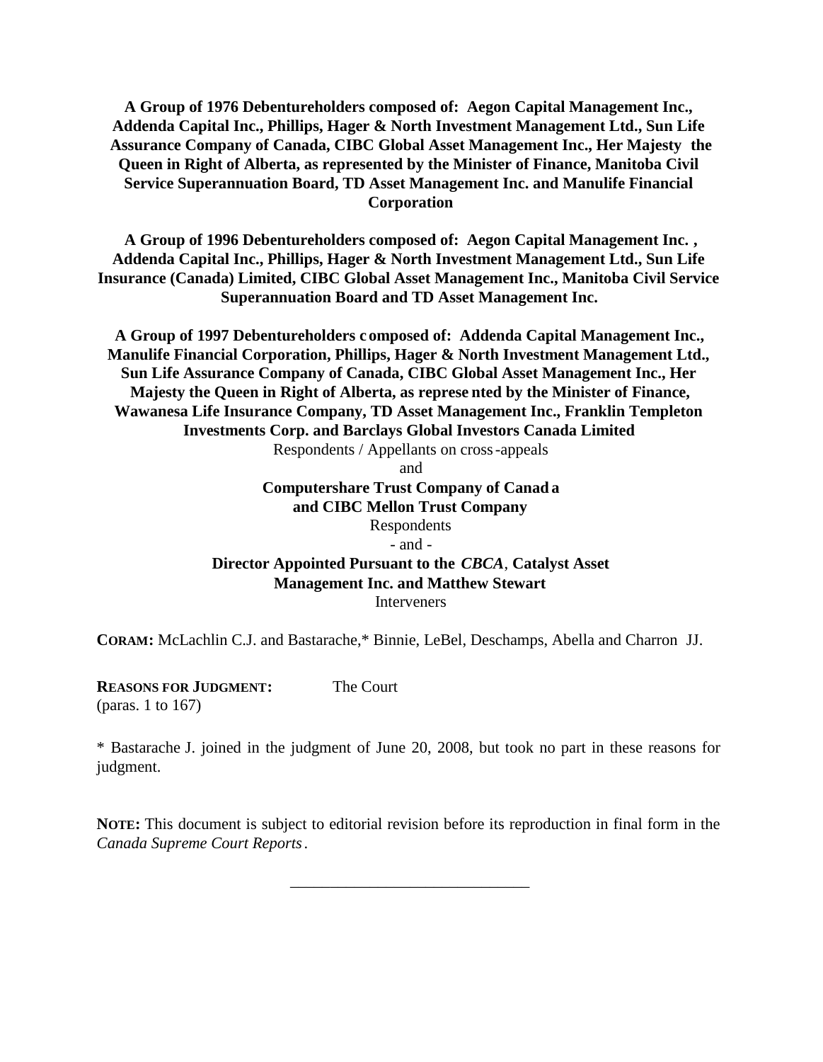**A Group of 1976 Debentureholders composed of: Aegon Capital Management Inc., Addenda Capital Inc., Phillips, Hager & North Investment Management Ltd., Sun Life Assurance Company of Canada, CIBC Global Asset Management Inc., Her Majesty the Queen in Right of Alberta, as represented by the Minister of Finance, Manitoba Civil Service Superannuation Board, TD Asset Management Inc. and Manulife Financial Corporation**

**A Group of 1996 Debentureholders composed of: Aegon Capital Management Inc. , Addenda Capital Inc., Phillips, Hager & North Investment Management Ltd., Sun Life Insurance (Canada) Limited, CIBC Global Asset Management Inc., Manitoba Civil Service Superannuation Board and TD Asset Management Inc.**

**A Group of 1997 Debentureholders composed of: Addenda Capital Management Inc., Manulife Financial Corporation, Phillips, Hager & North Investment Management Ltd., Sun Life Assurance Company of Canada, CIBC Global Asset Management Inc., Her Majesty the Queen in Right of Alberta, as represented by the Minister of Finance, Wawanesa Life Insurance Company, TD Asset Management Inc., Franklin Templeton Investments Corp. and Barclays Global Investors Canada Limited**

Respondents / Appellants on cross-appeals

and

**Computershare Trust Company of Canada and CIBC Mellon Trust Company**

Respondents

\- and -

**Director Appointed Pursuant to the *CBCA*, Catalyst Asset Management Inc. and Matthew Stewart**

Interveners

**CORAM:** McLachlin C.J. and Bastarache,* Binnie, LeBel, Deschamps, Abella and Charron JJ.

**REASONS FOR JUDGMENT:** The Court
(paras. 1 to 167)

\* Bastarache J. joined in the judgment of June 20, 2008, but took no part in these reasons for judgment.

**NOTE:** This document is subject to editorial revision before its reproduction in final form in the *Canada Supreme Court Reports*.

______________________________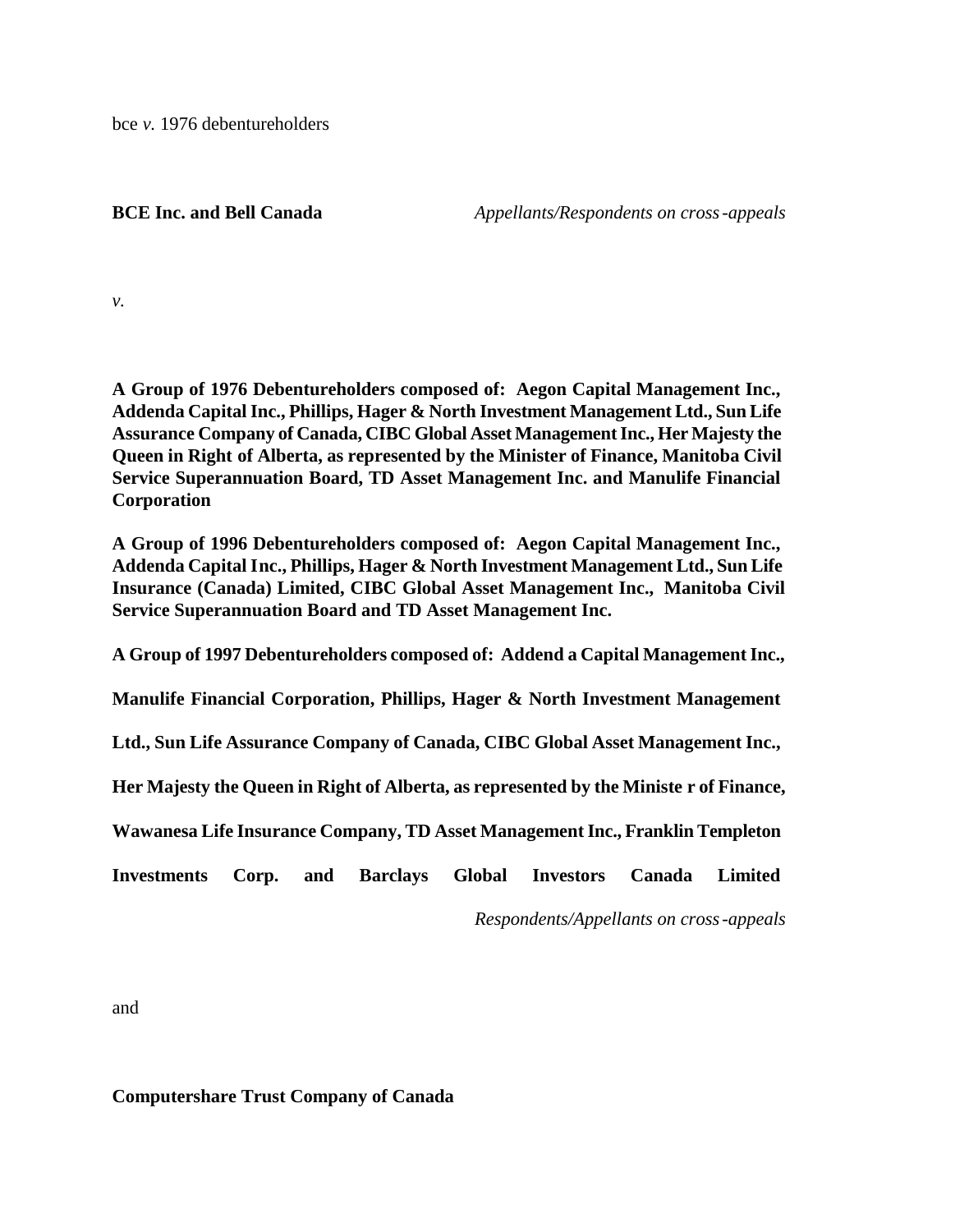bce *v.* 1976 debentureholders

**BCE Inc. and Bell Canada** *Appellants/Respondents on cross-appeals*

*v.*

**A Group of 1976 Debentureholders composed of: Aegon Capital Management Inc., Addenda Capital Inc., Phillips, Hager & North Investment Management Ltd., Sun Life Assurance Company of Canada, CIBC Global Asset Management Inc., Her Majesty the Queen in Right of Alberta, as represented by the Minister of Finance, Manitoba Civil Service Superannuation Board, TD Asset Management Inc. and Manulife Financial Corporation**

**A Group of 1996 Debentureholders composed of: Aegon Capital Management Inc., Addenda Capital Inc., Phillips, Hager & North Investment Management Ltd., Sun Life Insurance (Canada) Limited, CIBC Global Asset Management Inc., Manitoba Civil Service Superannuation Board and TD Asset Management Inc.**

**A Group of 1997 Debentureholders composed of: Addend a Capital Management Inc., Manulife Financial Corporation, Phillips, Hager & North Investment Management Ltd., Sun Life Assurance Company of Canada, CIBC Global Asset Management Inc., Her Majesty the Queen in Right of Alberta, as represented by the Ministe r of Finance, Wawanesa Life Insurance Company, TD Asset Management Inc., Franklin Templeton Investments Corp. and Barclays Global Investors Canada Limited**

*Respondents/Appellants on cross-appeals*

and

**Computershare Trust Company of Canada**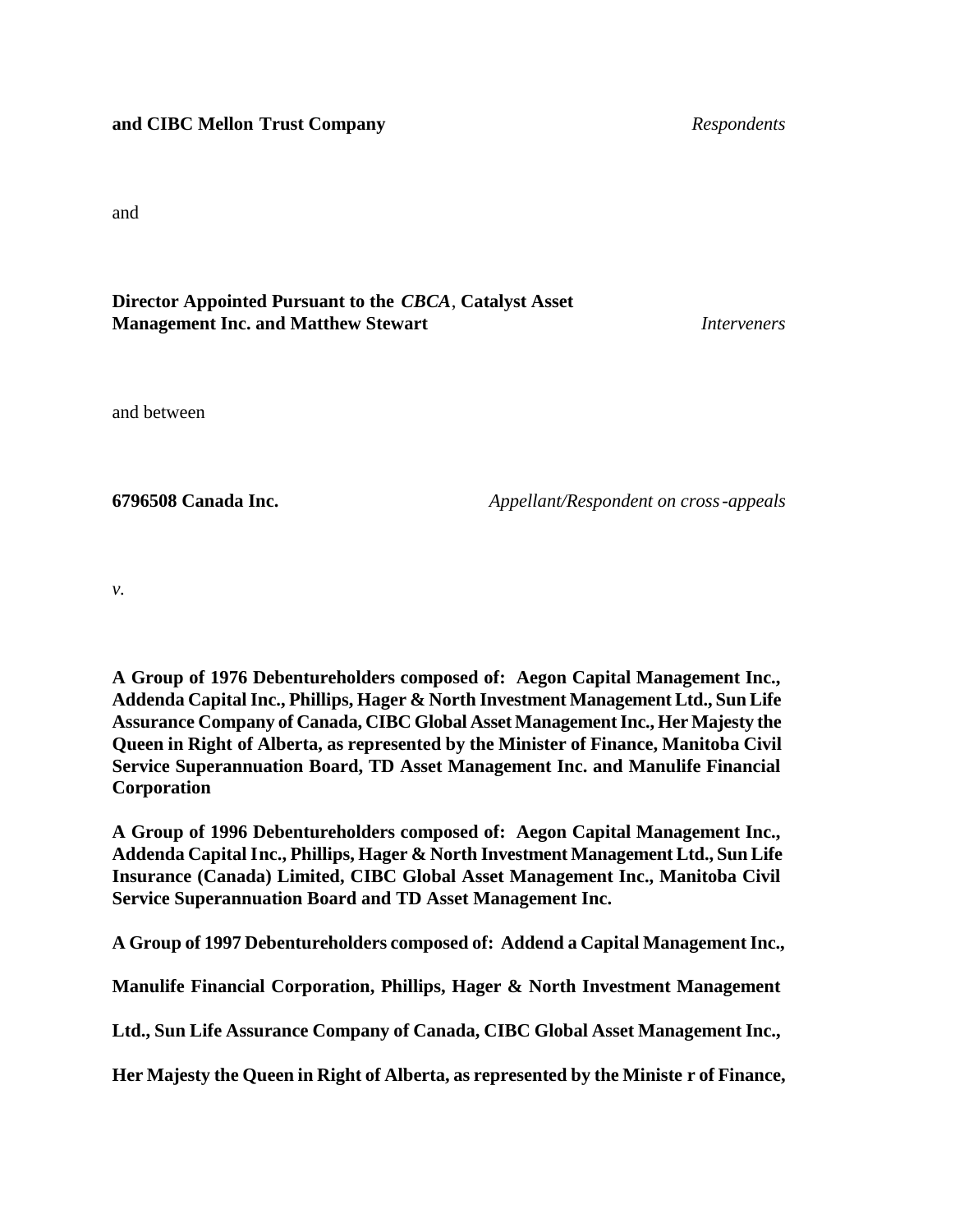**and CIBC Mellon Trust Company** *Respondents*

and

**Director Appointed Pursuant to the *CBCA*, Catalyst Asset Management Inc. and Matthew Stewart** *Interveners*

and between

**6796508 Canada Inc.** *Appellant/Respondent on cross-appeals*

*v.*

**A Group of 1976 Debentureholders composed of: Aegon Capital Management Inc., Addenda Capital Inc., Phillips, Hager & North Investment Management Ltd., Sun Life Assurance Company of Canada, CIBC Global Asset Management Inc., Her Majesty the Queen in Right of Alberta, as represented by the Minister of Finance, Manitoba Civil Service Superannuation Board, TD Asset Management Inc. and Manulife Financial Corporation**

**A Group of 1996 Debentureholders composed of: Aegon Capital Management Inc., Addenda Capital Inc., Phillips, Hager & North Investment Management Ltd., Sun Life Insurance (Canada) Limited, CIBC Global Asset Management Inc., Manitoba Civil Service Superannuation Board and TD Asset Management Inc.**

**A Group of 1997 Debentureholders composed of: Addenda Capital Management Inc., Manulife Financial Corporation, Phillips, Hager & North Investment Management Ltd., Sun Life Assurance Company of Canada, CIBC Global Asset Management Inc., Her Majesty the Queen in Right of Alberta, as represented by the Minister of Finance,**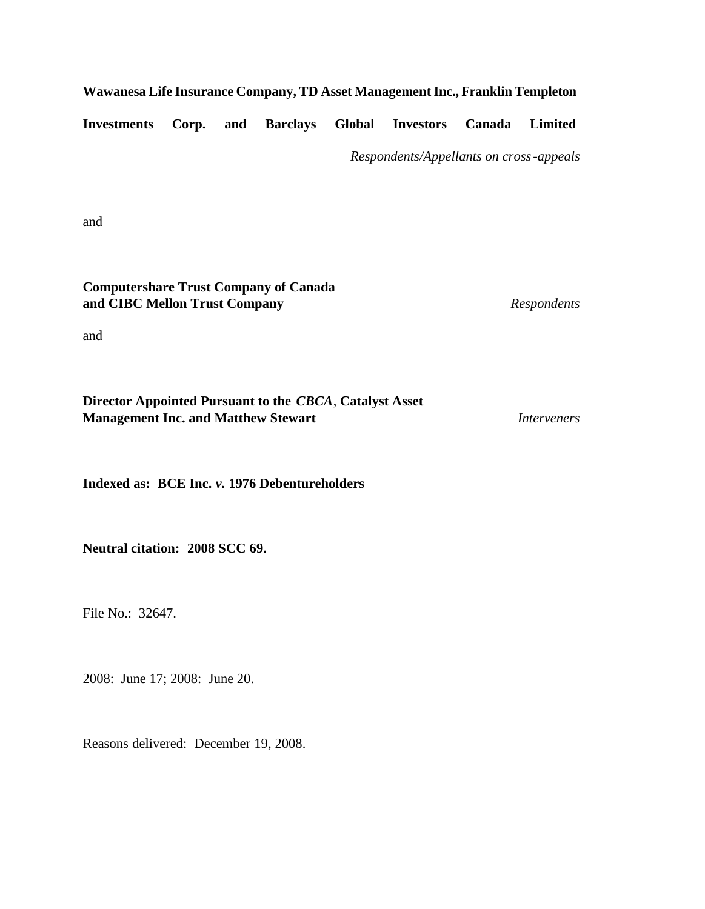**Wawanesa Life Insurance Company, TD Asset Management Inc., Franklin Templeton Investments Corp. and Barclays Global Investors Canada Limited** *Respondents/Appellants on cross-appeals*

and

**Computershare Trust Company of Canada and CIBC Mellon Trust Company** *Respondents*

and

**Director Appointed Pursuant to the *CBCA*, Catalyst Asset Management Inc. and Matthew Stewart** *Interveners*

**Indexed as: BCE Inc. *v.* 1976 Debentureholders**

**Neutral citation: 2008 SCC 69.**

File No.: 32647.

2008: June 17; 2008: June 20.

Reasons delivered: December 19, 2008.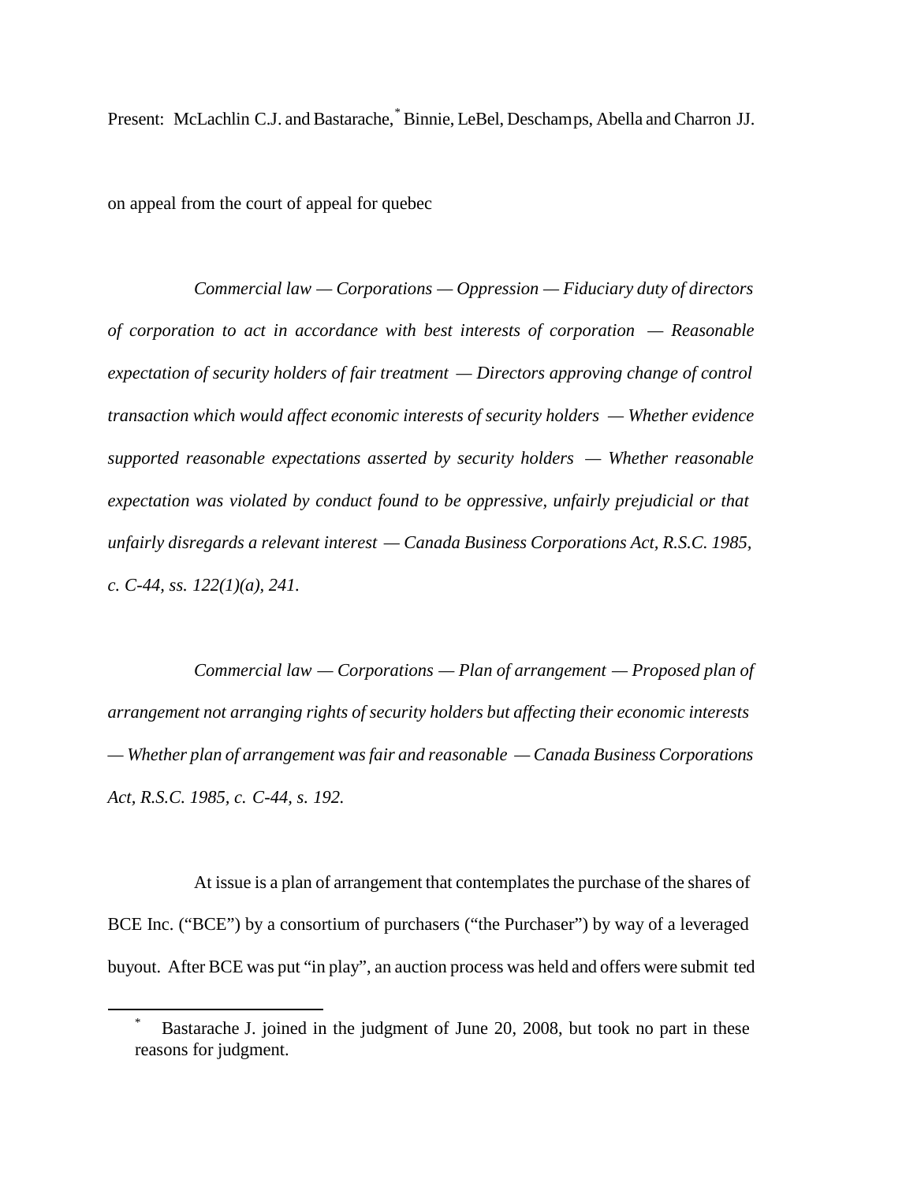Present: McLachlin C.J. and Bastarache,[*] Binnie, LeBel, Deschamps, Abella and Charron JJ.

on appeal from the court of appeal for quebec

*Commercial law — Corporations — Oppression — Fiduciary duty of directors of corporation to act in accordance with best interests of corporation — Reasonable expectation of security holders of fair treatment — Directors approving change of control transaction which would affect economic interests of security holders — Whether evidence supported reasonable expectations asserted by security holders — Whether reasonable expectation was violated by conduct found to be oppressive, unfairly prejudicial or that unfairly disregards a relevant interest — Canada Business Corporations Act, R.S.C. 1985, c. C-44, ss. 122(1)(a), 241.*

*Commercial law — Corporations — Plan of arrangement — Proposed plan of arrangement not arranging rights of security holders but affecting their economic interests — Whether plan of arrangement was fair and reasonable — Canada Business Corporations Act, R.S.C. 1985, c. C-44, s. 192.*

At issue is a plan of arrangement that contemplates the purchase of the shares of BCE Inc. ("BCE") by a consortium of purchasers ("the Purchaser") by way of a leveraged buyout. After BCE was put "in play", an auction process was held and offers were submit ted

[*] Bastarache J. joined in the judgment of June 20, 2008, but took no part in these reasons for judgment.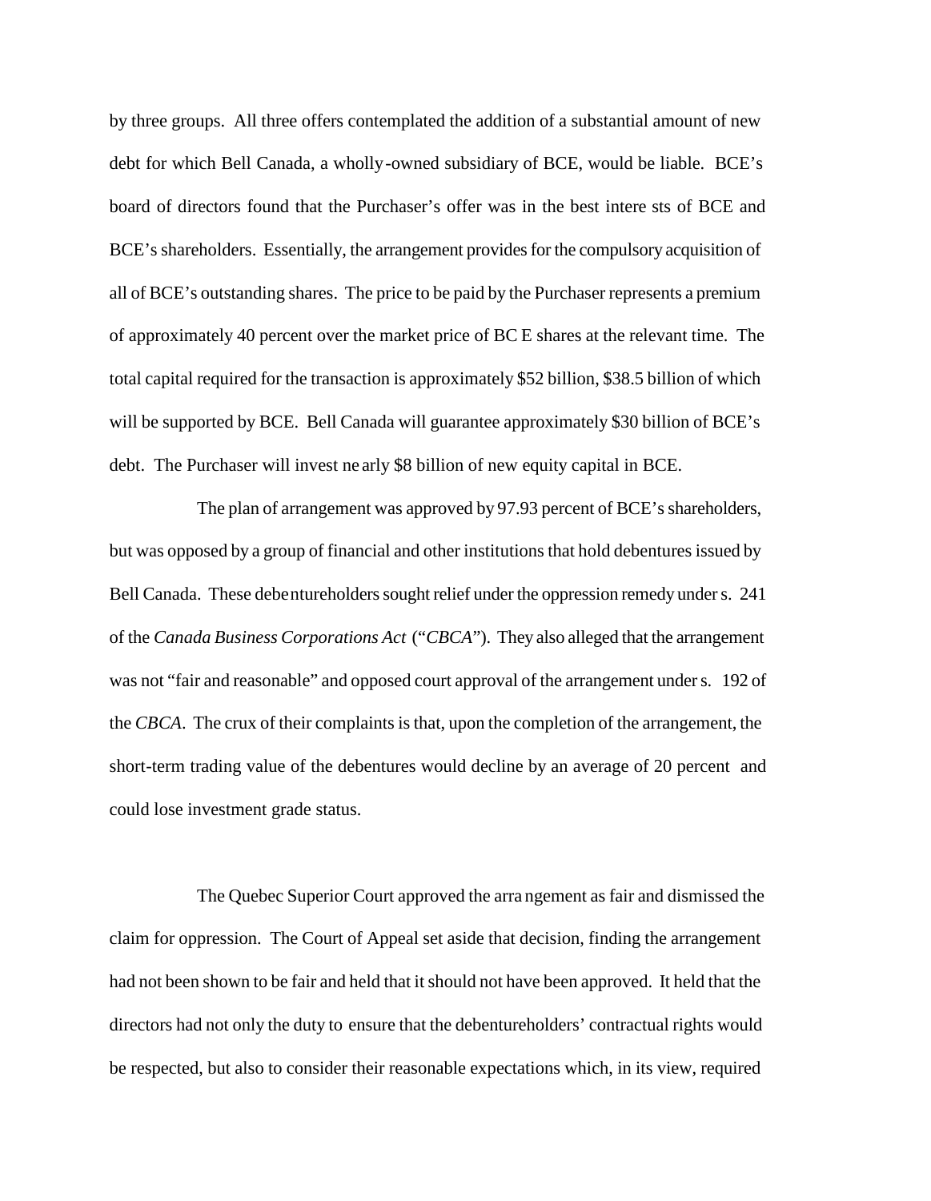by three groups. All three offers contemplated the addition of a substantial amount of new debt for which Bell Canada, a wholly-owned subsidiary of BCE, would be liable. BCE's board of directors found that the Purchaser's offer was in the best interests of BCE and BCE's shareholders. Essentially, the arrangement provides for the compulsory acquisition of all of BCE's outstanding shares. The price to be paid by the Purchaser represents a premium of approximately 40 percent over the market price of BCE shares at the relevant time. The total capital required for the transaction is approximately $52 billion, $38.5 billion of which will be supported by BCE. Bell Canada will guarantee approximately $30 billion of BCE's debt. The Purchaser will invest nearly $8 billion of new equity capital in BCE.

The plan of arrangement was approved by 97.93 percent of BCE's shareholders, but was opposed by a group of financial and other institutions that hold debentures issued by Bell Canada. These debentureholders sought relief under the oppression remedy under s. 241 of the *Canada Business Corporations Act* ("*CBCA*"). They also alleged that the arrangement was not "fair and reasonable" and opposed court approval of the arrangement under s. 192 of the *CBCA*. The crux of their complaints is that, upon the completion of the arrangement, the short-term trading value of the debentures would decline by an average of 20 percent and could lose investment grade status.

The Quebec Superior Court approved the arrangement as fair and dismissed the claim for oppression. The Court of Appeal set aside that decision, finding the arrangement had not been shown to be fair and held that it should not have been approved. It held that the directors had not only the duty to ensure that the debentureholders' contractual rights would be respected, but also to consider their reasonable expectations which, in its view, required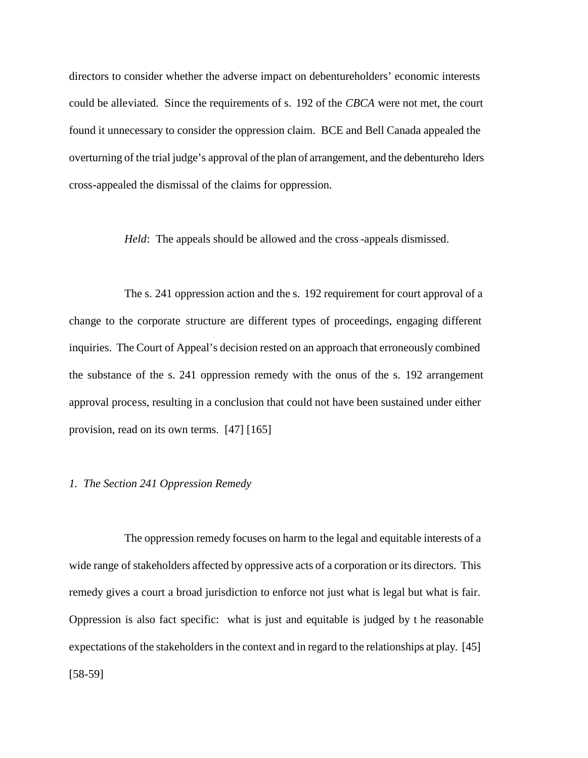directors to consider whether the adverse impact on debentureholders' economic interests could be alleviated. Since the requirements of s. 192 of the *CBCA* were not met, the court found it unnecessary to consider the oppression claim. BCE and Bell Canada appealed the overturning of the trial judge's approval of the plan of arrangement, and the debentureholders cross-appealed the dismissal of the claims for oppression.

*Held*: The appeals should be allowed and the cross-appeals dismissed.

The s. 241 oppression action and the s. 192 requirement for court approval of a change to the corporate structure are different types of proceedings, engaging different inquiries. The Court of Appeal's decision rested on an approach that erroneously combined the substance of the s. 241 oppression remedy with the onus of the s. 192 arrangement approval process, resulting in a conclusion that could not have been sustained under either provision, read on its own terms. [47] [165]

*1. The Section 241 Oppression Remedy*

The oppression remedy focuses on harm to the legal and equitable interests of a wide range of stakeholders affected by oppressive acts of a corporation or its directors. This remedy gives a court a broad jurisdiction to enforce not just what is legal but what is fair. Oppression is also fact specific: what is just and equitable is judged by the reasonable expectations of the stakeholders in the context and in regard to the relationships at play. [45] [58-59]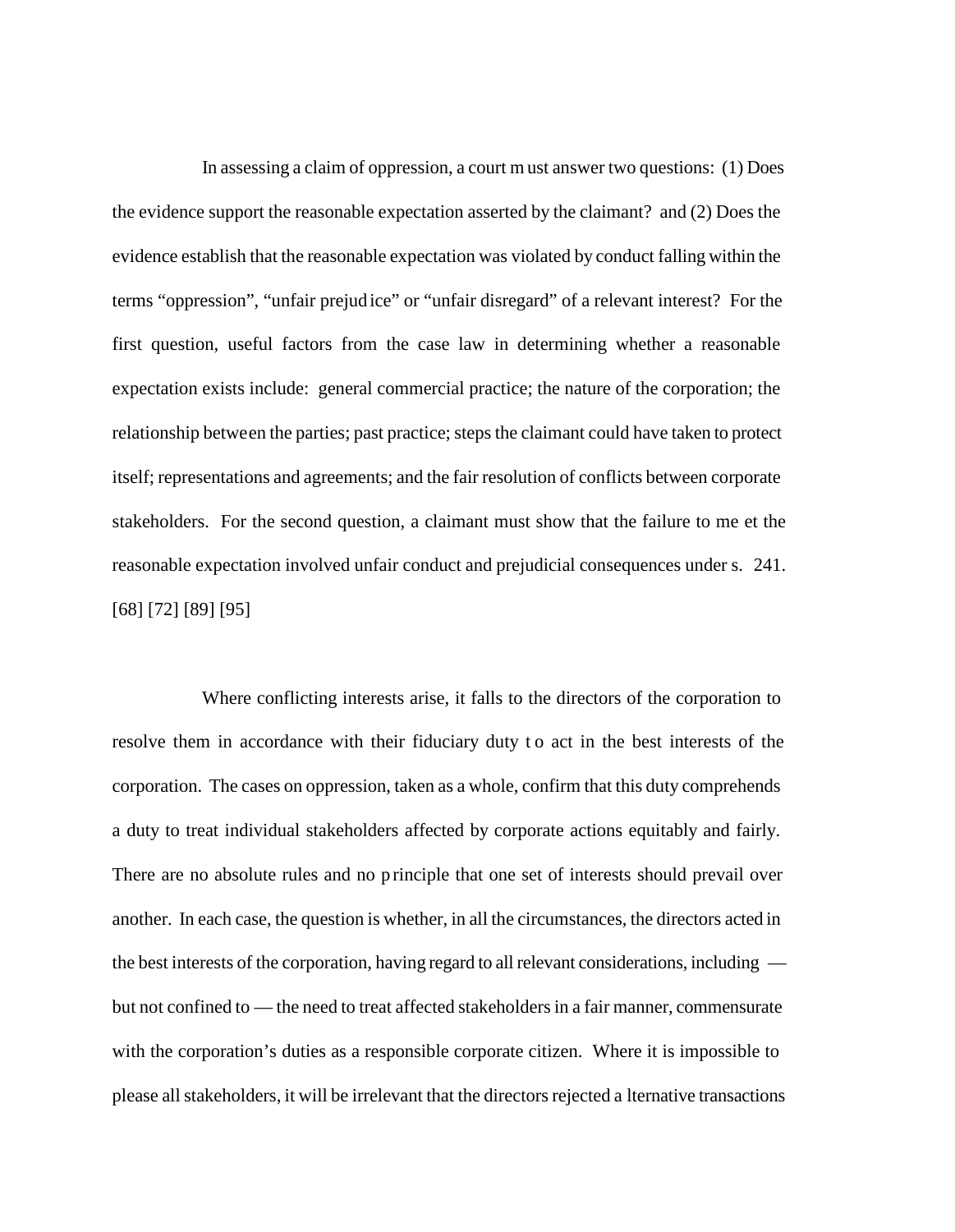In assessing a claim of oppression, a court must answer two questions: (1) Does the evidence support the reasonable expectation asserted by the claimant? and (2) Does the evidence establish that the reasonable expectation was violated by conduct falling within the terms "oppression", "unfair prejudice" or "unfair disregard" of a relevant interest? For the first question, useful factors from the case law in determining whether a reasonable expectation exists include: general commercial practice; the nature of the corporation; the relationship between the parties; past practice; steps the claimant could have taken to protect itself; representations and agreements; and the fair resolution of conflicts between corporate stakeholders. For the second question, a claimant must show that the failure to meet the reasonable expectation involved unfair conduct and prejudicial consequences under s. 241. [68] [72] [89] [95]

Where conflicting interests arise, it falls to the directors of the corporation to resolve them in accordance with their fiduciary duty to act in the best interests of the corporation. The cases on oppression, taken as a whole, confirm that this duty comprehends a duty to treat individual stakeholders affected by corporate actions equitably and fairly. There are no absolute rules and no principle that one set of interests should prevail over another. In each case, the question is whether, in all the circumstances, the directors acted in the best interests of the corporation, having regard to all relevant considerations, including — but not confined to — the need to treat affected stakeholders in a fair manner, commensurate with the corporation's duties as a responsible corporate citizen. Where it is impossible to please all stakeholders, it will be irrelevant that the directors rejected alternative transactions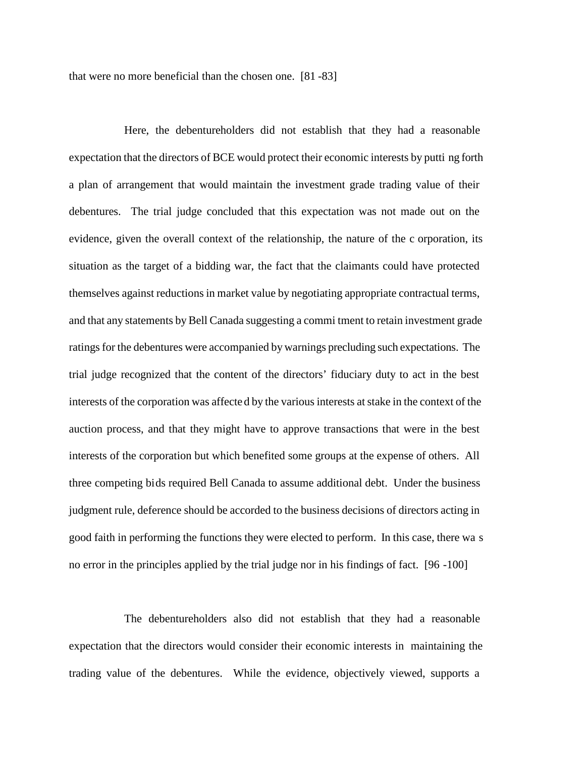that were no more beneficial than the chosen one. [81 -83]

Here, the debentureholders did not establish that they had a reasonable expectation that the directors of BCE would protect their economic interests by putting forth a plan of arrangement that would maintain the investment grade trading value of their debentures. The trial judge concluded that this expectation was not made out on the evidence, given the overall context of the relationship, the nature of the corporation, its situation as the target of a bidding war, the fact that the claimants could have protected themselves against reductions in market value by negotiating appropriate contractual terms, and that any statements by Bell Canada suggesting a commitment to retain investment grade ratings for the debentures were accompanied by warnings precluding such expectations. The trial judge recognized that the content of the directors' fiduciary duty to act in the best interests of the corporation was affected by the various interests at stake in the context of the auction process, and that they might have to approve transactions that were in the best interests of the corporation but which benefited some groups at the expense of others. All three competing bids required Bell Canada to assume additional debt. Under the business judgment rule, deference should be accorded to the business decisions of directors acting in good faith in performing the functions they were elected to perform. In this case, there was no error in the principles applied by the trial judge nor in his findings of fact. [96 -100]

The debentureholders also did not establish that they had a reasonable expectation that the directors would consider their economic interests in maintaining the trading value of the debentures. While the evidence, objectively viewed, supports a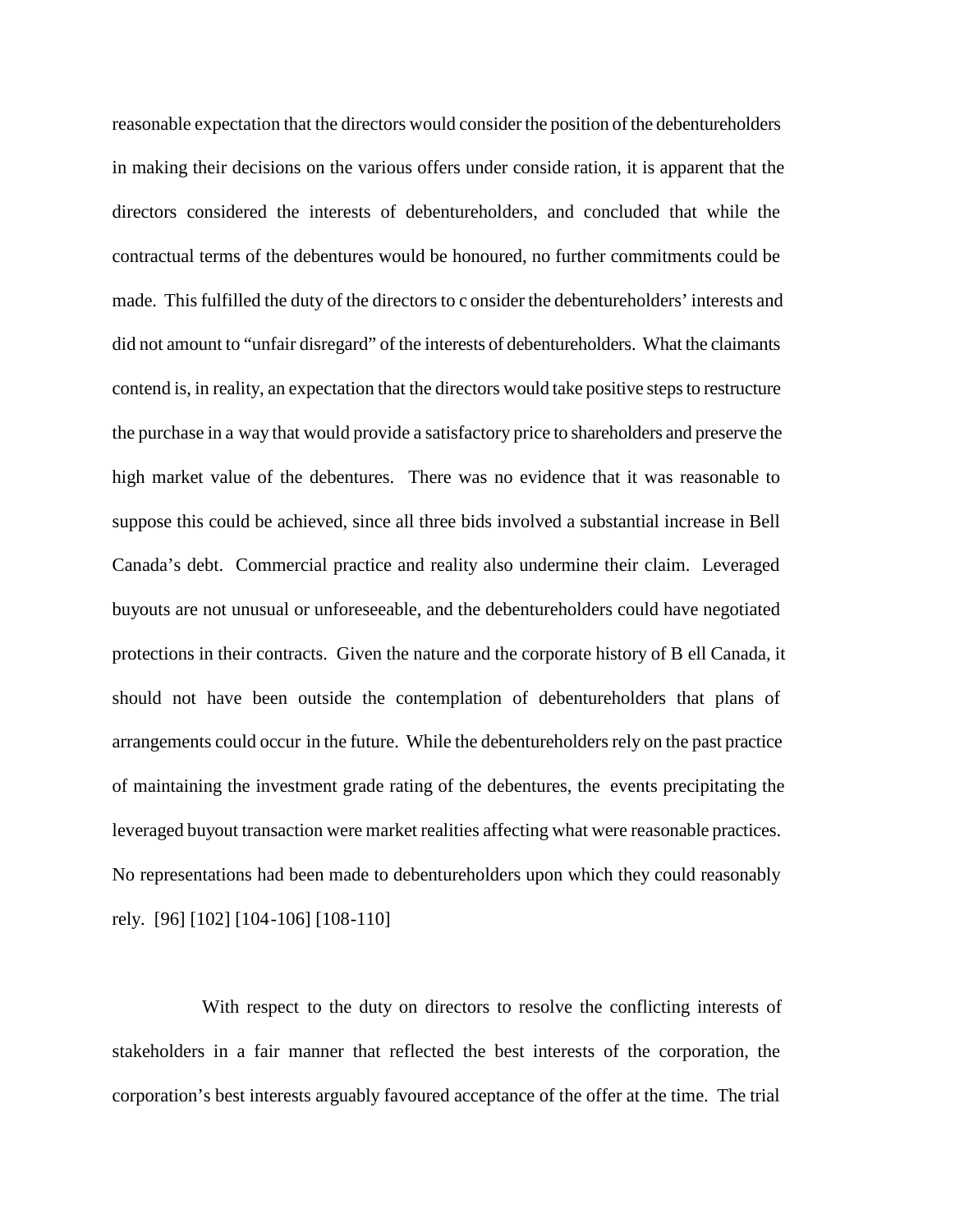reasonable expectation that the directors would consider the position of the debentureholders in making their decisions on the various offers under consideration, it is apparent that the directors considered the interests of debentureholders, and concluded that while the contractual terms of the debentures would be honoured, no further commitments could be made. This fulfilled the duty of the directors to consider the debentureholders' interests and did not amount to "unfair disregard" of the interests of debentureholders. What the claimants contend is, in reality, an expectation that the directors would take positive steps to restructure the purchase in a way that would provide a satisfactory price to shareholders and preserve the high market value of the debentures. There was no evidence that it was reasonable to suppose this could be achieved, since all three bids involved a substantial increase in Bell Canada's debt. Commercial practice and reality also undermine their claim. Leveraged buyouts are not unusual or unforeseeable, and the debentureholders could have negotiated protections in their contracts. Given the nature and the corporate history of Bell Canada, it should not have been outside the contemplation of debentureholders that plans of arrangements could occur in the future. While the debentureholders rely on the past practice of maintaining the investment grade rating of the debentures, the events precipitating the leveraged buyout transaction were market realities affecting what were reasonable practices. No representations had been made to debentureholders upon which they could reasonably rely. [96] [102] [104-106] [108-110]

With respect to the duty on directors to resolve the conflicting interests of stakeholders in a fair manner that reflected the best interests of the corporation, the corporation's best interests arguably favoured acceptance of the offer at the time. The trial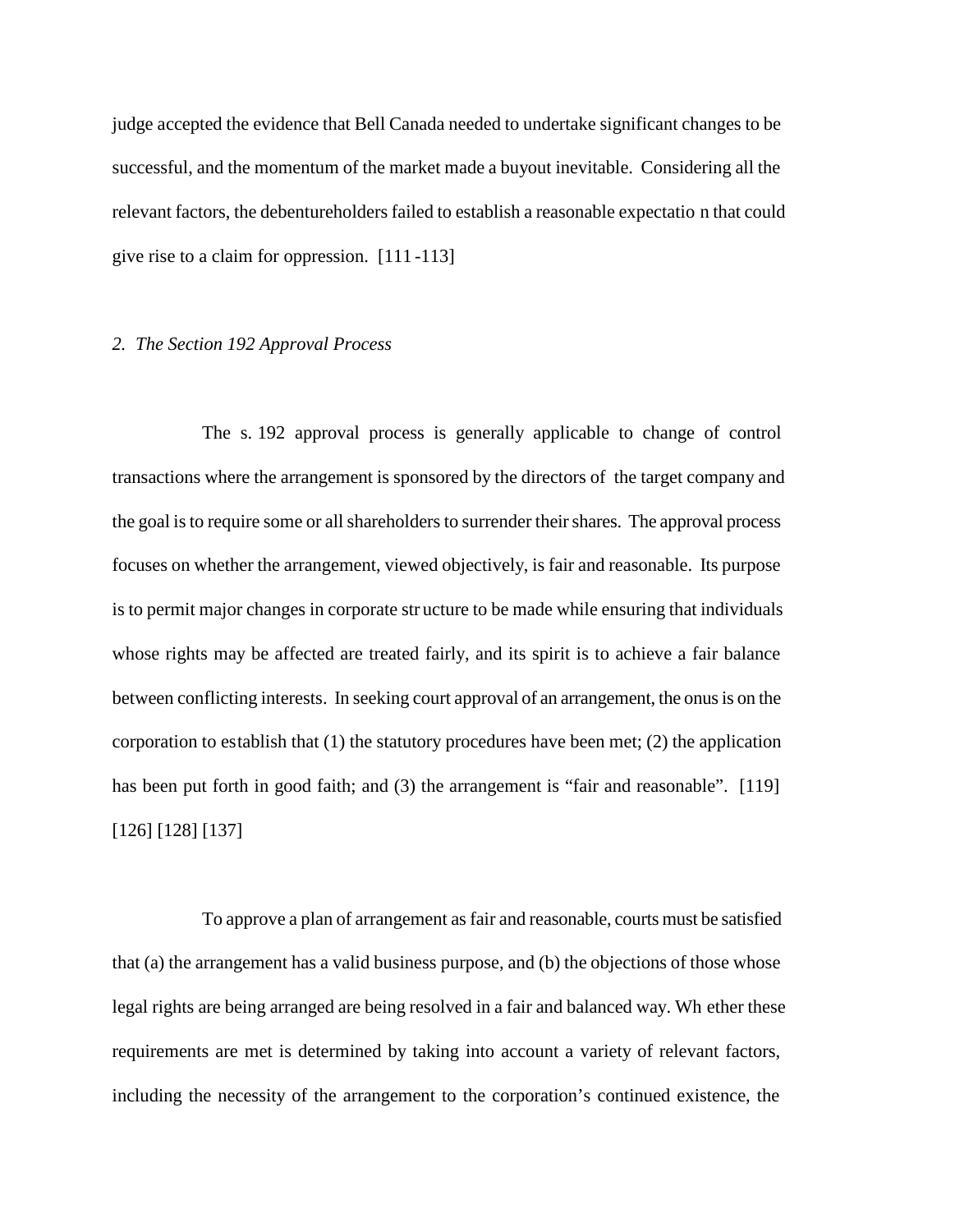judge accepted the evidence that Bell Canada needed to undertake significant changes to be successful, and the momentum of the market made a buyout inevitable. Considering all the relevant factors, the debentureholders failed to establish a reasonable expectation that could give rise to a claim for oppression. [111-113]

*2. The Section 192 Approval Process*

The s. 192 approval process is generally applicable to change of control transactions where the arrangement is sponsored by the directors of the target company and the goal is to require some or all shareholders to surrender their shares. The approval process focuses on whether the arrangement, viewed objectively, is fair and reasonable. Its purpose is to permit major changes in corporate structure to be made while ensuring that individuals whose rights may be affected are treated fairly, and its spirit is to achieve a fair balance between conflicting interests. In seeking court approval of an arrangement, the onus is on the corporation to establish that (1) the statutory procedures have been met; (2) the application has been put forth in good faith; and (3) the arrangement is "fair and reasonable". [119] [126] [128] [137]

To approve a plan of arrangement as fair and reasonable, courts must be satisfied that (a) the arrangement has a valid business purpose, and (b) the objections of those whose legal rights are being arranged are being resolved in a fair and balanced way. Whether these requirements are met is determined by taking into account a variety of relevant factors, including the necessity of the arrangement to the corporation's continued existence, the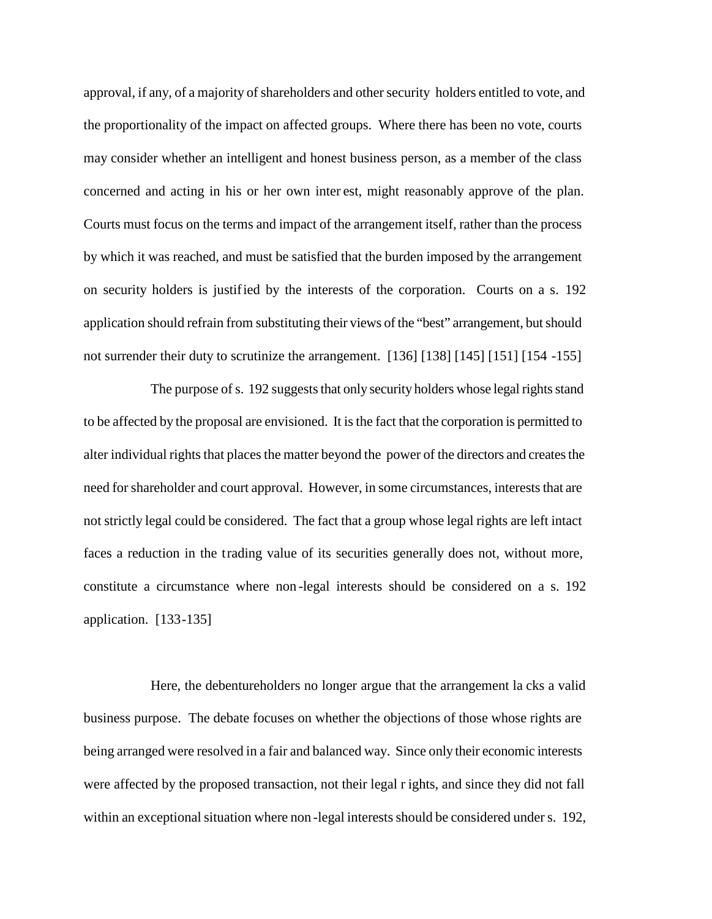approval, if any, of a majority of shareholders and other security holders entitled to vote, and the proportionality of the impact on affected groups. Where there has been no vote, courts may consider whether an intelligent and honest business person, as a member of the class concerned and acting in his or her own interest, might reasonably approve of the plan. Courts must focus on the terms and impact of the arrangement itself, rather than the process by which it was reached, and must be satisfied that the burden imposed by the arrangement on security holders is justified by the interests of the corporation. Courts on a s. 192 application should refrain from substituting their views of the "best" arrangement, but should not surrender their duty to scrutinize the arrangement. [136] [138] [145] [151] [154-155]

The purpose of s. 192 suggests that only security holders whose legal rights stand to be affected by the proposal are envisioned. It is the fact that the corporation is permitted to alter individual rights that places the matter beyond the power of the directors and creates the need for shareholder and court approval. However, in some circumstances, interests that are not strictly legal could be considered. The fact that a group whose legal rights are left intact faces a reduction in the trading value of its securities generally does not, without more, constitute a circumstance where non-legal interests should be considered on a s. 192 application. [133-135]

Here, the debentureholders no longer argue that the arrangement lacks a valid business purpose. The debate focuses on whether the objections of those whose rights are being arranged were resolved in a fair and balanced way. Since only their economic interests were affected by the proposed transaction, not their legal rights, and since they did not fall within an exceptional situation where non-legal interests should be considered under s. 192,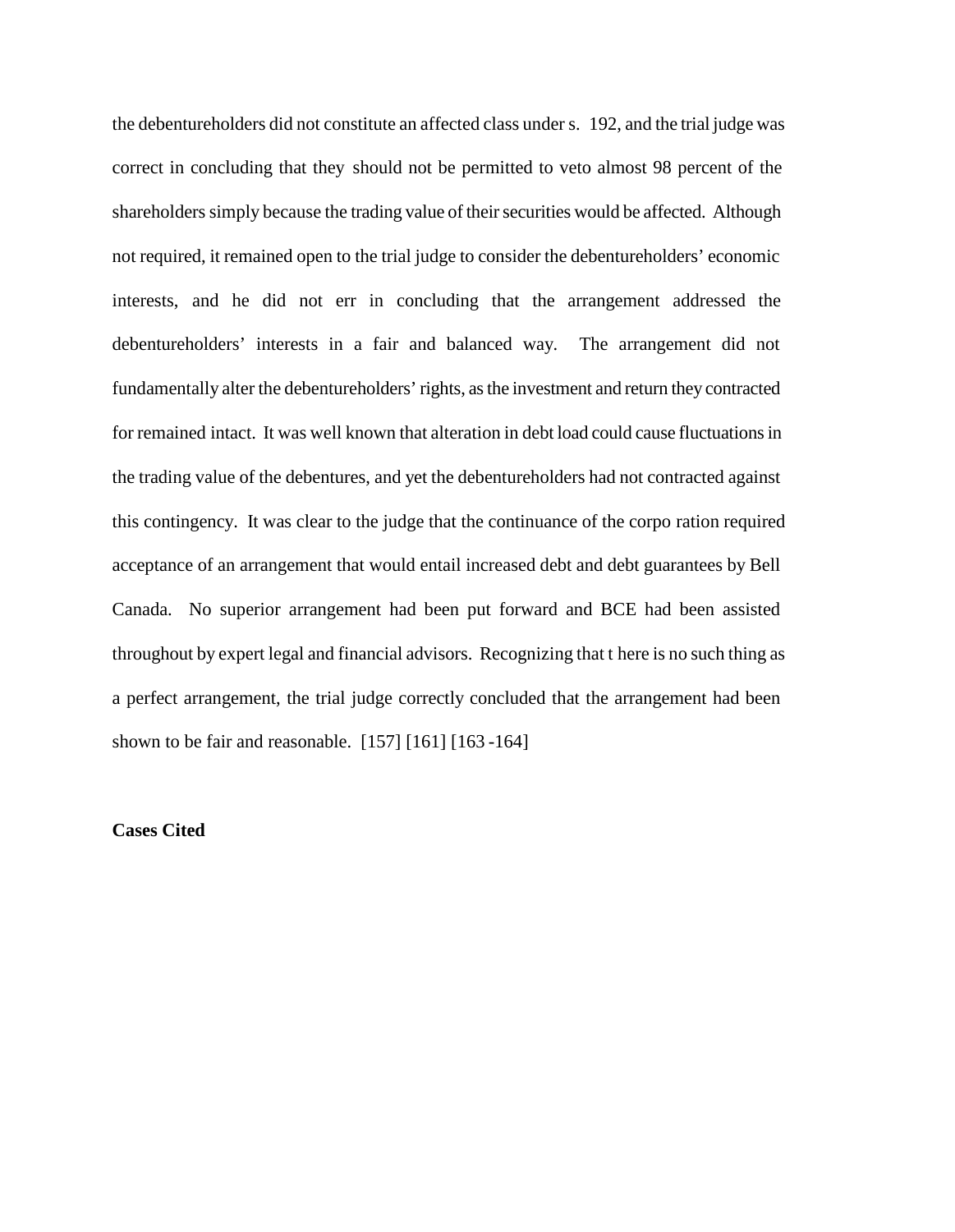the debentureholders did not constitute an affected class under s. 192, and the trial judge was correct in concluding that they should not be permitted to veto almost 98 percent of the shareholders simply because the trading value of their securities would be affected. Although not required, it remained open to the trial judge to consider the debentureholders' economic interests, and he did not err in concluding that the arrangement addressed the debentureholders' interests in a fair and balanced way. The arrangement did not fundamentally alter the debentureholders' rights, as the investment and return they contracted for remained intact. It was well known that alteration in debt load could cause fluctuations in the trading value of the debentures, and yet the debentureholders had not contracted against this contingency. It was clear to the judge that the continuance of the corporation required acceptance of an arrangement that would entail increased debt and debt guarantees by Bell Canada. No superior arrangement had been put forward and BCE had been assisted throughout by expert legal and financial advisors. Recognizing that there is no such thing as a perfect arrangement, the trial judge correctly concluded that the arrangement had been shown to be fair and reasonable. [157] [161] [163-164]

**Cases Cited**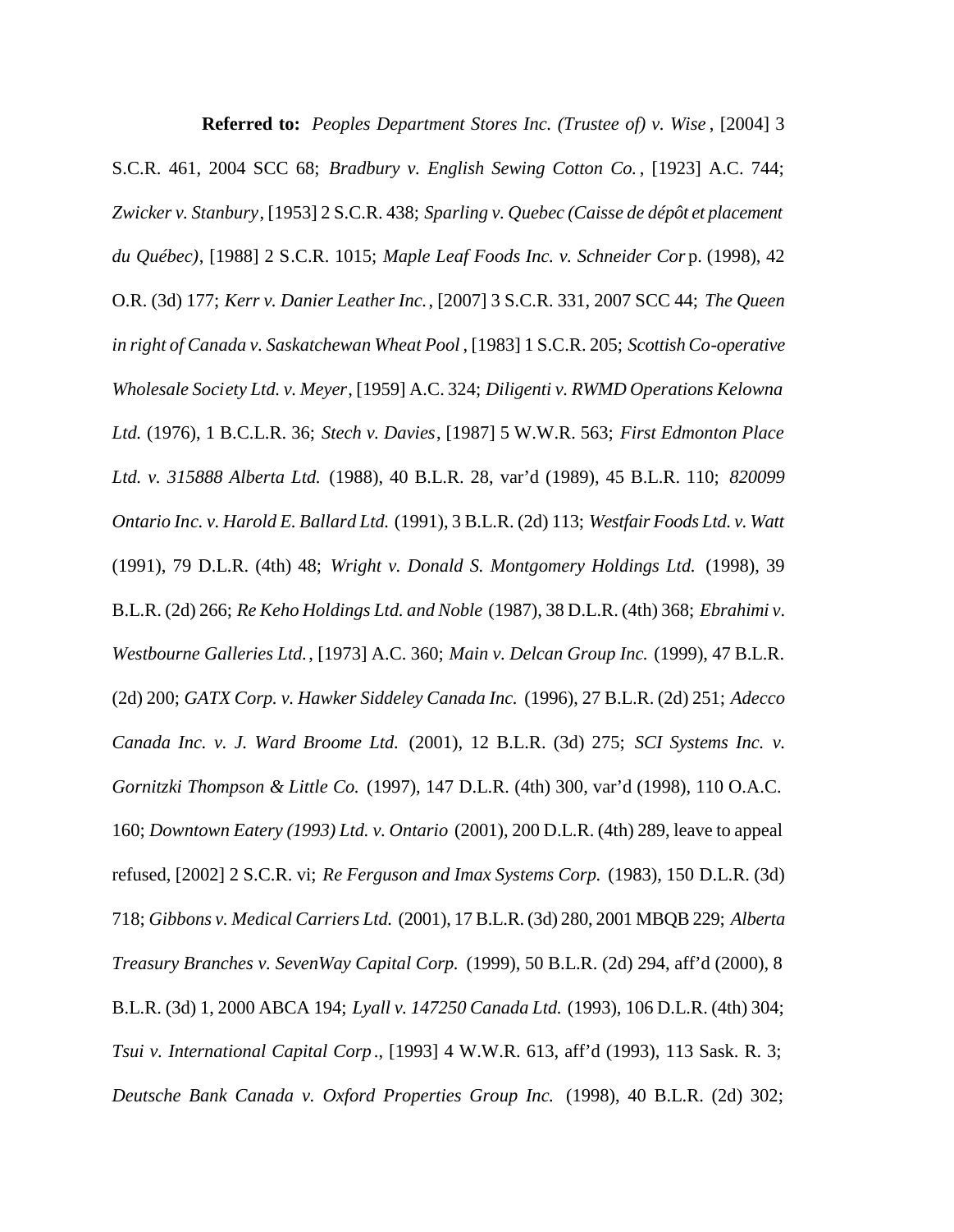**Referred to:** *Peoples Department Stores Inc. (Trustee of) v. Wise*, [2004] 3 S.C.R. 461, 2004 SCC 68; *Bradbury v. English Sewing Cotton Co.*, [1923] A.C. 744; *Zwicker v. Stanbury*, [1953] 2 S.C.R. 438; *Sparling v. Quebec (Caisse de dépôt et placement du Québec)*, [1988] 2 S.C.R. 1015; *Maple Leaf Foods Inc. v. Schneider Corp.* (1998), 42 O.R. (3d) 177; *Kerr v. Danier Leather Inc.*, [2007] 3 S.C.R. 331, 2007 SCC 44; *The Queen in right of Canada v. Saskatchewan Wheat Pool*, [1983] 1 S.C.R. 205; *Scottish Co-operative Wholesale Society Ltd. v. Meyer*, [1959] A.C. 324; *Diligenti v. RWMD Operations Kelowna Ltd.* (1976), 1 B.C.L.R. 36; *Stech v. Davies*, [1987] 5 W.W.R. 563; *First Edmonton Place Ltd. v. 315888 Alberta Ltd.* (1988), 40 B.L.R. 28, var'd (1989), 45 B.L.R. 110; *820099 Ontario Inc. v. Harold E. Ballard Ltd.* (1991), 3 B.L.R. (2d) 113; *Westfair Foods Ltd. v. Watt* (1991), 79 D.L.R. (4th) 48; *Wright v. Donald S. Montgomery Holdings Ltd.* (1998), 39 B.L.R. (2d) 266; *Re Keho Holdings Ltd. and Noble* (1987), 38 D.L.R. (4th) 368; *Ebrahimi v. Westbourne Galleries Ltd.*, [1973] A.C. 360; *Main v. Delcan Group Inc.* (1999), 47 B.L.R. (2d) 200; *GATX Corp. v. Hawker Siddeley Canada Inc.* (1996), 27 B.L.R. (2d) 251; *Adecco Canada Inc. v. J. Ward Broome Ltd.* (2001), 12 B.L.R. (3d) 275; *SCI Systems Inc. v. Gornitzki Thompson & Little Co.* (1997), 147 D.L.R. (4th) 300, var'd (1998), 110 O.A.C. 160; *Downtown Eatery (1993) Ltd. v. Ontario* (2001), 200 D.L.R. (4th) 289, leave to appeal refused, [2002] 2 S.C.R. vi; *Re Ferguson and Imax Systems Corp.* (1983), 150 D.L.R. (3d) 718; *Gibbons v. Medical Carriers Ltd.* (2001), 17 B.L.R. (3d) 280, 2001 MBQB 229; *Alberta Treasury Branches v. SevenWay Capital Corp.* (1999), 50 B.L.R. (2d) 294, aff'd (2000), 8 B.L.R. (3d) 1, 2000 ABCA 194; *Lyall v. 147250 Canada Ltd.* (1993), 106 D.L.R. (4th) 304; *Tsui v. International Capital Corp.*, [1993] 4 W.W.R. 613, aff'd (1993), 113 Sask. R. 3; *Deutsche Bank Canada v. Oxford Properties Group Inc.* (1998), 40 B.L.R. (2d) 302;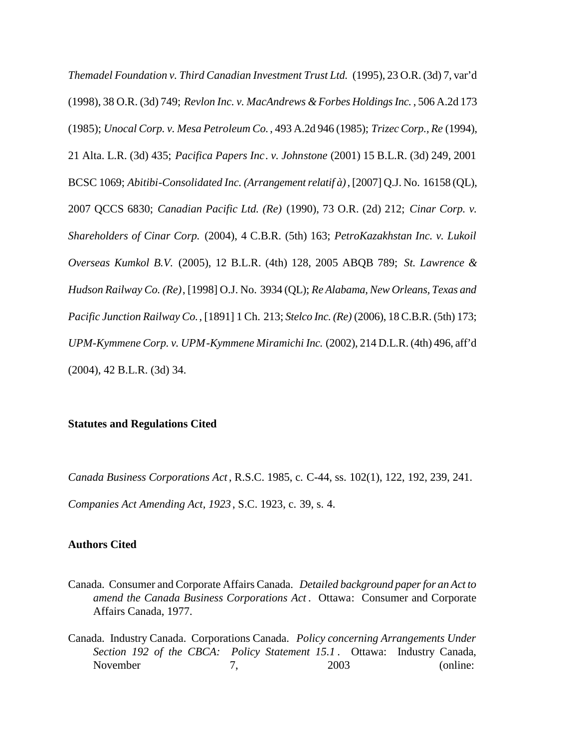*Themadel Foundation v. Third Canadian Investment Trust Ltd.* (1995), 23 O.R. (3d) 7, var'd (1998), 38 O.R. (3d) 749; *Revlon Inc. v. MacAndrews & Forbes Holdings Inc.*, 506 A.2d 173 (1985); *Unocal Corp. v. Mesa Petroleum Co.*, 493 A.2d 946 (1985); *Trizec Corp., Re* (1994), 21 Alta. L.R. (3d) 435; *Pacifica Papers Inc. v. Johnstone* (2001) 15 B.L.R. (3d) 249, 2001 BCSC 1069; *Abitibi-Consolidated Inc. (Arrangement relatif à)*, [2007] Q.J. No. 16158 (QL), 2007 QCCS 6830; *Canadian Pacific Ltd. (Re)* (1990), 73 O.R. (2d) 212; *Cinar Corp. v. Shareholders of Cinar Corp.* (2004), 4 C.B.R. (5th) 163; *PetroKazakhstan Inc. v. Lukoil Overseas Kumkol B.V.* (2005), 12 B.L.R. (4th) 128, 2005 ABQB 789; *St. Lawrence & Hudson Railway Co. (Re)*, [1998] O.J. No. 3934 (QL); *Re Alabama, New Orleans, Texas and Pacific Junction Railway Co.*, [1891] 1 Ch. 213; *Stelco Inc. (Re)* (2006), 18 C.B.R. (5th) 173; *UPM-Kymmene Corp. v. UPM-Kymmene Miramichi Inc.* (2002), 214 D.L.R. (4th) 496, aff'd (2004), 42 B.L.R. (3d) 34.

**Statutes and Regulations Cited**

*Canada Business Corporations Act*, R.S.C. 1985, c. C-44, ss. 102(1), 122, 192, 239, 241.

*Companies Act Amending Act, 1923*, S.C. 1923, c. 39, s. 4.

**Authors Cited**

Canada. Consumer and Corporate Affairs Canada. *Detailed background paper for an Act to amend the Canada Business Corporations Act*. Ottawa: Consumer and Corporate Affairs Canada, 1977.

Canada. Industry Canada. Corporations Canada. *Policy concerning Arrangements Under Section 192 of the CBCA: Policy Statement 15.1*. Ottawa: Industry Canada, November 7, 2003 (online: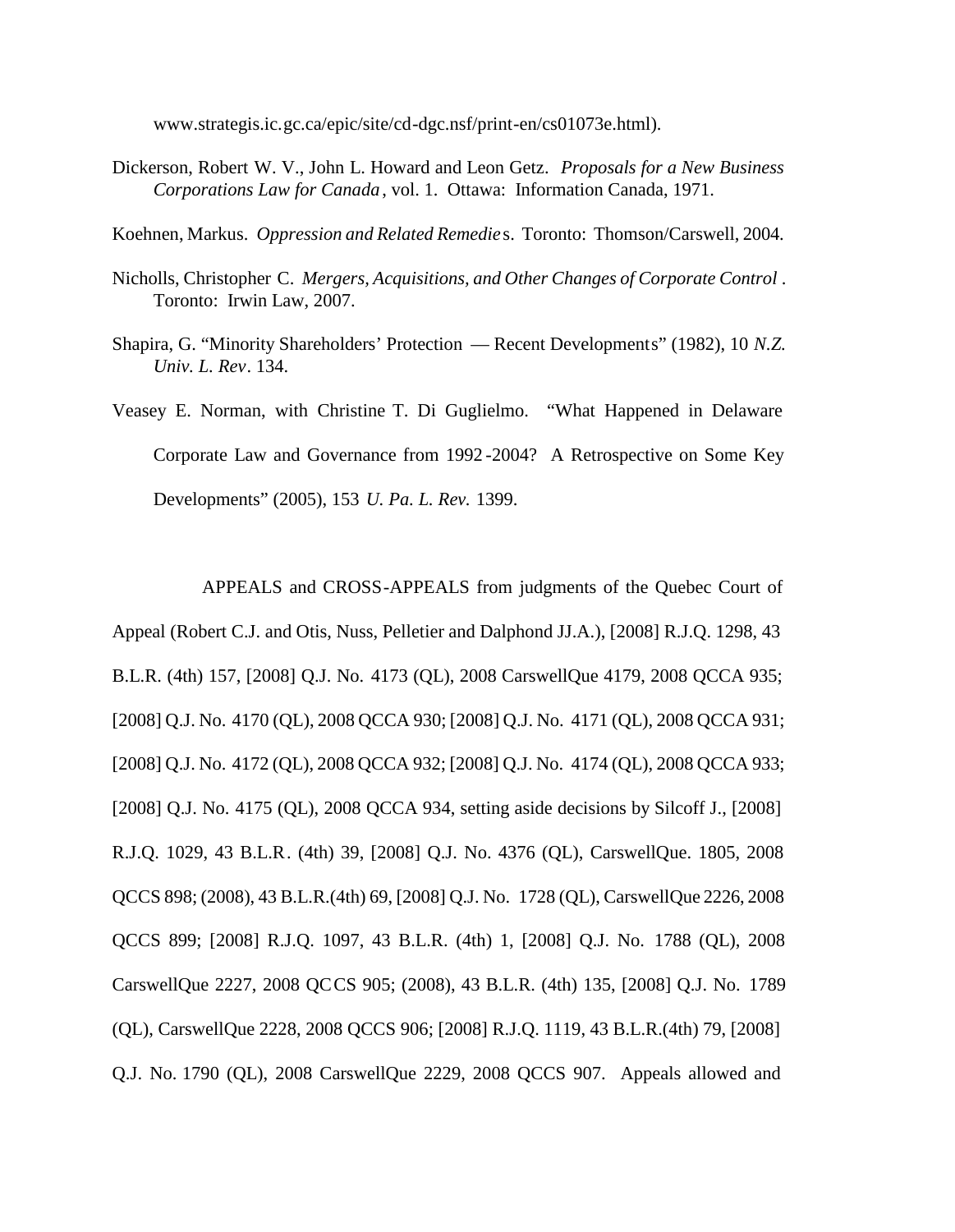www.strategis.ic.gc.ca/epic/site/cd-dgc.nsf/print-en/cs01073e.html).

Dickerson, Robert W. V., John L. Howard and Leon Getz. *Proposals for a New Business Corporations Law for Canada*, vol. 1. Ottawa: Information Canada, 1971.

Koehnen, Markus. *Oppression and Related Remedies*. Toronto: Thomson/Carswell, 2004.

Nicholls, Christopher C. *Mergers, Acquisitions, and Other Changes of Corporate Control*. Toronto: Irwin Law, 2007.

Shapira, G. "Minority Shareholders' Protection — Recent Developments" (1982), 10 *N.Z. Univ. L. Rev*. 134.

Veasey E. Norman, with Christine T. Di Guglielmo. "What Happened in Delaware Corporate Law and Governance from 1992-2004? A Retrospective on Some Key Developments" (2005), 153 *U. Pa. L. Rev.* 1399.

APPEALS and CROSS-APPEALS from judgments of the Quebec Court of Appeal (Robert C.J. and Otis, Nuss, Pelletier and Dalphond JJ.A.), [2008] R.J.Q. 1298, 43 B.L.R. (4th) 157, [2008] Q.J. No. 4173 (QL), 2008 CarswellQue 4179, 2008 QCCA 935; [2008] Q.J. No. 4170 (QL), 2008 QCCA 930; [2008] Q.J. No. 4171 (QL), 2008 QCCA 931; [2008] Q.J. No. 4172 (QL), 2008 QCCA 932; [2008] Q.J. No. 4174 (QL), 2008 QCCA 933; [2008] Q.J. No. 4175 (QL), 2008 QCCA 934, setting aside decisions by Silcoff J., [2008] R.J.Q. 1029, 43 B.L.R. (4th) 39, [2008] Q.J. No. 4376 (QL), CarswellQue. 1805, 2008 QCCS 898; (2008), 43 B.L.R.(4th) 69, [2008] Q.J. No. 1728 (QL), CarswellQue 2226, 2008 QCCS 899; [2008] R.J.Q. 1097, 43 B.L.R. (4th) 1, [2008] Q.J. No. 1788 (QL), 2008 CarswellQue 2227, 2008 QCCS 905; (2008), 43 B.L.R. (4th) 135, [2008] Q.J. No. 1789 (QL), CarswellQue 2228, 2008 QCCS 906; [2008] R.J.Q. 1119, 43 B.L.R.(4th) 79, [2008] Q.J. No. 1790 (QL), 2008 CarswellQue 2229, 2008 QCCS 907. Appeals allowed and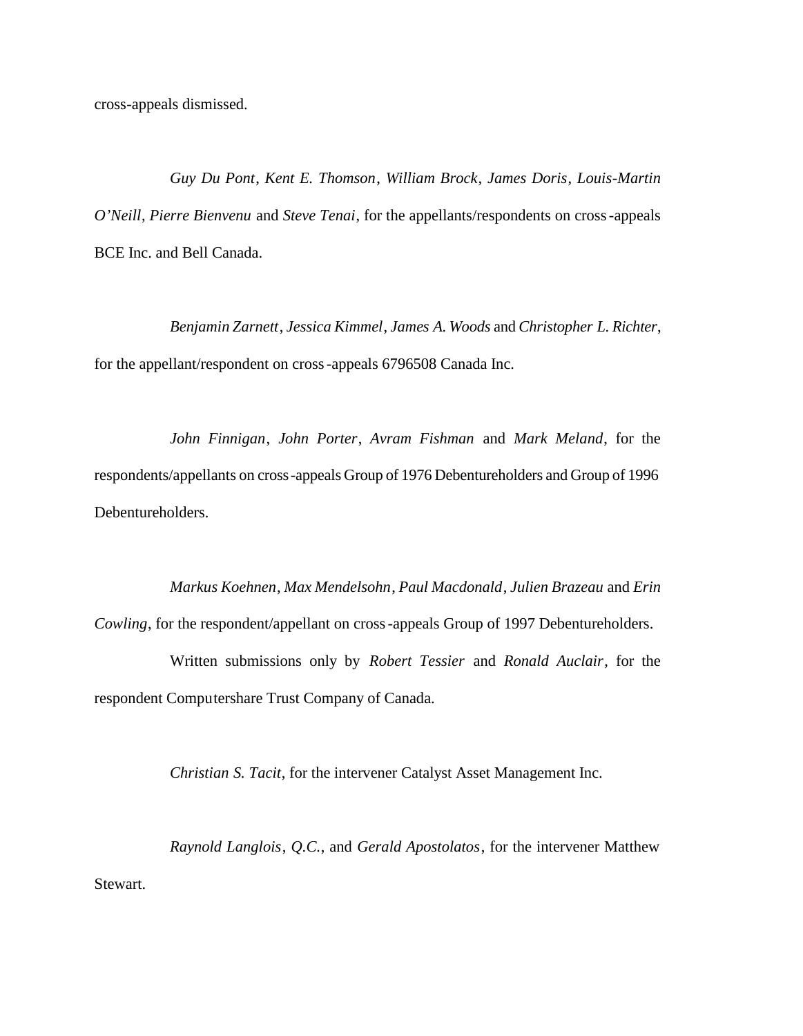cross-appeals dismissed.

*Guy Du Pont*, *Kent E. Thomson*, *William Brock*, *James Doris*, *Louis-Martin O'Neill*, *Pierre Bienvenu* and *Steve Tenai*, for the appellants/respondents on cross-appeals BCE Inc. and Bell Canada.

*Benjamin Zarnett*, *Jessica Kimmel*, *James A. Woods* and *Christopher L. Richter*, for the appellant/respondent on cross-appeals 6796508 Canada Inc.

*John Finnigan*, *John Porter*, *Avram Fishman* and *Mark Meland*, for the respondents/appellants on cross-appeals Group of 1976 Debentureholders and Group of 1996 Debentureholders.

*Markus Koehnen*, *Max Mendelsohn*, *Paul Macdonald*, *Julien Brazeau* and *Erin Cowling*, for the respondent/appellant on cross-appeals Group of 1997 Debentureholders.

Written submissions only by *Robert Tessier* and *Ronald Auclair*, for the respondent Computershare Trust Company of Canada.

*Christian S. Tacit*, for the intervener Catalyst Asset Management Inc.

*Raynold Langlois*, *Q.C.*, and *Gerald Apostolatos*, for the intervener Matthew Stewart.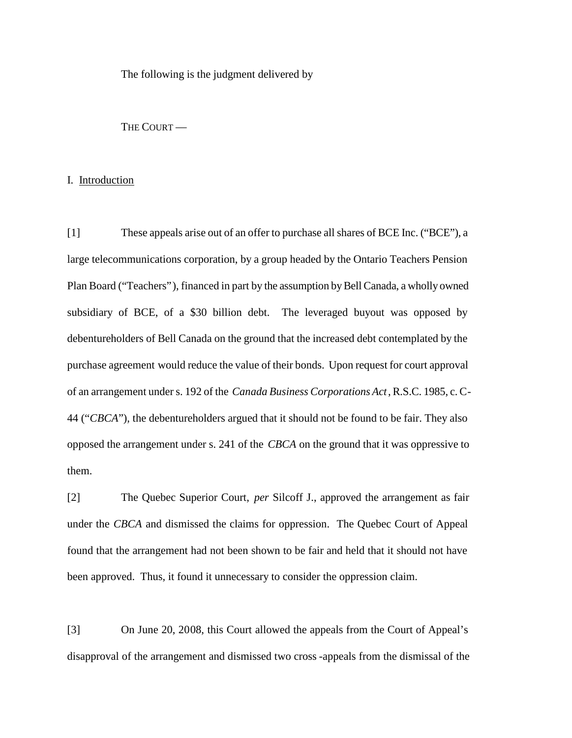The following is the judgment delivered by

THE COURT —

## I. Introduction

[1] These appeals arise out of an offer to purchase all shares of BCE Inc. ("BCE"), a large telecommunications corporation, by a group headed by the Ontario Teachers Pension Plan Board ("Teachers"), financed in part by the assumption by Bell Canada, a wholly owned subsidiary of BCE, of a $30 billion debt. The leveraged buyout was opposed by debentureholders of Bell Canada on the ground that the increased debt contemplated by the purchase agreement would reduce the value of their bonds. Upon request for court approval of an arrangement under s. 192 of the *Canada Business Corporations Act*, R.S.C. 1985, c. C-44 ("*CBCA*"), the debentureholders argued that it should not be found to be fair. They also opposed the arrangement under s. 241 of the *CBCA* on the ground that it was oppressive to them.

[2] The Quebec Superior Court, *per* Silcoff J., approved the arrangement as fair under the *CBCA* and dismissed the claims for oppression. The Quebec Court of Appeal found that the arrangement had not been shown to be fair and held that it should not have been approved. Thus, it found it unnecessary to consider the oppression claim.

[3] On June 20, 2008, this Court allowed the appeals from the Court of Appeal's disapproval of the arrangement and dismissed two cross-appeals from the dismissal of the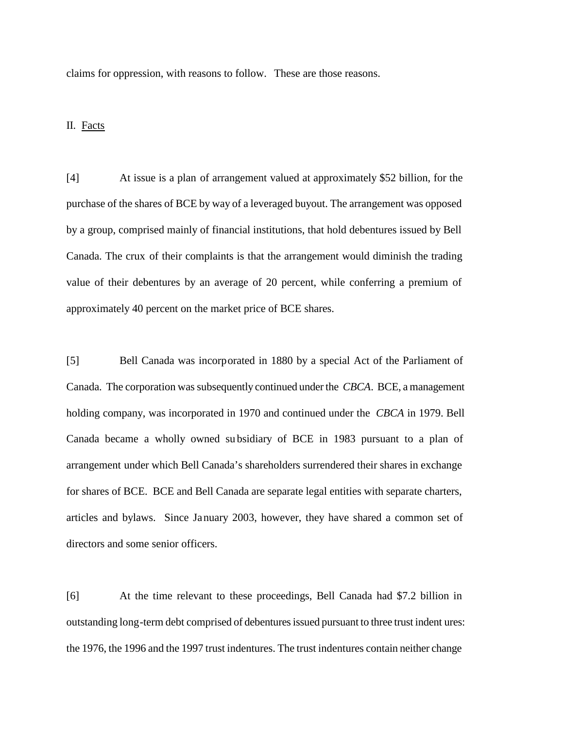claims for oppression, with reasons to follow. These are those reasons.

## II. Facts

[4] At issue is a plan of arrangement valued at approximately $52 billion, for the purchase of the shares of BCE by way of a leveraged buyout. The arrangement was opposed by a group, comprised mainly of financial institutions, that hold debentures issued by Bell Canada. The crux of their complaints is that the arrangement would diminish the trading value of their debentures by an average of 20 percent, while conferring a premium of approximately 40 percent on the market price of BCE shares.

[5] Bell Canada was incorporated in 1880 by a special Act of the Parliament of Canada. The corporation was subsequently continued under the *CBCA*. BCE, a management holding company, was incorporated in 1970 and continued under the *CBCA* in 1979. Bell Canada became a wholly owned subsidiary of BCE in 1983 pursuant to a plan of arrangement under which Bell Canada's shareholders surrendered their shares in exchange for shares of BCE. BCE and Bell Canada are separate legal entities with separate charters, articles and bylaws. Since January 2003, however, they have shared a common set of directors and some senior officers.

[6] At the time relevant to these proceedings, Bell Canada had $7.2 billion in outstanding long-term debt comprised of debentures issued pursuant to three trust indentures: the 1976, the 1996 and the 1997 trust indentures. The trust indentures contain neither change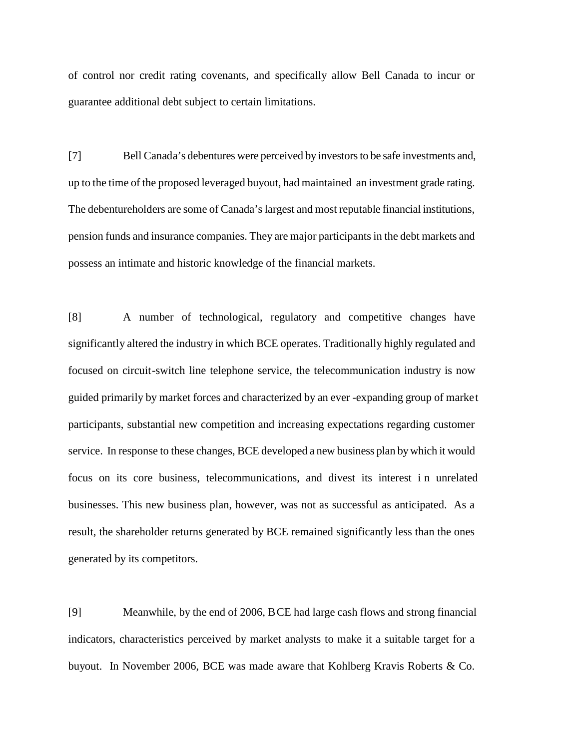of control nor credit rating covenants, and specifically allow Bell Canada to incur or guarantee additional debt subject to certain limitations.

[7] Bell Canada's debentures were perceived by investors to be safe investments and, up to the time of the proposed leveraged buyout, had maintained an investment grade rating. The debentureholders are some of Canada's largest and most reputable financial institutions, pension funds and insurance companies. They are major participants in the debt markets and possess an intimate and historic knowledge of the financial markets.

[8] A number of technological, regulatory and competitive changes have significantly altered the industry in which BCE operates. Traditionally highly regulated and focused on circuit-switch line telephone service, the telecommunication industry is now guided primarily by market forces and characterized by an ever-expanding group of market participants, substantial new competition and increasing expectations regarding customer service. In response to these changes, BCE developed a new business plan by which it would focus on its core business, telecommunications, and divest its interest in unrelated businesses. This new business plan, however, was not as successful as anticipated. As a result, the shareholder returns generated by BCE remained significantly less than the ones generated by its competitors.

[9] Meanwhile, by the end of 2006, BCE had large cash flows and strong financial indicators, characteristics perceived by market analysts to make it a suitable target for a buyout. In November 2006, BCE was made aware that Kohlberg Kravis Roberts & Co.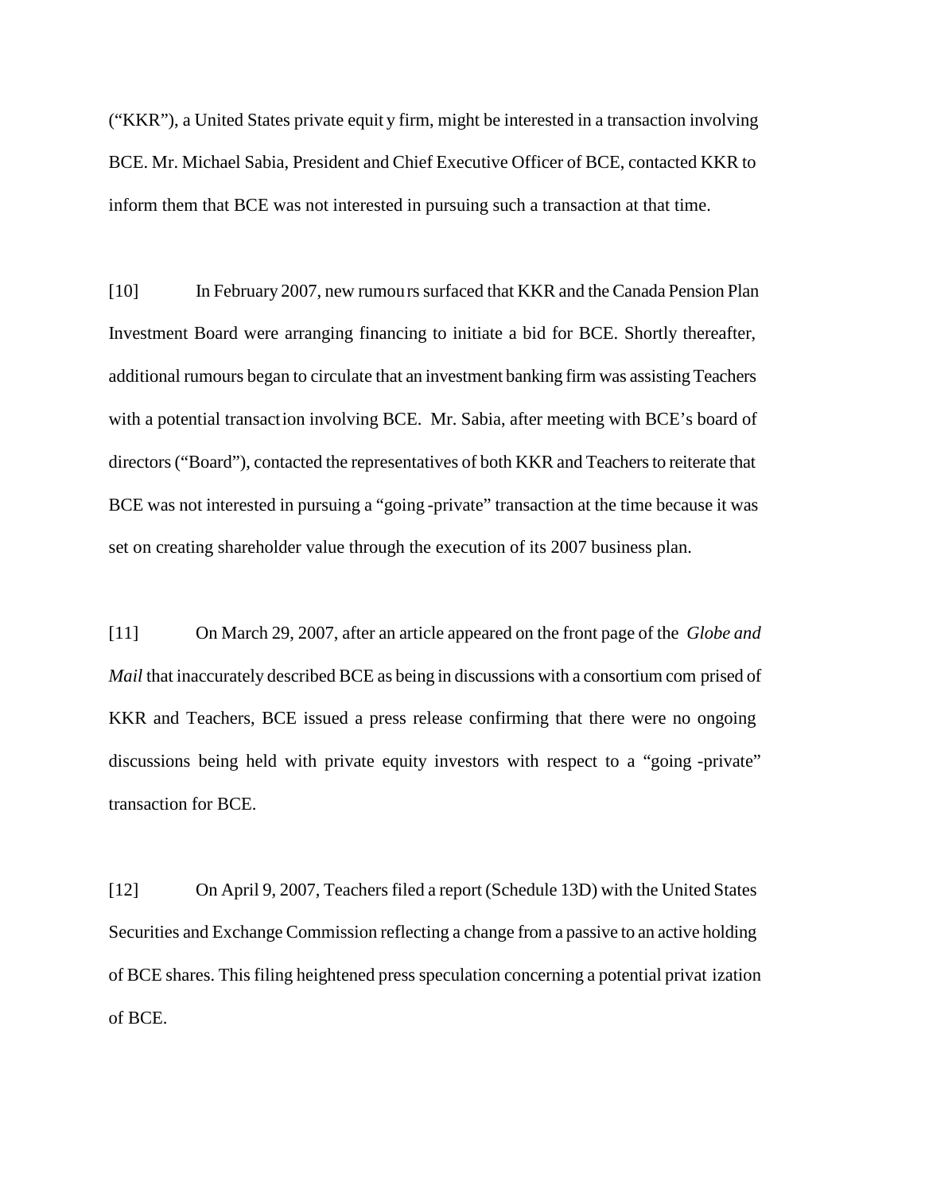("KKR"), a United States private equity firm, might be interested in a transaction involving BCE. Mr. Michael Sabia, President and Chief Executive Officer of BCE, contacted KKR to inform them that BCE was not interested in pursuing such a transaction at that time.

[10] In February 2007, new rumours surfaced that KKR and the Canada Pension Plan Investment Board were arranging financing to initiate a bid for BCE. Shortly thereafter, additional rumours began to circulate that an investment banking firm was assisting Teachers with a potential transaction involving BCE. Mr. Sabia, after meeting with BCE's board of directors ("Board"), contacted the representatives of both KKR and Teachers to reiterate that BCE was not interested in pursuing a "going-private" transaction at the time because it was set on creating shareholder value through the execution of its 2007 business plan.

[11] On March 29, 2007, after an article appeared on the front page of the *Globe and Mail* that inaccurately described BCE as being in discussions with a consortium comprised of KKR and Teachers, BCE issued a press release confirming that there were no ongoing discussions being held with private equity investors with respect to a "going-private" transaction for BCE.

[12] On April 9, 2007, Teachers filed a report (Schedule 13D) with the United States Securities and Exchange Commission reflecting a change from a passive to an active holding of BCE shares. This filing heightened press speculation concerning a potential privatization of BCE.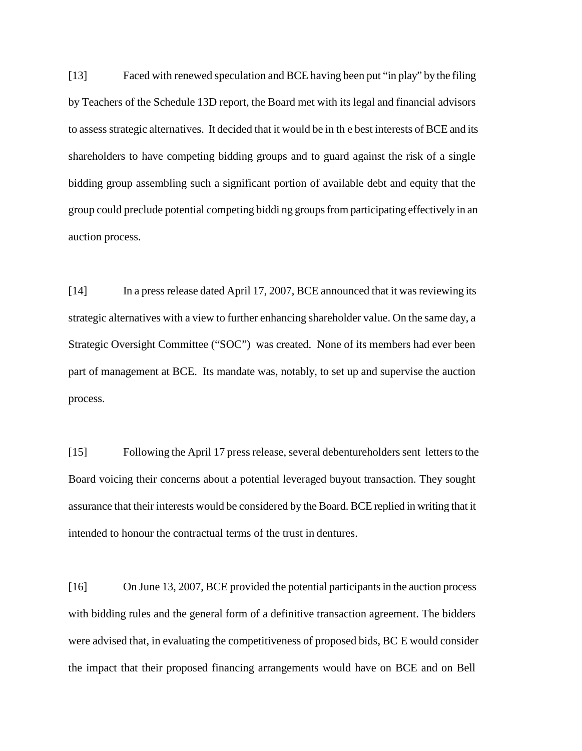[13] Faced with renewed speculation and BCE having been put "in play" by the filing by Teachers of the Schedule 13D report, the Board met with its legal and financial advisors to assess strategic alternatives. It decided that it would be in the best interests of BCE and its shareholders to have competing bidding groups and to guard against the risk of a single bidding group assembling such a significant portion of available debt and equity that the group could preclude potential competing bidding groups from participating effectively in an auction process.

[14] In a press release dated April 17, 2007, BCE announced that it was reviewing its strategic alternatives with a view to further enhancing shareholder value. On the same day, a Strategic Oversight Committee ("SOC") was created. None of its members had ever been part of management at BCE. Its mandate was, notably, to set up and supervise the auction process.

[15] Following the April 17 press release, several debentureholders sent letters to the Board voicing their concerns about a potential leveraged buyout transaction. They sought assurance that their interests would be considered by the Board. BCE replied in writing that it intended to honour the contractual terms of the trust indentures.

[16] On June 13, 2007, BCE provided the potential participants in the auction process with bidding rules and the general form of a definitive transaction agreement. The bidders were advised that, in evaluating the competitiveness of proposed bids, BCE would consider the impact that their proposed financing arrangements would have on BCE and on Bell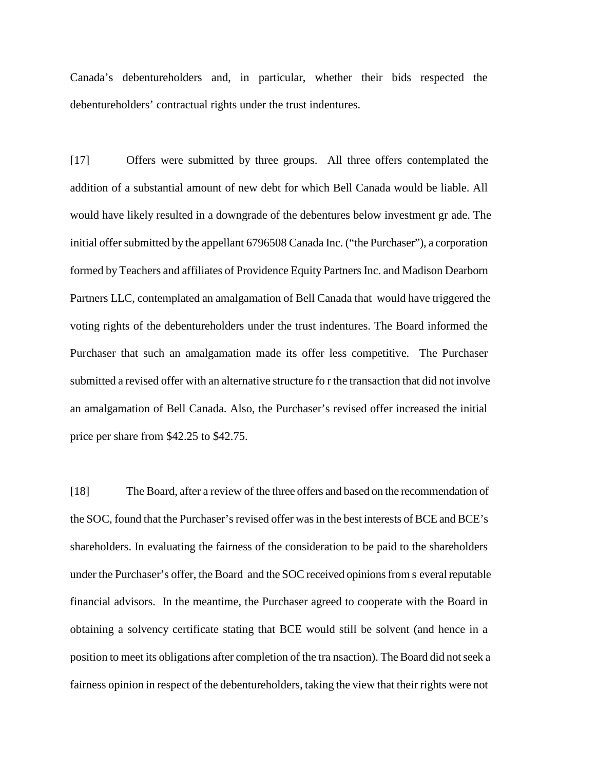Canada's debentureholders and, in particular, whether their bids respected the debentureholders' contractual rights under the trust indentures.

[17] Offers were submitted by three groups. All three offers contemplated the addition of a substantial amount of new debt for which Bell Canada would be liable. All would have likely resulted in a downgrade of the debentures below investment grade. The initial offer submitted by the appellant 6796508 Canada Inc. ("the Purchaser"), a corporation formed by Teachers and affiliates of Providence Equity Partners Inc. and Madison Dearborn Partners LLC, contemplated an amalgamation of Bell Canada that would have triggered the voting rights of the debentureholders under the trust indentures. The Board informed the Purchaser that such an amalgamation made its offer less competitive. The Purchaser submitted a revised offer with an alternative structure for the transaction that did not involve an amalgamation of Bell Canada. Also, the Purchaser's revised offer increased the initial price per share from $42.25 to $42.75.

[18] The Board, after a review of the three offers and based on the recommendation of the SOC, found that the Purchaser's revised offer was in the best interests of BCE and BCE's shareholders. In evaluating the fairness of the consideration to be paid to the shareholders under the Purchaser's offer, the Board and the SOC received opinions from several reputable financial advisors. In the meantime, the Purchaser agreed to cooperate with the Board in obtaining a solvency certificate stating that BCE would still be solvent (and hence in a position to meet its obligations after completion of the transaction). The Board did not seek a fairness opinion in respect of the debentureholders, taking the view that their rights were not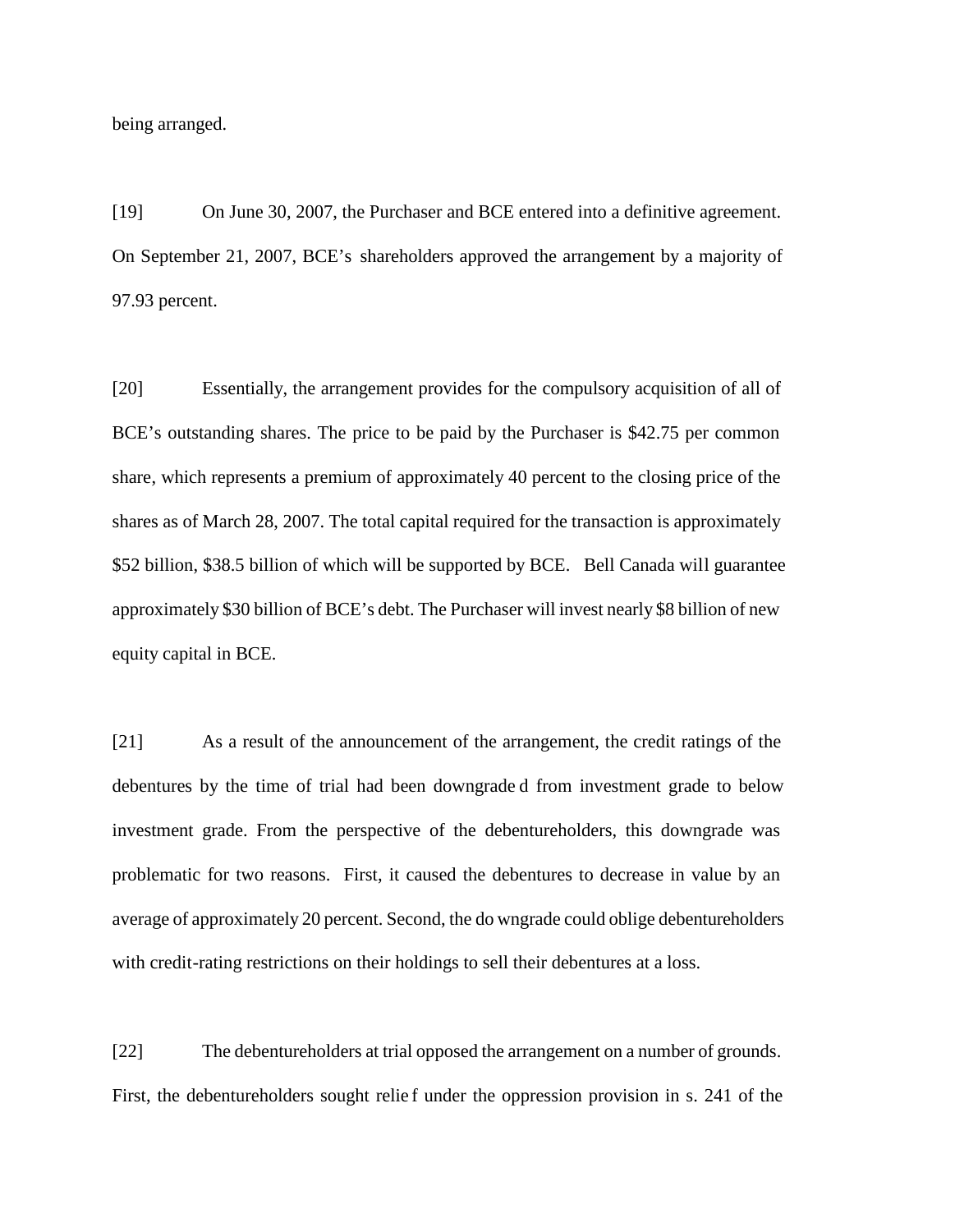being arranged.

[19] On June 30, 2007, the Purchaser and BCE entered into a definitive agreement. On September 21, 2007, BCE's shareholders approved the arrangement by a majority of 97.93 percent.

[20] Essentially, the arrangement provides for the compulsory acquisition of all of BCE's outstanding shares. The price to be paid by the Purchaser is $42.75 per common share, which represents a premium of approximately 40 percent to the closing price of the shares as of March 28, 2007. The total capital required for the transaction is approximately $52 billion, $38.5 billion of which will be supported by BCE. Bell Canada will guarantee approximately $30 billion of BCE's debt. The Purchaser will invest nearly $8 billion of new equity capital in BCE.

[21] As a result of the announcement of the arrangement, the credit ratings of the debentures by the time of trial had been downgraded from investment grade to below investment grade. From the perspective of the debentureholders, this downgrade was problematic for two reasons. First, it caused the debentures to decrease in value by an average of approximately 20 percent. Second, the downgrade could oblige debentureholders with credit-rating restrictions on their holdings to sell their debentures at a loss.

[22] The debentureholders at trial opposed the arrangement on a number of grounds. First, the debentureholders sought relief under the oppression provision in s. 241 of the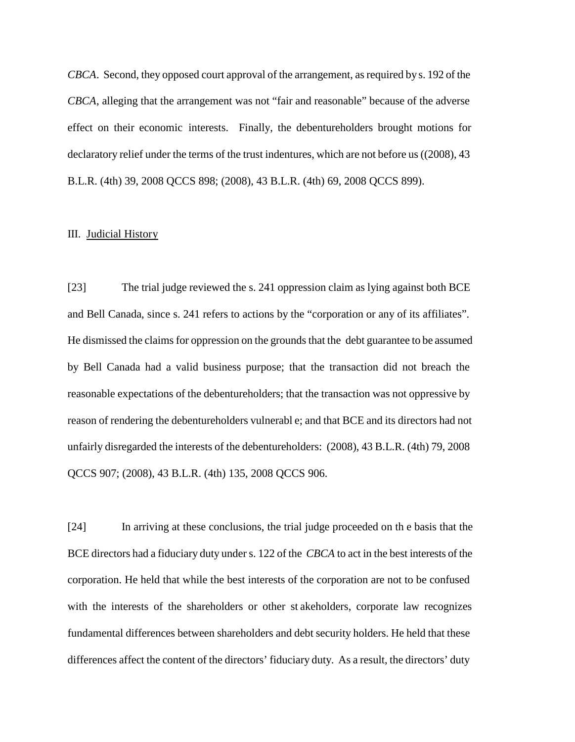*CBCA*. Second, they opposed court approval of the arrangement, as required by s. 192 of the *CBCA*, alleging that the arrangement was not "fair and reasonable" because of the adverse effect on their economic interests. Finally, the debentureholders brought motions for declaratory relief under the terms of the trust indentures, which are not before us ((2008), 43 B.L.R. (4th) 39, 2008 QCCS 898; (2008), 43 B.L.R. (4th) 69, 2008 QCCS 899).

## III. Judicial History

[23] The trial judge reviewed the s. 241 oppression claim as lying against both BCE and Bell Canada, since s. 241 refers to actions by the "corporation or any of its affiliates". He dismissed the claims for oppression on the grounds that the debt guarantee to be assumed by Bell Canada had a valid business purpose; that the transaction did not breach the reasonable expectations of the debentureholders; that the transaction was not oppressive by reason of rendering the debentureholders vulnerable; and that BCE and its directors had not unfairly disregarded the interests of the debentureholders: (2008), 43 B.L.R. (4th) 79, 2008 QCCS 907; (2008), 43 B.L.R. (4th) 135, 2008 QCCS 906.

[24] In arriving at these conclusions, the trial judge proceeded on the basis that the BCE directors had a fiduciary duty under s. 122 of the *CBCA* to act in the best interests of the corporation. He held that while the best interests of the corporation are not to be confused with the interests of the shareholders or other stakeholders, corporate law recognizes fundamental differences between shareholders and debt security holders. He held that these differences affect the content of the directors' fiduciary duty. As a result, the directors' duty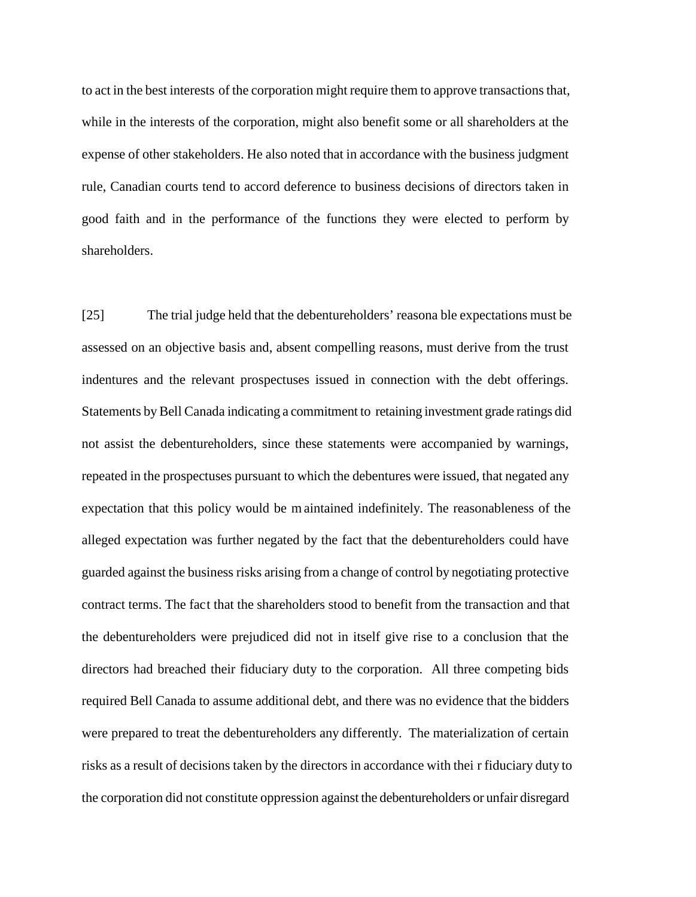to act in the best interests of the corporation might require them to approve transactions that, while in the interests of the corporation, might also benefit some or all shareholders at the expense of other stakeholders. He also noted that in accordance with the business judgment rule, Canadian courts tend to accord deference to business decisions of directors taken in good faith and in the performance of the functions they were elected to perform by shareholders.

[25] The trial judge held that the debentureholders' reasonable expectations must be assessed on an objective basis and, absent compelling reasons, must derive from the trust indentures and the relevant prospectuses issued in connection with the debt offerings. Statements by Bell Canada indicating a commitment to retaining investment grade ratings did not assist the debentureholders, since these statements were accompanied by warnings, repeated in the prospectuses pursuant to which the debentures were issued, that negated any expectation that this policy would be maintained indefinitely. The reasonableness of the alleged expectation was further negated by the fact that the debentureholders could have guarded against the business risks arising from a change of control by negotiating protective contract terms. The fact that the shareholders stood to benefit from the transaction and that the debentureholders were prejudiced did not in itself give rise to a conclusion that the directors had breached their fiduciary duty to the corporation. All three competing bids required Bell Canada to assume additional debt, and there was no evidence that the bidders were prepared to treat the debentureholders any differently. The materialization of certain risks as a result of decisions taken by the directors in accordance with their fiduciary duty to the corporation did not constitute oppression against the debentureholders or unfair disregard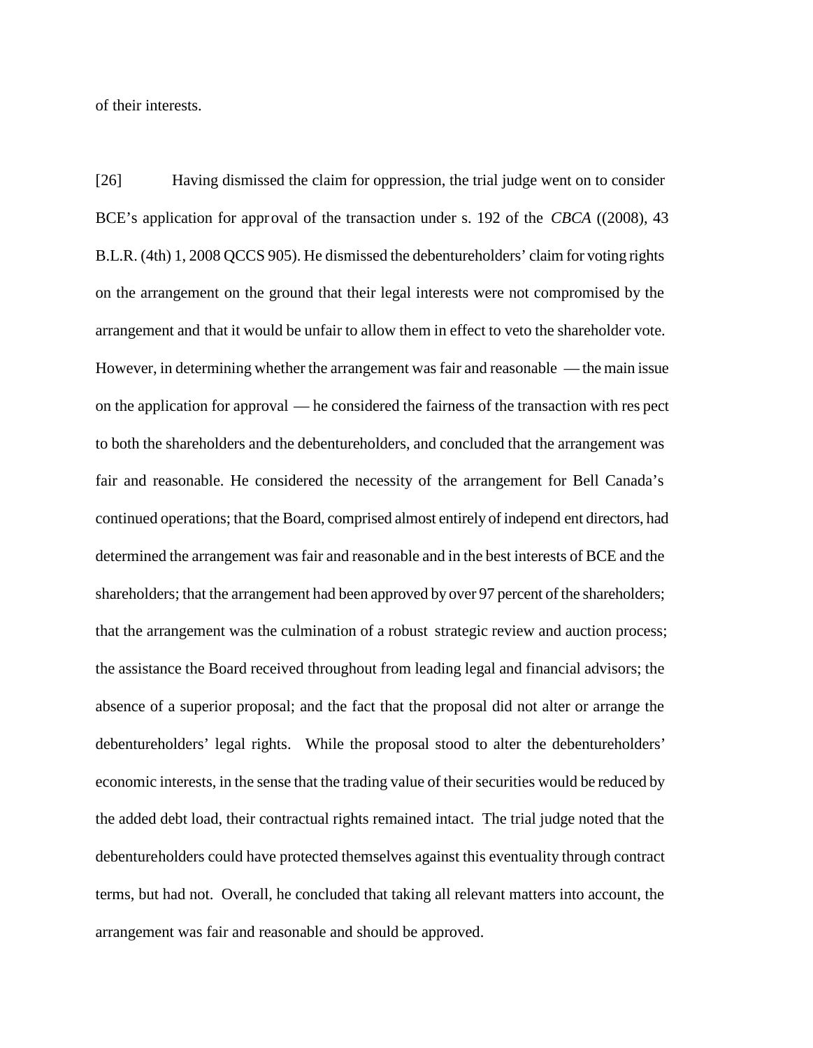of their interests.

[26] Having dismissed the claim for oppression, the trial judge went on to consider BCE's application for approval of the transaction under s. 192 of the *CBCA* ((2008), 43 B.L.R. (4th) 1, 2008 QCCS 905). He dismissed the debentureholders' claim for voting rights on the arrangement on the ground that their legal interests were not compromised by the arrangement and that it would be unfair to allow them in effect to veto the shareholder vote. However, in determining whether the arrangement was fair and reasonable — the main issue on the application for approval — he considered the fairness of the transaction with respect to both the shareholders and the debentureholders, and concluded that the arrangement was fair and reasonable. He considered the necessity of the arrangement for Bell Canada's continued operations; that the Board, comprised almost entirely of independent directors, had determined the arrangement was fair and reasonable and in the best interests of BCE and the shareholders; that the arrangement had been approved by over 97 percent of the shareholders; that the arrangement was the culmination of a robust strategic review and auction process; the assistance the Board received throughout from leading legal and financial advisors; the absence of a superior proposal; and the fact that the proposal did not alter or arrange the debentureholders' legal rights. While the proposal stood to alter the debentureholders' economic interests, in the sense that the trading value of their securities would be reduced by the added debt load, their contractual rights remained intact. The trial judge noted that the debentureholders could have protected themselves against this eventuality through contract terms, but had not. Overall, he concluded that taking all relevant matters into account, the arrangement was fair and reasonable and should be approved.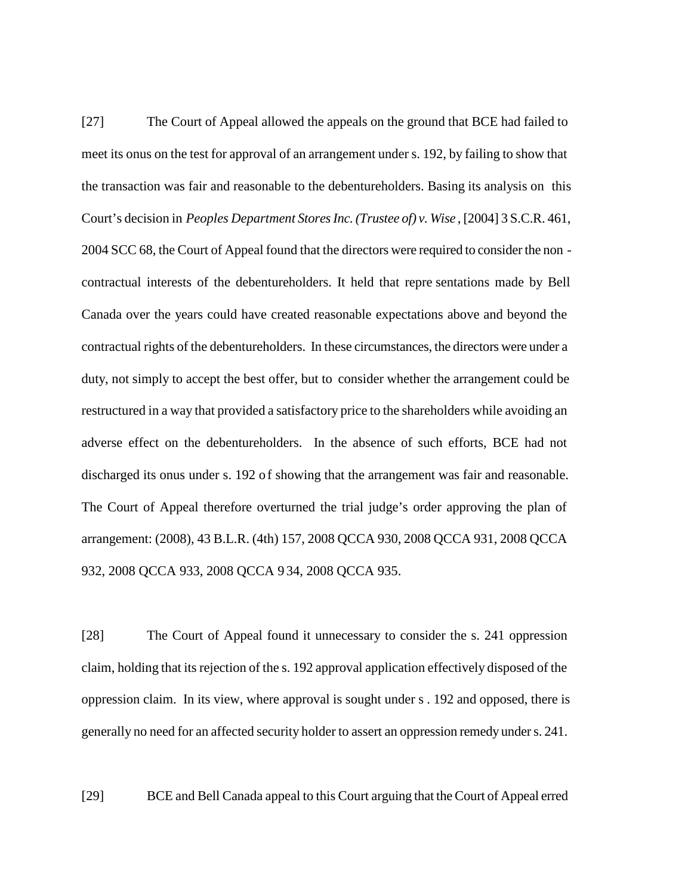[27] The Court of Appeal allowed the appeals on the ground that BCE had failed to meet its onus on the test for approval of an arrangement under s. 192, by failing to show that the transaction was fair and reasonable to the debentureholders. Basing its analysis on this Court's decision in *Peoples Department Stores Inc. (Trustee of) v. Wise*, [2004] 3 S.C.R. 461, 2004 SCC 68, the Court of Appeal found that the directors were required to consider the non-contractual interests of the debentureholders. It held that representations made by Bell Canada over the years could have created reasonable expectations above and beyond the contractual rights of the debentureholders. In these circumstances, the directors were under a duty, not simply to accept the best offer, but to consider whether the arrangement could be restructured in a way that provided a satisfactory price to the shareholders while avoiding an adverse effect on the debentureholders. In the absence of such efforts, BCE had not discharged its onus under s. 192 of showing that the arrangement was fair and reasonable. The Court of Appeal therefore overturned the trial judge's order approving the plan of arrangement: (2008), 43 B.L.R. (4th) 157, 2008 QCCA 930, 2008 QCCA 931, 2008 QCCA 932, 2008 QCCA 933, 2008 QCCA 934, 2008 QCCA 935.

[28] The Court of Appeal found it unnecessary to consider the s. 241 oppression claim, holding that its rejection of the s. 192 approval application effectively disposed of the oppression claim. In its view, where approval is sought under s. 192 and opposed, there is generally no need for an affected security holder to assert an oppression remedy under s. 241.

[29] BCE and Bell Canada appeal to this Court arguing that the Court of Appeal erred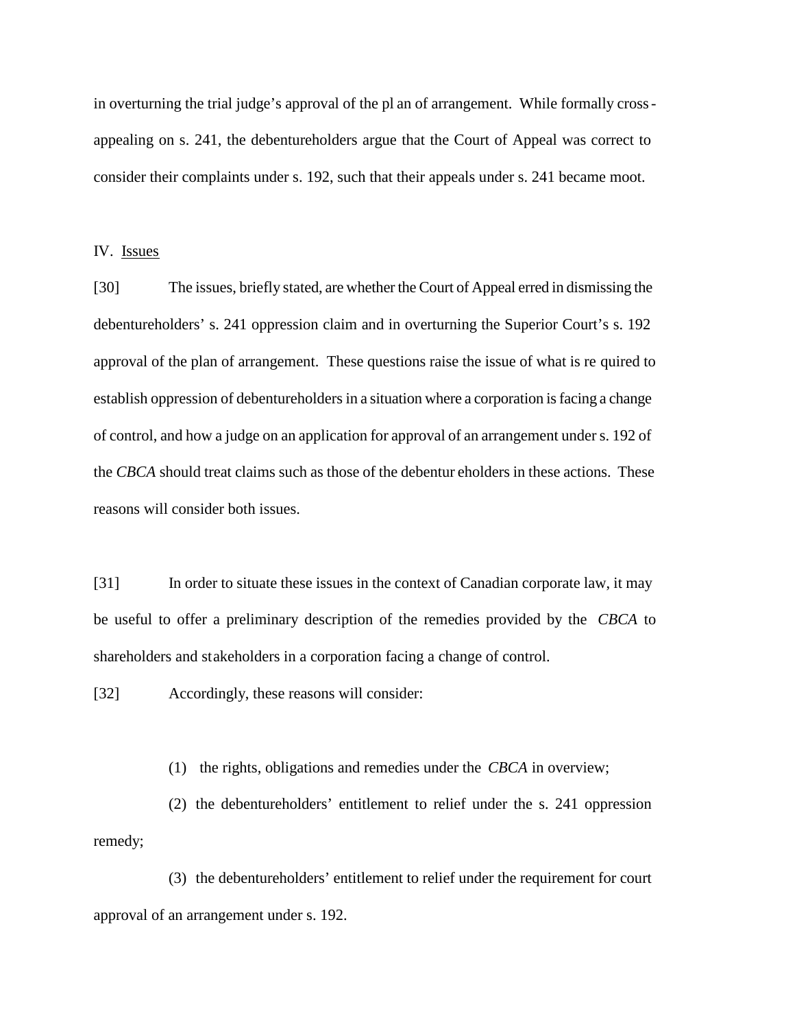in overturning the trial judge's approval of the plan of arrangement. While formally cross-appealing on s. 241, the debentureholders argue that the Court of Appeal was correct to consider their complaints under s. 192, such that their appeals under s. 241 became moot.

IV. Issues

[30] The issues, briefly stated, are whether the Court of Appeal erred in dismissing the debentureholders' s. 241 oppression claim and in overturning the Superior Court's s. 192 approval of the plan of arrangement. These questions raise the issue of what is required to establish oppression of debentureholders in a situation where a corporation is facing a change of control, and how a judge on an application for approval of an arrangement under s. 192 of the *CBCA* should treat claims such as those of the debentureholders in these actions. These reasons will consider both issues.

[31] In order to situate these issues in the context of Canadian corporate law, it may be useful to offer a preliminary description of the remedies provided by the *CBCA* to shareholders and stakeholders in a corporation facing a change of control.

[32] Accordingly, these reasons will consider:

(1) the rights, obligations and remedies under the *CBCA* in overview;

(2) the debentureholders' entitlement to relief under the s. 241 oppression remedy;

(3) the debentureholders' entitlement to relief under the requirement for court approval of an arrangement under s. 192.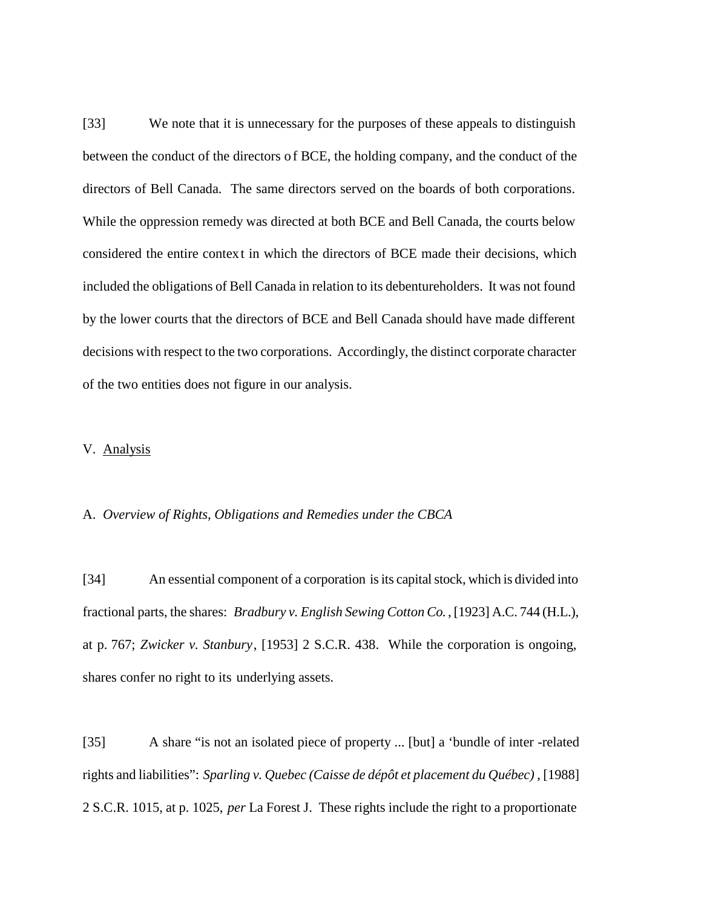[33] We note that it is unnecessary for the purposes of these appeals to distinguish between the conduct of the directors of BCE, the holding company, and the conduct of the directors of Bell Canada. The same directors served on the boards of both corporations. While the oppression remedy was directed at both BCE and Bell Canada, the courts below considered the entire context in which the directors of BCE made their decisions, which included the obligations of Bell Canada in relation to its debentureholders. It was not found by the lower courts that the directors of BCE and Bell Canada should have made different decisions with respect to the two corporations. Accordingly, the distinct corporate character of the two entities does not figure in our analysis.

## V. Analysis

### A. *Overview of Rights, Obligations and Remedies under the CBCA*

[34] An essential component of a corporation is its capital stock, which is divided into fractional parts, the shares: *Bradbury v. English Sewing Cotton Co.*, [1923] A.C. 744 (H.L.), at p. 767; *Zwicker v. Stanbury*, [1953] 2 S.C.R. 438. While the corporation is ongoing, shares confer no right to its underlying assets.

[35] A share "is not an isolated piece of property ... [but] a 'bundle of inter-related rights and liabilities": *Sparling v. Quebec (Caisse de dépôt et placement du Québec)*, [1988] 2 S.C.R. 1015, at p. 1025, *per* La Forest J. These rights include the right to a proportionate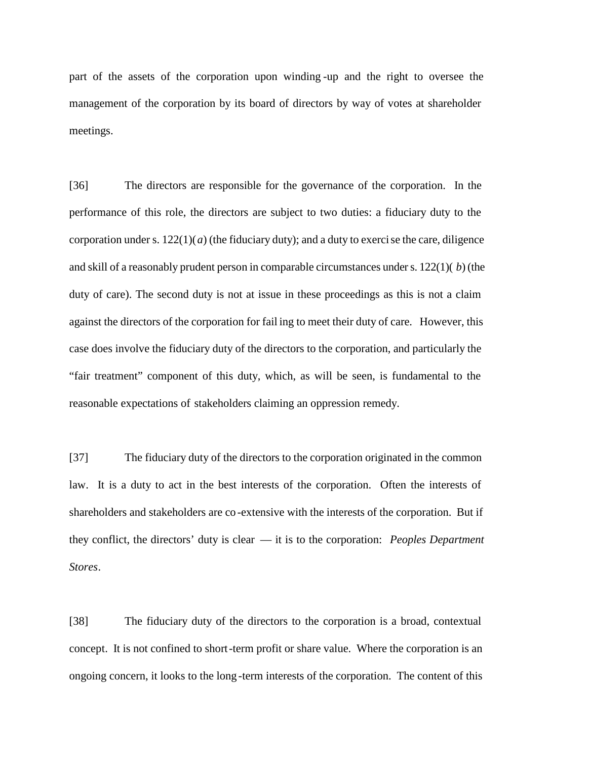part of the assets of the corporation upon winding-up and the right to oversee the management of the corporation by its board of directors by way of votes at shareholder meetings.

[36] The directors are responsible for the governance of the corporation. In the performance of this role, the directors are subject to two duties: a fiduciary duty to the corporation under s. 122(1)(*a*) (the fiduciary duty); and a duty to exercise the care, diligence and skill of a reasonably prudent person in comparable circumstances under s. 122(1)(*b*) (the duty of care). The second duty is not at issue in these proceedings as this is not a claim against the directors of the corporation for failing to meet their duty of care. However, this case does involve the fiduciary duty of the directors to the corporation, and particularly the "fair treatment" component of this duty, which, as will be seen, is fundamental to the reasonable expectations of stakeholders claiming an oppression remedy.

[37] The fiduciary duty of the directors to the corporation originated in the common law. It is a duty to act in the best interests of the corporation. Often the interests of shareholders and stakeholders are co-extensive with the interests of the corporation. But if they conflict, the directors' duty is clear — it is to the corporation: *Peoples Department Stores*.

[38] The fiduciary duty of the directors to the corporation is a broad, contextual concept. It is not confined to short-term profit or share value. Where the corporation is an ongoing concern, it looks to the long-term interests of the corporation. The content of this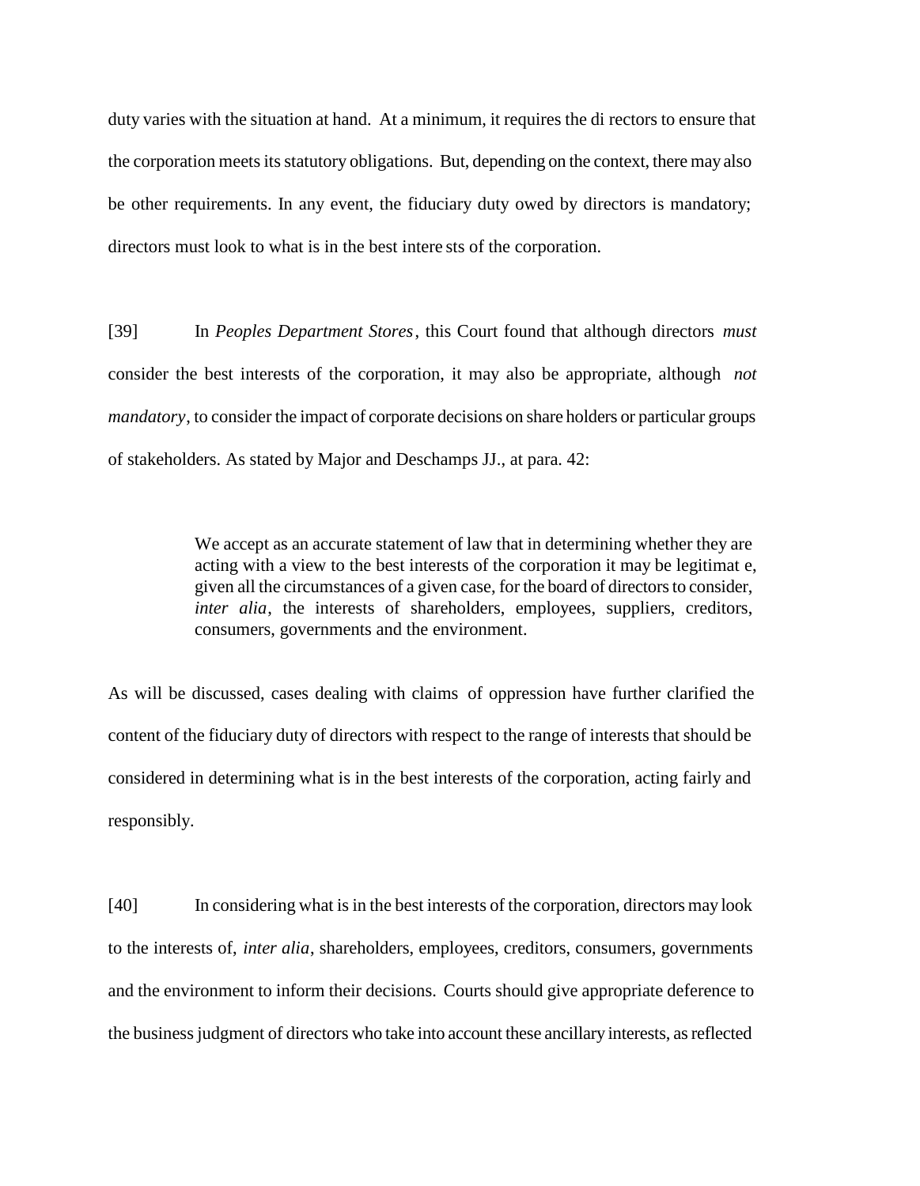duty varies with the situation at hand. At a minimum, it requires the directors to ensure that the corporation meets its statutory obligations. But, depending on the context, there may also be other requirements. In any event, the fiduciary duty owed by directors is mandatory; directors must look to what is in the best interests of the corporation.

[39] In *Peoples Department Stores*, this Court found that although directors *must* consider the best interests of the corporation, it may also be appropriate, although *not mandatory*, to consider the impact of corporate decisions on shareholders or particular groups of stakeholders. As stated by Major and Deschamps JJ., at para. 42:

> We accept as an accurate statement of law that in determining whether they are acting with a view to the best interests of the corporation it may be legitimate, given all the circumstances of a given case, for the board of directors to consider, *inter alia*, the interests of shareholders, employees, suppliers, creditors, consumers, governments and the environment.

As will be discussed, cases dealing with claims of oppression have further clarified the content of the fiduciary duty of directors with respect to the range of interests that should be considered in determining what is in the best interests of the corporation, acting fairly and responsibly.

[40] In considering what is in the best interests of the corporation, directors may look to the interests of, *inter alia*, shareholders, employees, creditors, consumers, governments and the environment to inform their decisions. Courts should give appropriate deference to the business judgment of directors who take into account these ancillary interests, as reflected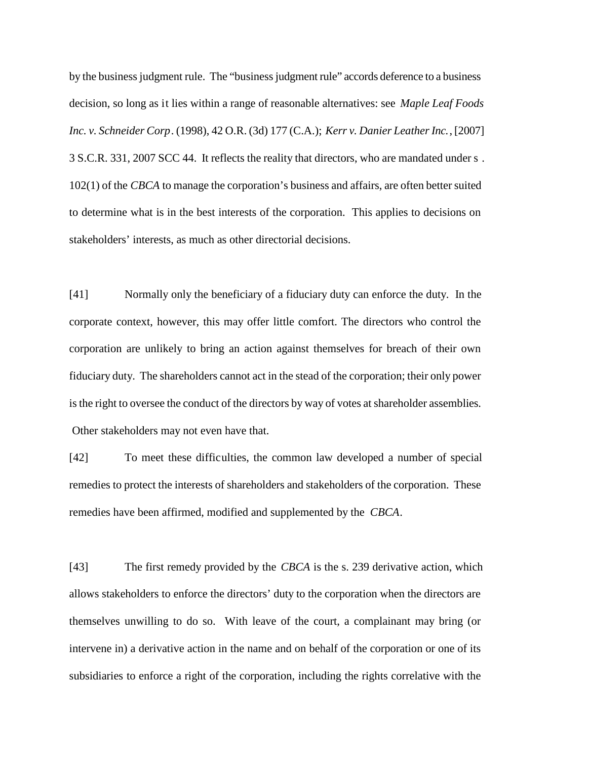by the business judgment rule. The "business judgment rule" accords deference to a business decision, so long as it lies within a range of reasonable alternatives: see *Maple Leaf Foods Inc. v. Schneider Corp*. (1998), 42 O.R. (3d) 177 (C.A.); *Kerr v. Danier Leather Inc.*, [2007] 3 S.C.R. 331, 2007 SCC 44. It reflects the reality that directors, who are mandated under s. 102(1) of the *CBCA* to manage the corporation's business and affairs, are often better suited to determine what is in the best interests of the corporation. This applies to decisions on stakeholders' interests, as much as other directorial decisions.

[41] Normally only the beneficiary of a fiduciary duty can enforce the duty. In the corporate context, however, this may offer little comfort. The directors who control the corporation are unlikely to bring an action against themselves for breach of their own fiduciary duty. The shareholders cannot act in the stead of the corporation; their only power is the right to oversee the conduct of the directors by way of votes at shareholder assemblies. Other stakeholders may not even have that.

[42] To meet these difficulties, the common law developed a number of special remedies to protect the interests of shareholders and stakeholders of the corporation. These remedies have been affirmed, modified and supplemented by the *CBCA*.

[43] The first remedy provided by the *CBCA* is the s. 239 derivative action, which allows stakeholders to enforce the directors' duty to the corporation when the directors are themselves unwilling to do so. With leave of the court, a complainant may bring (or intervene in) a derivative action in the name and on behalf of the corporation or one of its subsidiaries to enforce a right of the corporation, including the rights correlative with the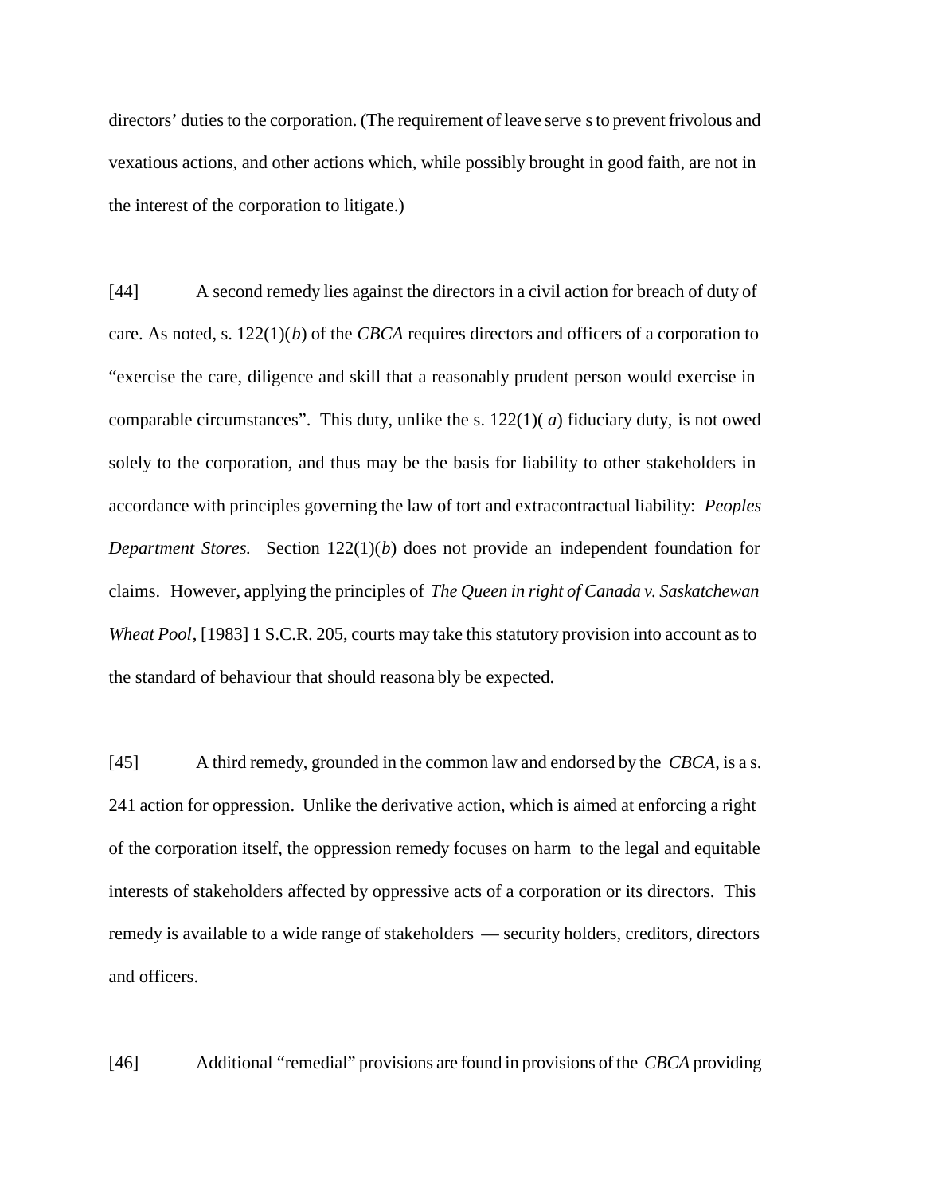directors' duties to the corporation. (The requirement of leave serves to prevent frivolous and vexatious actions, and other actions which, while possibly brought in good faith, are not in the interest of the corporation to litigate.)

[44] A second remedy lies against the directors in a civil action for breach of duty of care. As noted, s. 122(1)(*b*) of the *CBCA* requires directors and officers of a corporation to "exercise the care, diligence and skill that a reasonably prudent person would exercise in comparable circumstances". This duty, unlike the s. 122(1)(*a*) fiduciary duty, is not owed solely to the corporation, and thus may be the basis for liability to other stakeholders in accordance with principles governing the law of tort and extracontractual liability: *Peoples Department Stores.* Section 122(1)(*b*) does not provide an independent foundation for claims. However, applying the principles of *The Queen in right of Canada v. Saskatchewan Wheat Pool*, [1983] 1 S.C.R. 205, courts may take this statutory provision into account as to the standard of behaviour that should reasonably be expected.

[45] A third remedy, grounded in the common law and endorsed by the *CBCA*, is a s. 241 action for oppression. Unlike the derivative action, which is aimed at enforcing a right of the corporation itself, the oppression remedy focuses on harm to the legal and equitable interests of stakeholders affected by oppressive acts of a corporation or its directors. This remedy is available to a wide range of stakeholders — security holders, creditors, directors and officers.

[46] Additional "remedial" provisions are found in provisions of the *CBCA* providing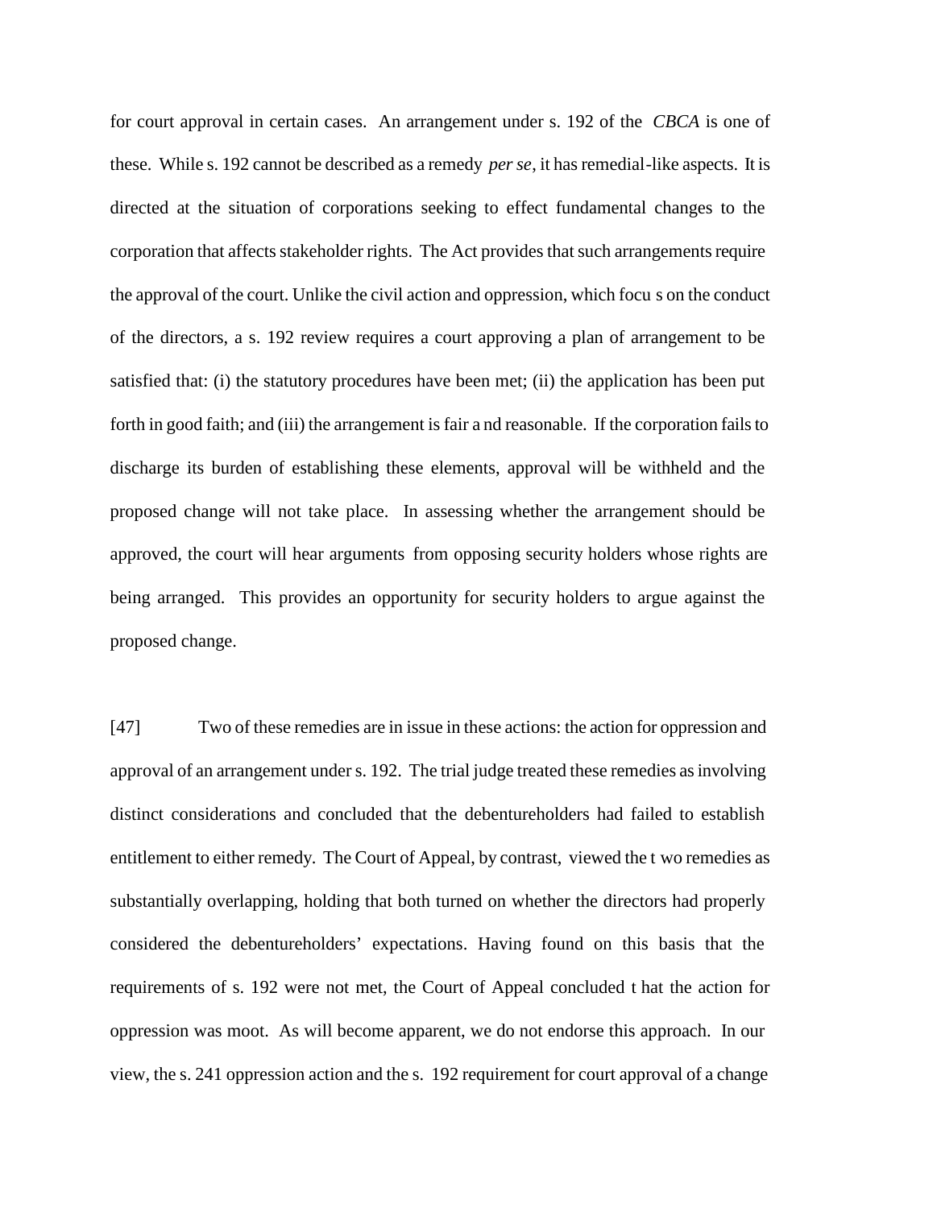for court approval in certain cases. An arrangement under s. 192 of the *CBCA* is one of these. While s. 192 cannot be described as a remedy *per se*, it has remedial-like aspects. It is directed at the situation of corporations seeking to effect fundamental changes to the corporation that affects stakeholder rights. The Act provides that such arrangements require the approval of the court. Unlike the civil action and oppression, which focus on the conduct of the directors, a s. 192 review requires a court approving a plan of arrangement to be satisfied that: (i) the statutory procedures have been met; (ii) the application has been put forth in good faith; and (iii) the arrangement is fair and reasonable. If the corporation fails to discharge its burden of establishing these elements, approval will be withheld and the proposed change will not take place. In assessing whether the arrangement should be approved, the court will hear arguments from opposing security holders whose rights are being arranged. This provides an opportunity for security holders to argue against the proposed change.

[47] Two of these remedies are in issue in these actions: the action for oppression and approval of an arrangement under s. 192. The trial judge treated these remedies as involving distinct considerations and concluded that the debentureholders had failed to establish entitlement to either remedy. The Court of Appeal, by contrast, viewed the two remedies as substantially overlapping, holding that both turned on whether the directors had properly considered the debentureholders' expectations. Having found on this basis that the requirements of s. 192 were not met, the Court of Appeal concluded that the action for oppression was moot. As will become apparent, we do not endorse this approach. In our view, the s. 241 oppression action and the s. 192 requirement for court approval of a change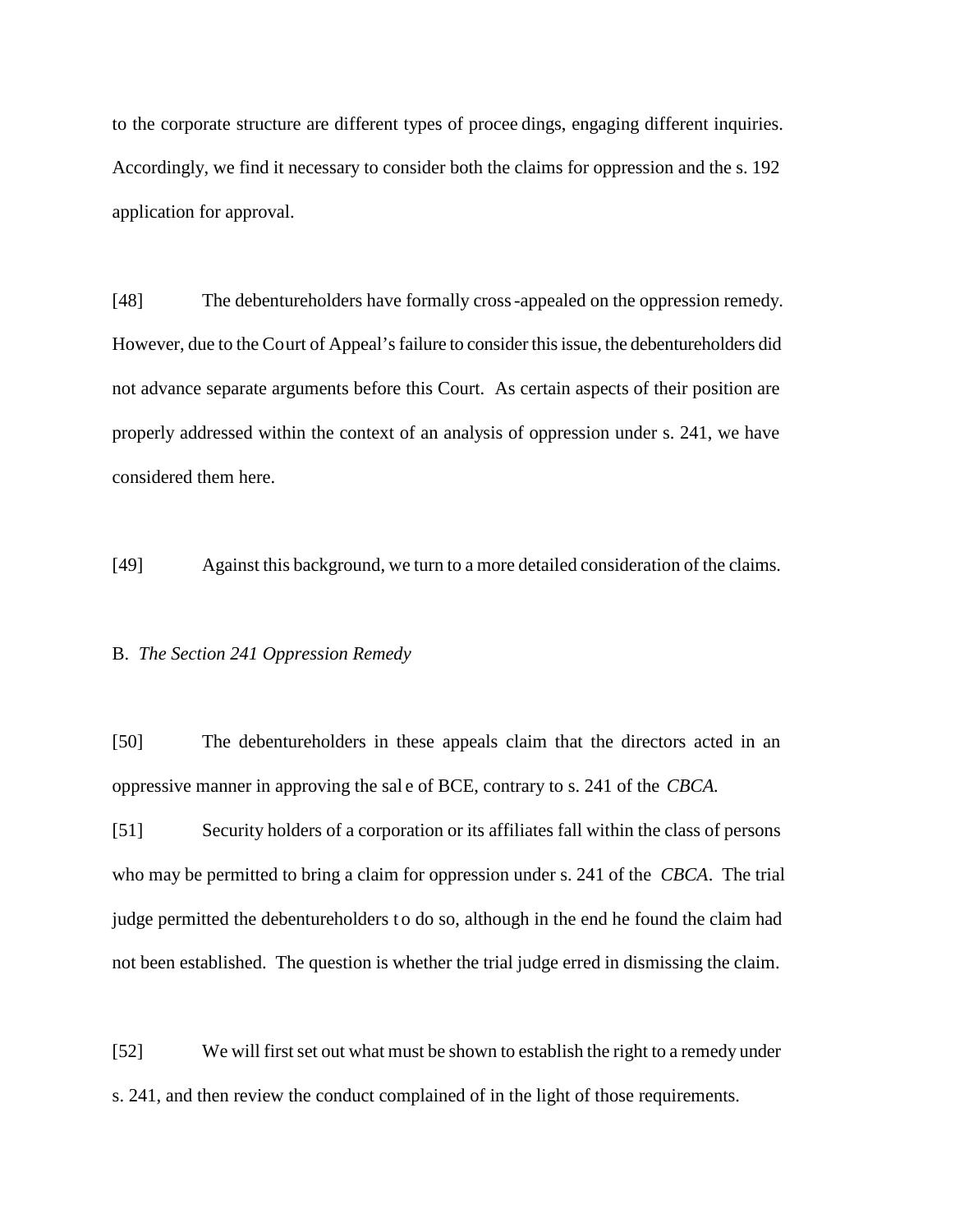to the corporate structure are different types of proceedings, engaging different inquiries. Accordingly, we find it necessary to consider both the claims for oppression and the s. 192 application for approval.

[48] The debentureholders have formally cross-appealed on the oppression remedy. However, due to the Court of Appeal's failure to consider this issue, the debentureholders did not advance separate arguments before this Court. As certain aspects of their position are properly addressed within the context of an analysis of oppression under s. 241, we have considered them here.

[49] Against this background, we turn to a more detailed consideration of the claims.

B. *The Section 241 Oppression Remedy*

[50] The debentureholders in these appeals claim that the directors acted in an oppressive manner in approving the sale of BCE, contrary to s. 241 of the *CBCA.*

[51] Security holders of a corporation or its affiliates fall within the class of persons who may be permitted to bring a claim for oppression under s. 241 of the *CBCA*. The trial judge permitted the debentureholders to do so, although in the end he found the claim had not been established. The question is whether the trial judge erred in dismissing the claim.

[52] We will first set out what must be shown to establish the right to a remedy under s. 241, and then review the conduct complained of in the light of those requirements.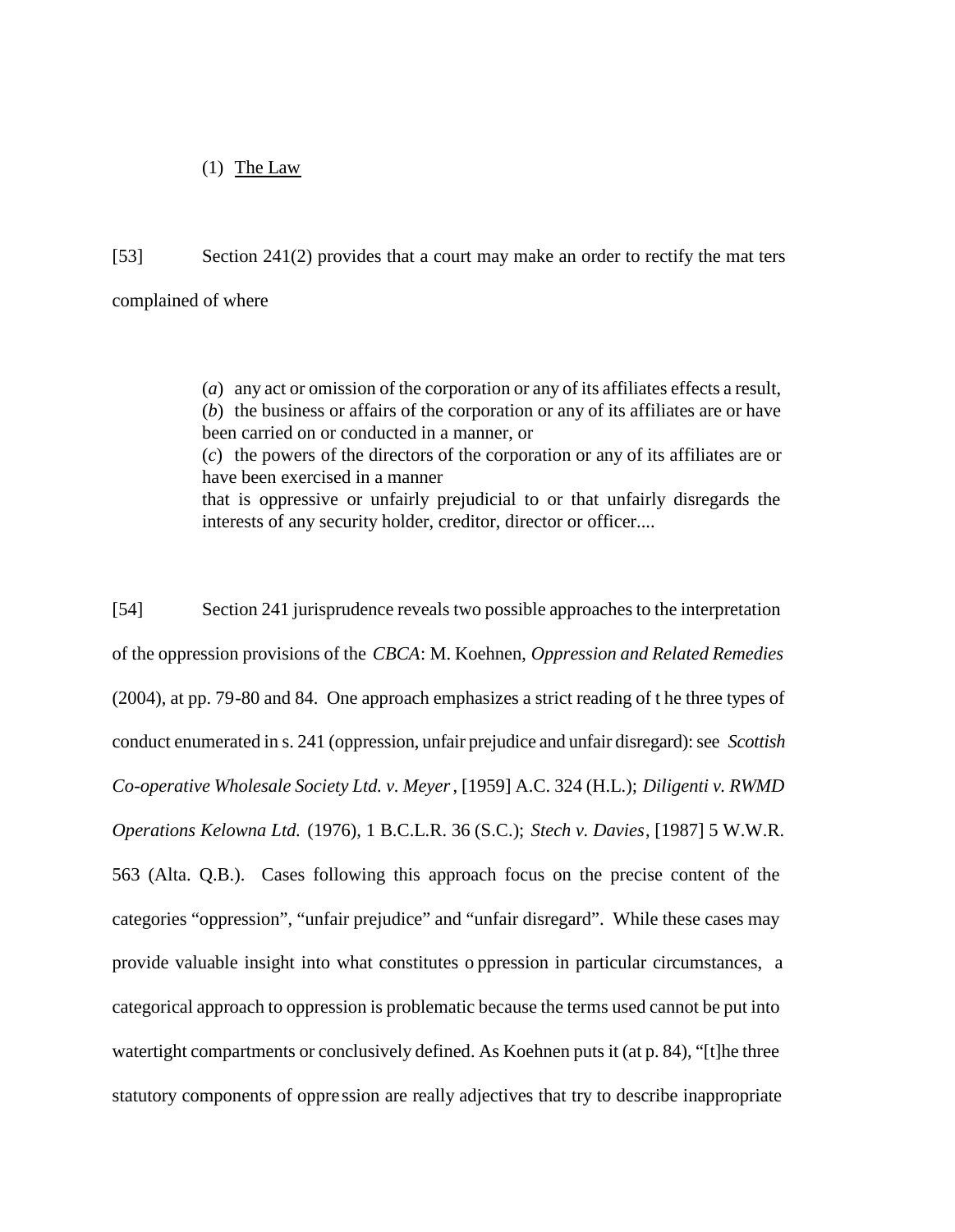(1) <u>The Law</u>

[53] Section 241(2) provides that a court may make an order to rectify the matters complained of where

> (*a*) any act or omission of the corporation or any of its affiliates effects a result,
> (*b*) the business or affairs of the corporation or any of its affiliates are or have been carried on or conducted in a manner, or
> (*c*) the powers of the directors of the corporation or any of its affiliates are or have been exercised in a manner
> that is oppressive or unfairly prejudicial to or that unfairly disregards the interests of any security holder, creditor, director or officer....

[54] Section 241 jurisprudence reveals two possible approaches to the interpretation of the oppression provisions of the *CBCA*: M. Koehnen, *Oppression and Related Remedies* (2004), at pp. 79-80 and 84. One approach emphasizes a strict reading of the three types of conduct enumerated in s. 241 (oppression, unfair prejudice and unfair disregard): see *Scottish Co-operative Wholesale Society Ltd. v. Meyer*, [1959] A.C. 324 (H.L.); *Diligenti v. RWMD Operations Kelowna Ltd.* (1976), 1 B.C.L.R. 36 (S.C.); *Stech v. Davies*, [1987] 5 W.W.R. 563 (Alta. Q.B.). Cases following this approach focus on the precise content of the categories "oppression", "unfair prejudice" and "unfair disregard". While these cases may provide valuable insight into what constitutes oppression in particular circumstances, a categorical approach to oppression is problematic because the terms used cannot be put into watertight compartments or conclusively defined. As Koehnen puts it (at p. 84), "[t]he three statutory components of oppression are really adjectives that try to describe inappropriate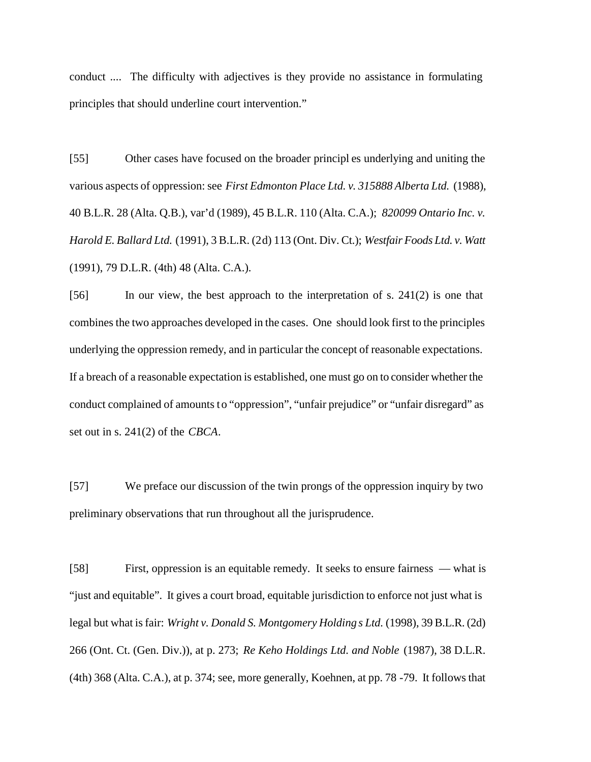conduct .... The difficulty with adjectives is they provide no assistance in formulating principles that should underline court intervention."

[55] Other cases have focused on the broader principles underlying and uniting the various aspects of oppression: see *First Edmonton Place Ltd. v. 315888 Alberta Ltd.* (1988), 40 B.L.R. 28 (Alta. Q.B.), var'd (1989), 45 B.L.R. 110 (Alta. C.A.); *820099 Ontario Inc. v. Harold E. Ballard Ltd.* (1991), 3 B.L.R. (2d) 113 (Ont. Div. Ct.); *Westfair Foods Ltd. v. Watt* (1991), 79 D.L.R. (4th) 48 (Alta. C.A.).

[56] In our view, the best approach to the interpretation of s. 241(2) is one that combines the two approaches developed in the cases. One should look first to the principles underlying the oppression remedy, and in particular the concept of reasonable expectations. If a breach of a reasonable expectation is established, one must go on to consider whether the conduct complained of amounts to "oppression", "unfair prejudice" or "unfair disregard" as set out in s. 241(2) of the *CBCA*.

[57] We preface our discussion of the twin prongs of the oppression inquiry by two preliminary observations that run throughout all the jurisprudence.

[58] First, oppression is an equitable remedy. It seeks to ensure fairness — what is "just and equitable". It gives a court broad, equitable jurisdiction to enforce not just what is legal but what is fair: *Wright v. Donald S. Montgomery Holdings Ltd.* (1998), 39 B.L.R. (2d) 266 (Ont. Ct. (Gen. Div.)), at p. 273; *Re Keho Holdings Ltd. and Noble* (1987), 38 D.L.R. (4th) 368 (Alta. C.A.), at p. 374; see, more generally, Koehnen, at pp. 78-79. It follows that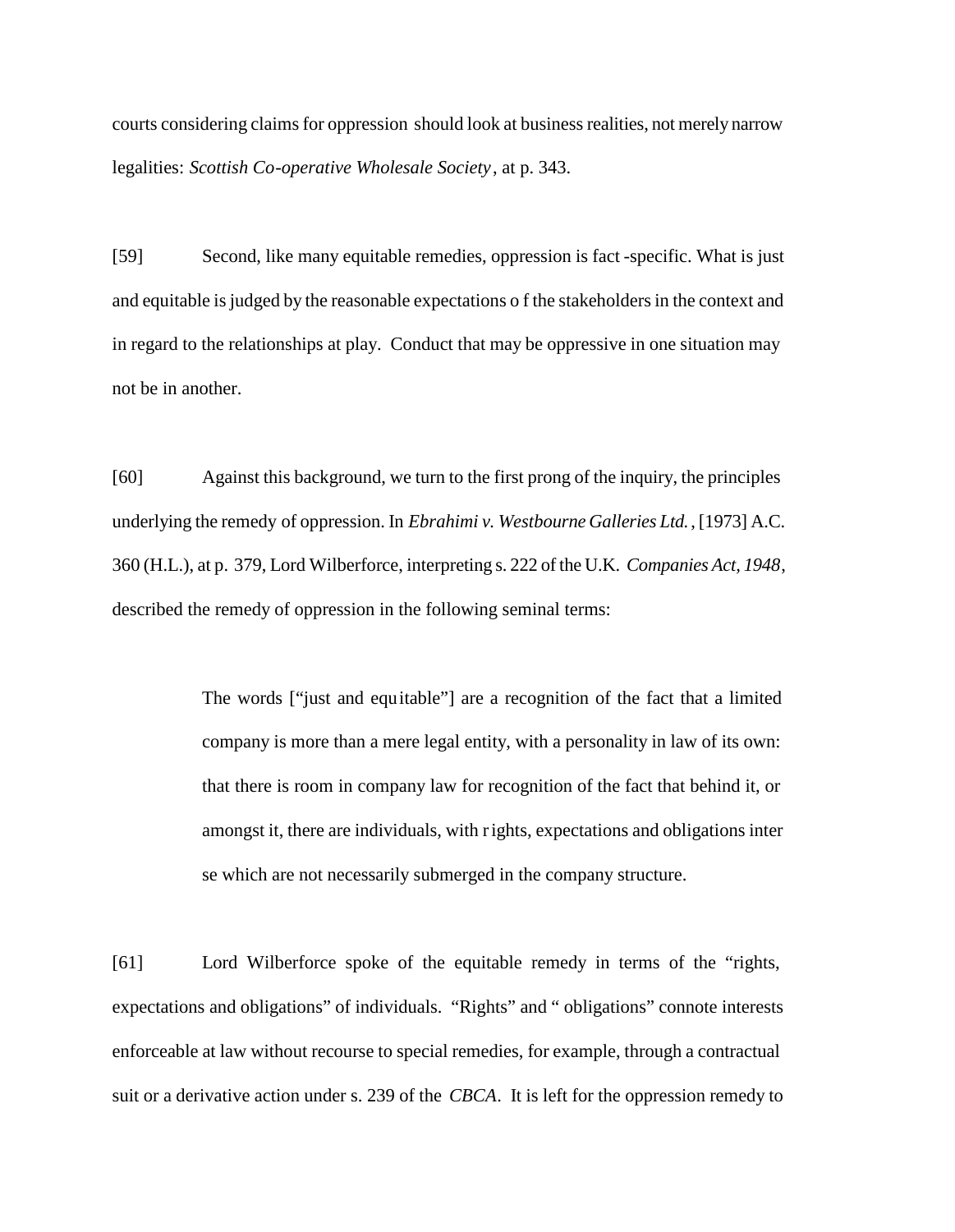courts considering claims for oppression should look at business realities, not merely narrow legalities: *Scottish Co-operative Wholesale Society*, at p. 343.

[59] Second, like many equitable remedies, oppression is fact-specific. What is just and equitable is judged by the reasonable expectations of the stakeholders in the context and in regard to the relationships at play. Conduct that may be oppressive in one situation may not be in another.

[60] Against this background, we turn to the first prong of the inquiry, the principles underlying the remedy of oppression. In *Ebrahimi v. Westbourne Galleries Ltd.*, [1973] A.C. 360 (H.L.), at p. 379, Lord Wilberforce, interpreting s. 222 of the U.K. *Companies Act, 1948*, described the remedy of oppression in the following seminal terms:

> The words ["just and equitable"] are a recognition of the fact that a limited company is more than a mere legal entity, with a personality in law of its own: that there is room in company law for recognition of the fact that behind it, or amongst it, there are individuals, with rights, expectations and obligations inter se which are not necessarily submerged in the company structure.

[61] Lord Wilberforce spoke of the equitable remedy in terms of the "rights, expectations and obligations" of individuals. "Rights" and "obligations" connote interests enforceable at law without recourse to special remedies, for example, through a contractual suit or a derivative action under s. 239 of the *CBCA*. It is left for the oppression remedy to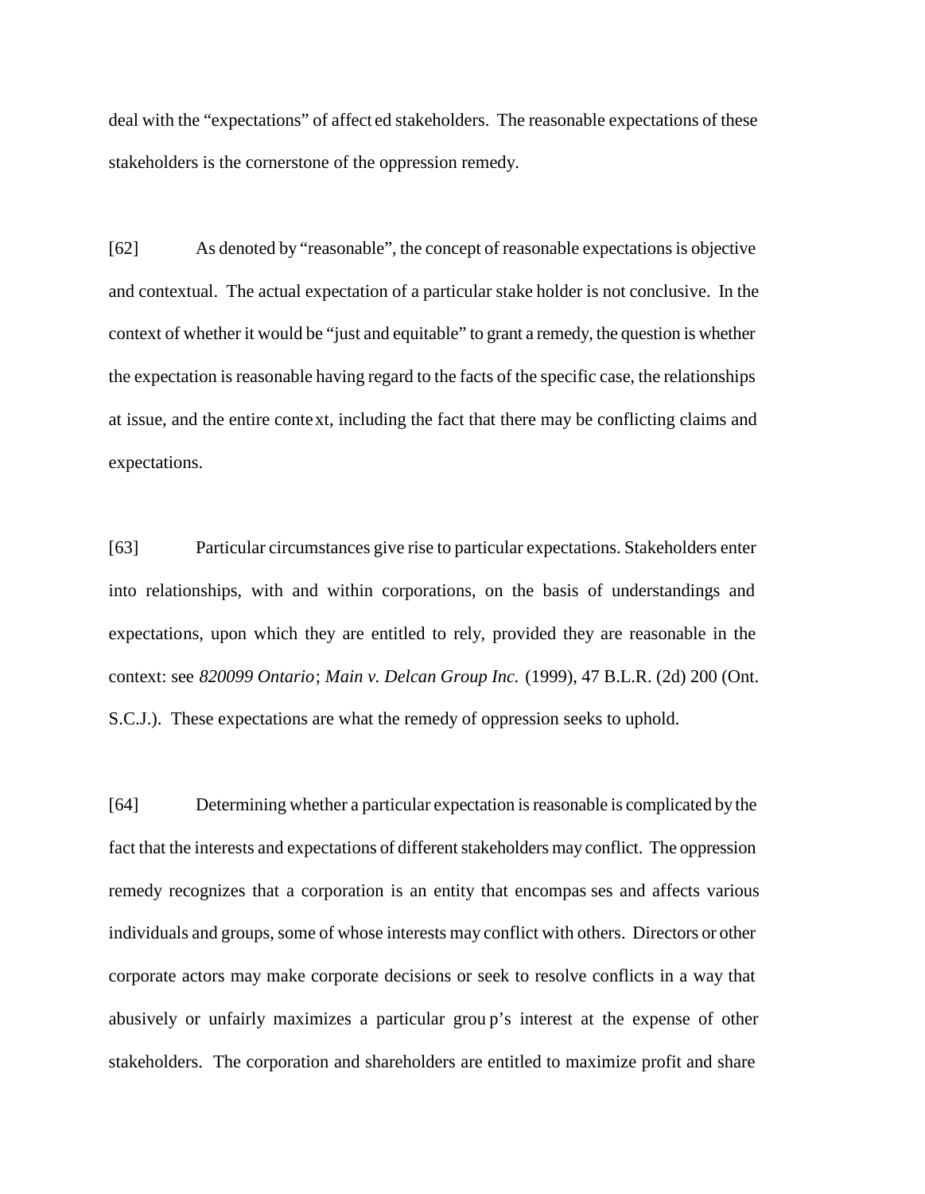deal with the "expectations" of affected stakeholders. The reasonable expectations of these stakeholders is the cornerstone of the oppression remedy.

[62] As denoted by "reasonable", the concept of reasonable expectations is objective and contextual. The actual expectation of a particular stakeholder is not conclusive. In the context of whether it would be "just and equitable" to grant a remedy, the question is whether the expectation is reasonable having regard to the facts of the specific case, the relationships at issue, and the entire context, including the fact that there may be conflicting claims and expectations.

[63] Particular circumstances give rise to particular expectations. Stakeholders enter into relationships, with and within corporations, on the basis of understandings and expectations, upon which they are entitled to rely, provided they are reasonable in the context: see *820099 Ontario*; *Main v. Delcan Group Inc.* (1999), 47 B.L.R. (2d) 200 (Ont. S.C.J.). These expectations are what the remedy of oppression seeks to uphold.

[64] Determining whether a particular expectation is reasonable is complicated by the fact that the interests and expectations of different stakeholders may conflict. The oppression remedy recognizes that a corporation is an entity that encompasses and affects various individuals and groups, some of whose interests may conflict with others. Directors or other corporate actors may make corporate decisions or seek to resolve conflicts in a way that abusively or unfairly maximizes a particular group's interest at the expense of other stakeholders. The corporation and shareholders are entitled to maximize profit and share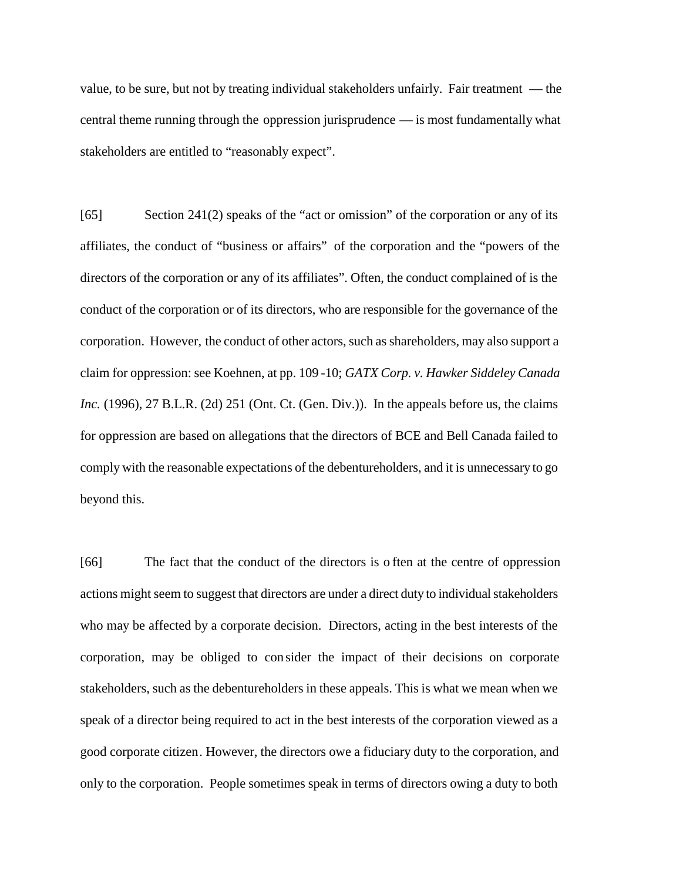value, to be sure, but not by treating individual stakeholders unfairly. Fair treatment — the central theme running through the oppression jurisprudence — is most fundamentally what stakeholders are entitled to "reasonably expect".

[65] Section 241(2) speaks of the "act or omission" of the corporation or any of its affiliates, the conduct of "business or affairs" of the corporation and the "powers of the directors of the corporation or any of its affiliates". Often, the conduct complained of is the conduct of the corporation or of its directors, who are responsible for the governance of the corporation. However, the conduct of other actors, such as shareholders, may also support a claim for oppression: see Koehnen, at pp. 109-10; *GATX Corp. v. Hawker Siddeley Canada Inc.* (1996), 27 B.L.R. (2d) 251 (Ont. Ct. (Gen. Div.)). In the appeals before us, the claims for oppression are based on allegations that the directors of BCE and Bell Canada failed to comply with the reasonable expectations of the debentureholders, and it is unnecessary to go beyond this.

[66] The fact that the conduct of the directors is often at the centre of oppression actions might seem to suggest that directors are under a direct duty to individual stakeholders who may be affected by a corporate decision. Directors, acting in the best interests of the corporation, may be obliged to consider the impact of their decisions on corporate stakeholders, such as the debentureholders in these appeals. This is what we mean when we speak of a director being required to act in the best interests of the corporation viewed as a good corporate citizen. However, the directors owe a fiduciary duty to the corporation, and only to the corporation. People sometimes speak in terms of directors owing a duty to both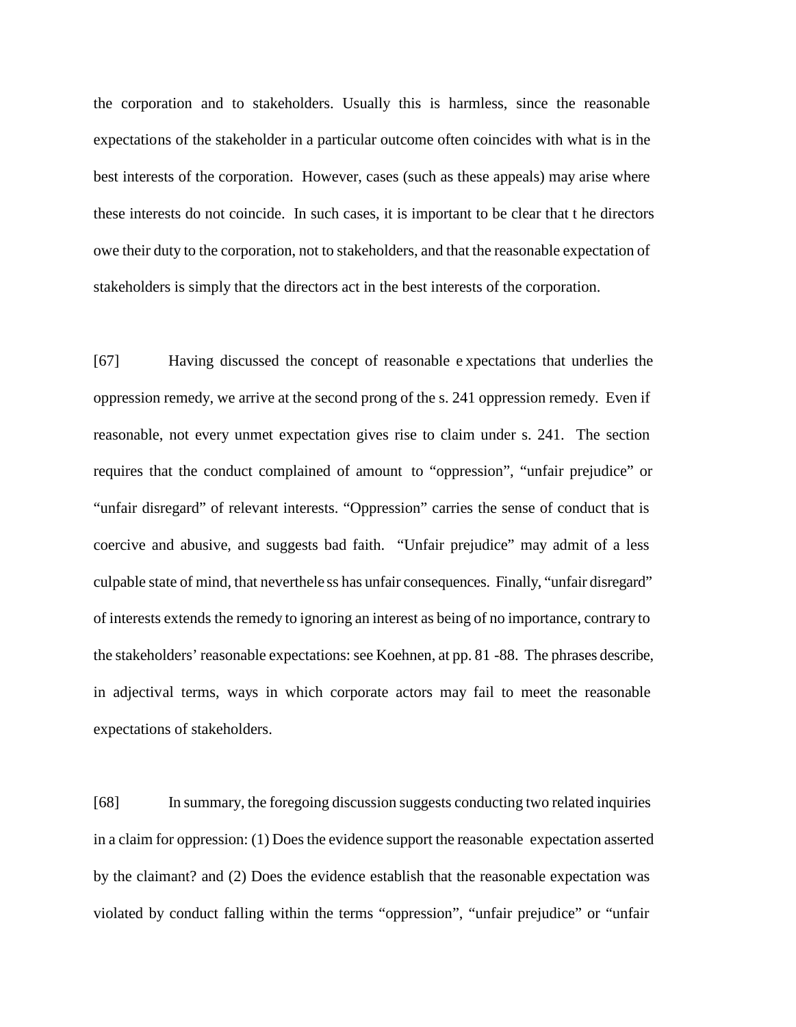the corporation and to stakeholders. Usually this is harmless, since the reasonable expectations of the stakeholder in a particular outcome often coincides with what is in the best interests of the corporation. However, cases (such as these appeals) may arise where these interests do not coincide. In such cases, it is important to be clear that the directors owe their duty to the corporation, not to stakeholders, and that the reasonable expectation of stakeholders is simply that the directors act in the best interests of the corporation.

[67] Having discussed the concept of reasonable expectations that underlies the oppression remedy, we arrive at the second prong of the s. 241 oppression remedy. Even if reasonable, not every unmet expectation gives rise to claim under s. 241. The section requires that the conduct complained of amount to "oppression", "unfair prejudice" or "unfair disregard" of relevant interests. "Oppression" carries the sense of conduct that is coercive and abusive, and suggests bad faith. "Unfair prejudice" may admit of a less culpable state of mind, that nevertheless has unfair consequences. Finally, "unfair disregard" of interests extends the remedy to ignoring an interest as being of no importance, contrary to the stakeholders' reasonable expectations: see Koehnen, at pp. 81 -88. The phrases describe, in adjectival terms, ways in which corporate actors may fail to meet the reasonable expectations of stakeholders.

[68] In summary, the foregoing discussion suggests conducting two related inquiries in a claim for oppression: (1) Does the evidence support the reasonable expectation asserted by the claimant? and (2) Does the evidence establish that the reasonable expectation was violated by conduct falling within the terms "oppression", "unfair prejudice" or "unfair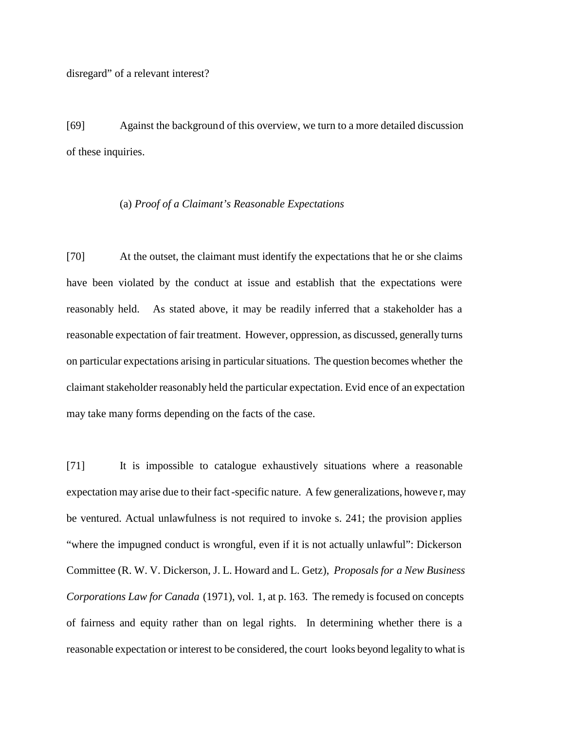disregard" of a relevant interest?

[69] Against the background of this overview, we turn to a more detailed discussion of these inquiries.

(a) *Proof of a Claimant's Reasonable Expectations*

[70] At the outset, the claimant must identify the expectations that he or she claims have been violated by the conduct at issue and establish that the expectations were reasonably held. As stated above, it may be readily inferred that a stakeholder has a reasonable expectation of fair treatment. However, oppression, as discussed, generally turns on particular expectations arising in particular situations. The question becomes whether the claimant stakeholder reasonably held the particular expectation. Evidence of an expectation may take many forms depending on the facts of the case.

[71] It is impossible to catalogue exhaustively situations where a reasonable expectation may arise due to their fact-specific nature. A few generalizations, however, may be ventured. Actual unlawfulness is not required to invoke s. 241; the provision applies "where the impugned conduct is wrongful, even if it is not actually unlawful": Dickerson Committee (R. W. V. Dickerson, J. L. Howard and L. Getz), *Proposals for a New Business Corporations Law for Canada* (1971), vol. 1, at p. 163. The remedy is focused on concepts of fairness and equity rather than on legal rights. In determining whether there is a reasonable expectation or interest to be considered, the court looks beyond legality to what is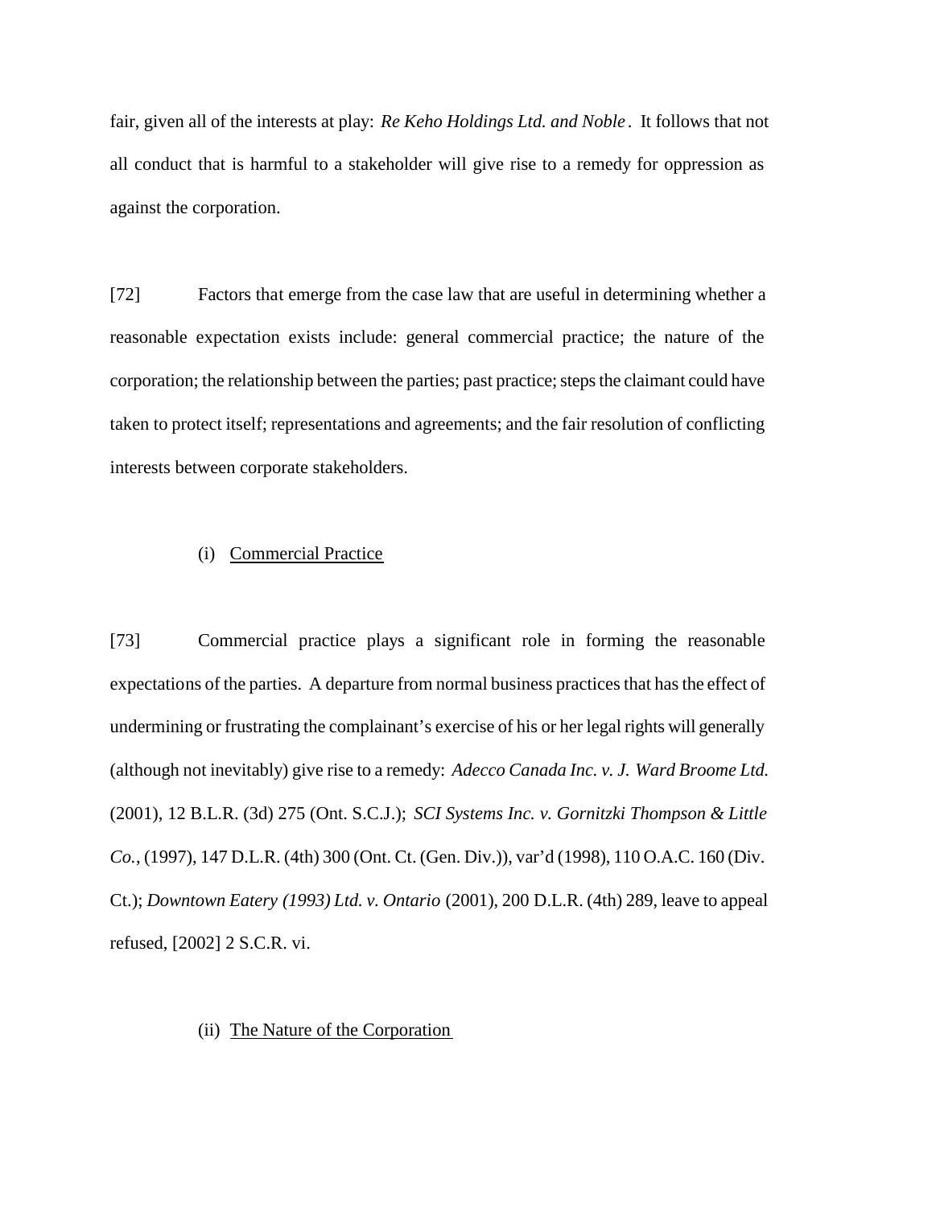fair, given all of the interests at play: *Re Keho Holdings Ltd. and Noble*. It follows that not all conduct that is harmful to a stakeholder will give rise to a remedy for oppression as against the corporation.

[72] Factors that emerge from the case law that are useful in determining whether a reasonable expectation exists include: general commercial practice; the nature of the corporation; the relationship between the parties; past practice; steps the claimant could have taken to protect itself; representations and agreements; and the fair resolution of conflicting interests between corporate stakeholders.

(i) Commercial Practice

[73] Commercial practice plays a significant role in forming the reasonable expectations of the parties. A departure from normal business practices that has the effect of undermining or frustrating the complainant's exercise of his or her legal rights will generally (although not inevitably) give rise to a remedy: *Adecco Canada Inc. v. J. Ward Broome Ltd.* (2001), 12 B.L.R. (3d) 275 (Ont. S.C.J.); *SCI Systems Inc. v. Gornitzki Thompson & Little Co.*, (1997), 147 D.L.R. (4th) 300 (Ont. Ct. (Gen. Div.)), var'd (1998), 110 O.A.C. 160 (Div. Ct.); *Downtown Eatery (1993) Ltd. v. Ontario* (2001), 200 D.L.R. (4th) 289, leave to appeal refused, [2002] 2 S.C.R. vi.

(ii) The Nature of the Corporation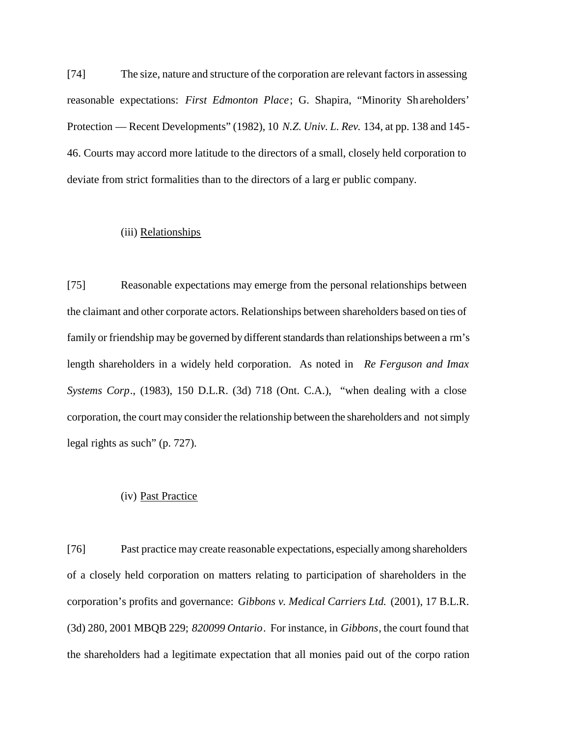[74] The size, nature and structure of the corporation are relevant factors in assessing reasonable expectations: *First Edmonton Place*; G. Shapira, "Minority Shareholders' Protection — Recent Developments" (1982), 10 *N.Z. Univ. L. Rev.* 134, at pp. 138 and 145-46. Courts may accord more latitude to the directors of a small, closely held corporation to deviate from strict formalities than to the directors of a larger public company.

(iii) Relationships

[75] Reasonable expectations may emerge from the personal relationships between the claimant and other corporate actors. Relationships between shareholders based on ties of family or friendship may be governed by different standards than relationships between arm's length shareholders in a widely held corporation. As noted in *Re Ferguson and Imax Systems Corp*., (1983), 150 D.L.R. (3d) 718 (Ont. C.A.), "when dealing with a close corporation, the court may consider the relationship between the shareholders and not simply legal rights as such" (p. 727).

(iv) Past Practice

[76] Past practice may create reasonable expectations, especially among shareholders of a closely held corporation on matters relating to participation of shareholders in the corporation's profits and governance: *Gibbons v. Medical Carriers Ltd.* (2001), 17 B.L.R. (3d) 280, 2001 MBQB 229; *820099 Ontario*. For instance, in *Gibbons*, the court found that the shareholders had a legitimate expectation that all monies paid out of the corporation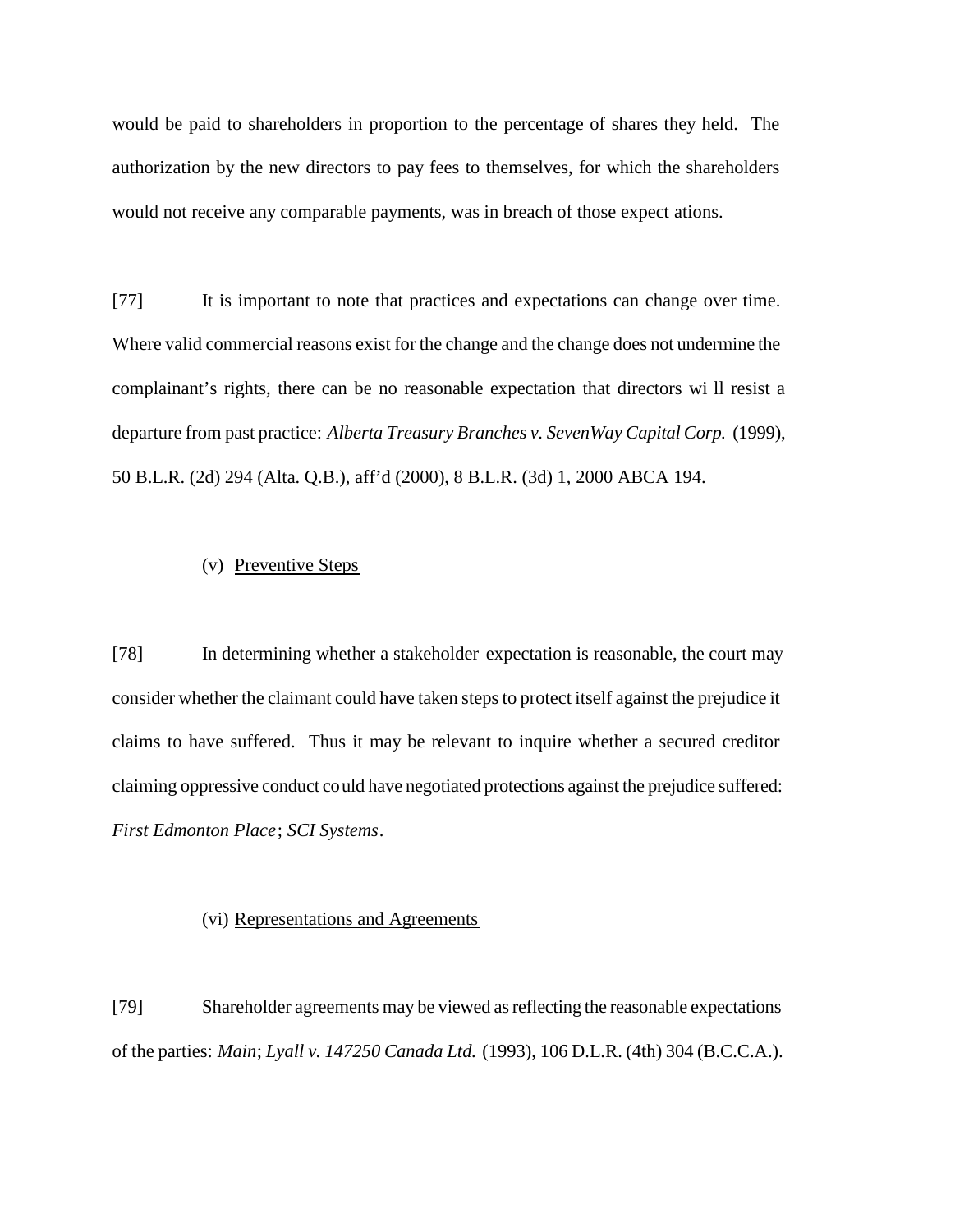would be paid to shareholders in proportion to the percentage of shares they held. The authorization by the new directors to pay fees to themselves, for which the shareholders would not receive any comparable payments, was in breach of those expect ations.

[77] It is important to note that practices and expectations can change over time. Where valid commercial reasons exist for the change and the change does not undermine the complainant's rights, there can be no reasonable expectation that directors wi ll resist a departure from past practice: *Alberta Treasury Branches v. SevenWay Capital Corp.* (1999), 50 B.L.R. (2d) 294 (Alta. Q.B.), aff'd (2000), 8 B.L.R. (3d) 1, 2000 ABCA 194.

(v) Preventive Steps

[78] In determining whether a stakeholder expectation is reasonable, the court may consider whether the claimant could have taken steps to protect itself against the prejudice it claims to have suffered. Thus it may be relevant to inquire whether a secured creditor claiming oppressive conduct co uld have negotiated protections against the prejudice suffered: *First Edmonton Place*; *SCI Systems*.

(vi) Representations and Agreements

[79] Shareholder agreements may be viewed as reflecting the reasonable expectations of the parties: *Main*; *Lyall v. 147250 Canada Ltd.* (1993), 106 D.L.R. (4th) 304 (B.C.C.A.).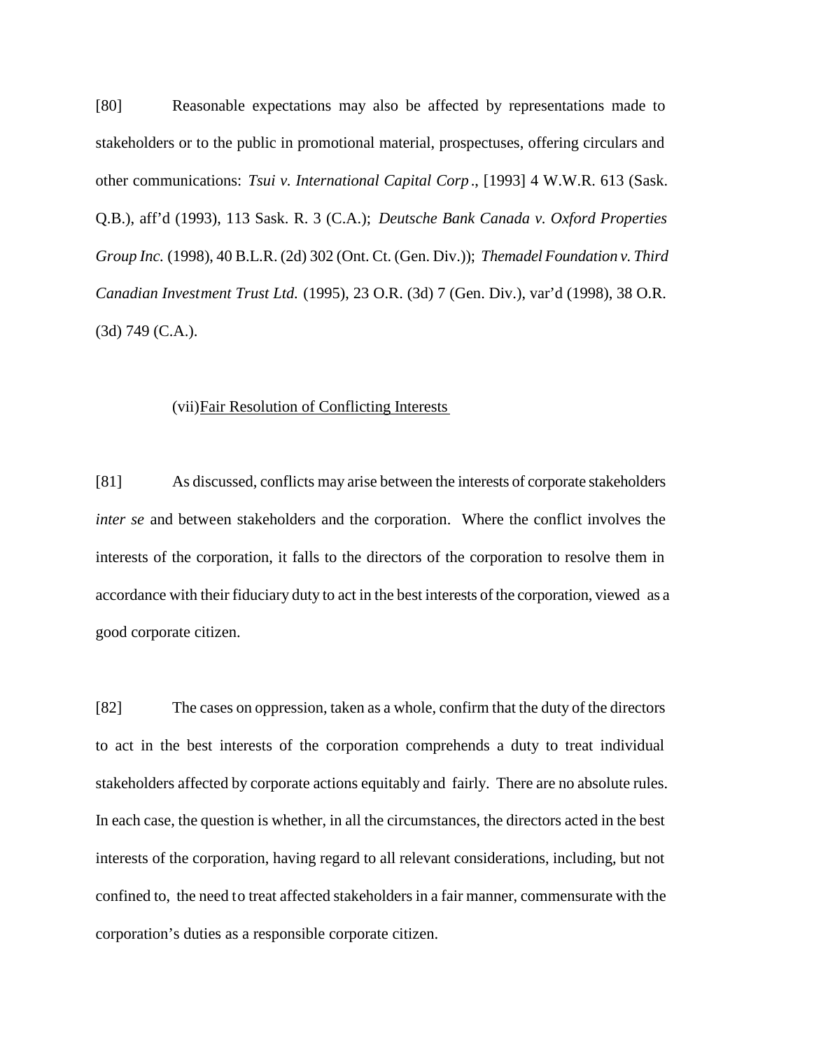[80] Reasonable expectations may also be affected by representations made to stakeholders or to the public in promotional material, prospectuses, offering circulars and other communications: *Tsui v. International Capital Corp*., [1993] 4 W.W.R. 613 (Sask. Q.B.), aff'd (1993), 113 Sask. R. 3 (C.A.); *Deutsche Bank Canada v. Oxford Properties Group Inc.* (1998), 40 B.L.R. (2d) 302 (Ont. Ct. (Gen. Div.)); *Themadel Foundation v. Third Canadian Investment Trust Ltd.* (1995), 23 O.R. (3d) 7 (Gen. Div.), var'd (1998), 38 O.R. (3d) 749 (C.A.).

(vii) <u>Fair Resolution of Conflicting Interests</u>

[81] As discussed, conflicts may arise between the interests of corporate stakeholders *inter se* and between stakeholders and the corporation. Where the conflict involves the interests of the corporation, it falls to the directors of the corporation to resolve them in accordance with their fiduciary duty to act in the best interests of the corporation, viewed as a good corporate citizen.

[82] The cases on oppression, taken as a whole, confirm that the duty of the directors to act in the best interests of the corporation comprehends a duty to treat individual stakeholders affected by corporate actions equitably and fairly. There are no absolute rules. In each case, the question is whether, in all the circumstances, the directors acted in the best interests of the corporation, having regard to all relevant considerations, including, but not confined to, the need to treat affected stakeholders in a fair manner, commensurate with the corporation's duties as a responsible corporate citizen.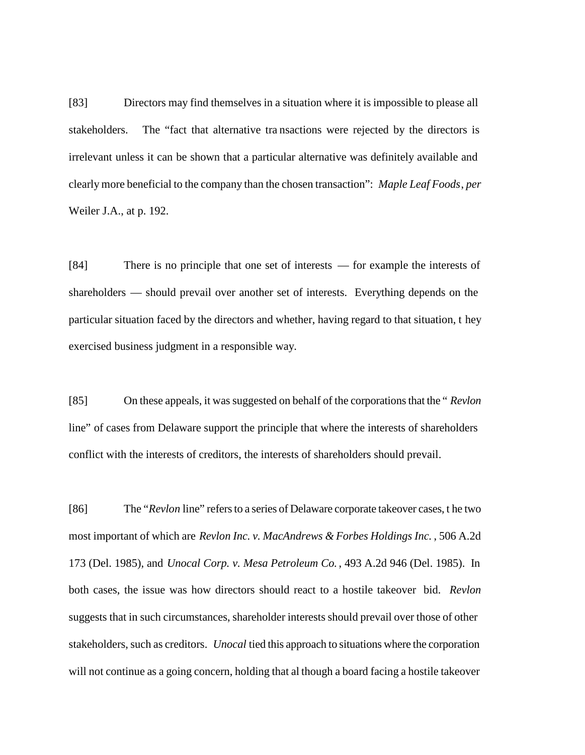[83] Directors may find themselves in a situation where it is impossible to please all stakeholders. The "fact that alternative transactions were rejected by the directors is irrelevant unless it can be shown that a particular alternative was definitely available and clearly more beneficial to the company than the chosen transaction": *Maple Leaf Foods*, *per* Weiler J.A., at p. 192.

[84] There is no principle that one set of interests — for example the interests of shareholders — should prevail over another set of interests. Everything depends on the particular situation faced by the directors and whether, having regard to that situation, they exercised business judgment in a responsible way.

[85] On these appeals, it was suggested on behalf of the corporations that the "*Revlon* line" of cases from Delaware support the principle that where the interests of shareholders conflict with the interests of creditors, the interests of shareholders should prevail.

[86] The "*Revlon* line" refers to a series of Delaware corporate takeover cases, the two most important of which are *Revlon Inc. v. MacAndrews & Forbes Holdings Inc.*, 506 A.2d 173 (Del. 1985), and *Unocal Corp. v. Mesa Petroleum Co.*, 493 A.2d 946 (Del. 1985). In both cases, the issue was how directors should react to a hostile takeover bid. *Revlon* suggests that in such circumstances, shareholder interests should prevail over those of other stakeholders, such as creditors. *Unocal* tied this approach to situations where the corporation will not continue as a going concern, holding that although a board facing a hostile takeover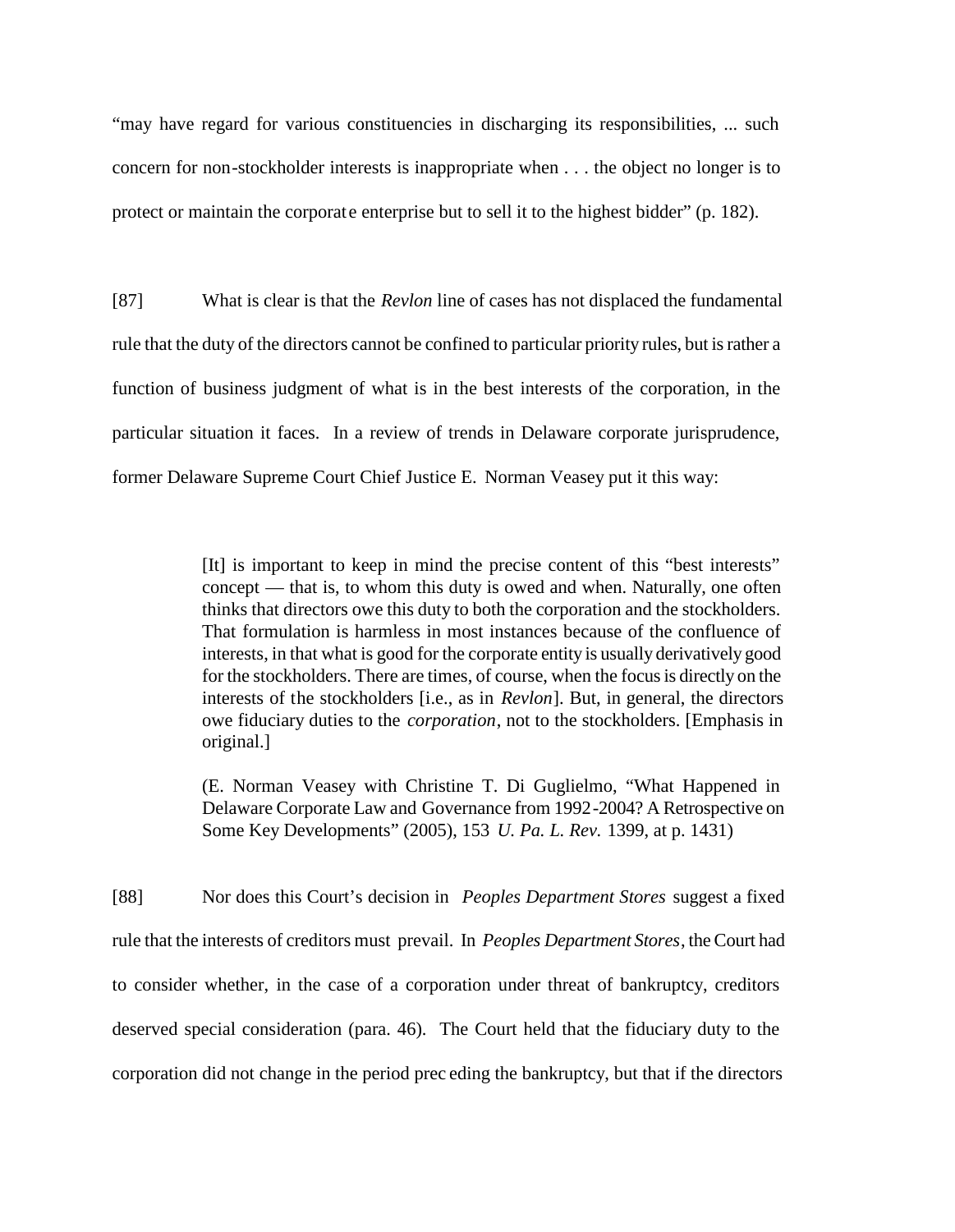"may have regard for various constituencies in discharging its responsibilities, ... such concern for non-stockholder interests is inappropriate when . . . the object no longer is to protect or maintain the corporate enterprise but to sell it to the highest bidder" (p. 182).

[87] What is clear is that the *Revlon* line of cases has not displaced the fundamental rule that the duty of the directors cannot be confined to particular priority rules, but is rather a function of business judgment of what is in the best interests of the corporation, in the particular situation it faces. In a review of trends in Delaware corporate jurisprudence, former Delaware Supreme Court Chief Justice E. Norman Veasey put it this way:

> [It] is important to keep in mind the precise content of this "best interests" concept — that is, to whom this duty is owed and when. Naturally, one often thinks that directors owe this duty to both the corporation and the stockholders. That formulation is harmless in most instances because of the confluence of interests, in that what is good for the corporate entity is usually derivatively good for the stockholders. There are times, of course, when the focus is directly on the interests of the stockholders [i.e., as in *Revlon*]. But, in general, the directors owe fiduciary duties to the *corporation*, not to the stockholders. [Emphasis in original.]
>
> (E. Norman Veasey with Christine T. Di Guglielmo, "What Happened in Delaware Corporate Law and Governance from 1992-2004? A Retrospective on Some Key Developments" (2005), 153 *U. Pa. L. Rev.* 1399, at p. 1431)

[88] Nor does this Court's decision in *Peoples Department Stores* suggest a fixed rule that the interests of creditors must prevail. In *Peoples Department Stores*, the Court had to consider whether, in the case of a corporation under threat of bankruptcy, creditors deserved special consideration (para. 46). The Court held that the fiduciary duty to the corporation did not change in the period preceding the bankruptcy, but that if the directors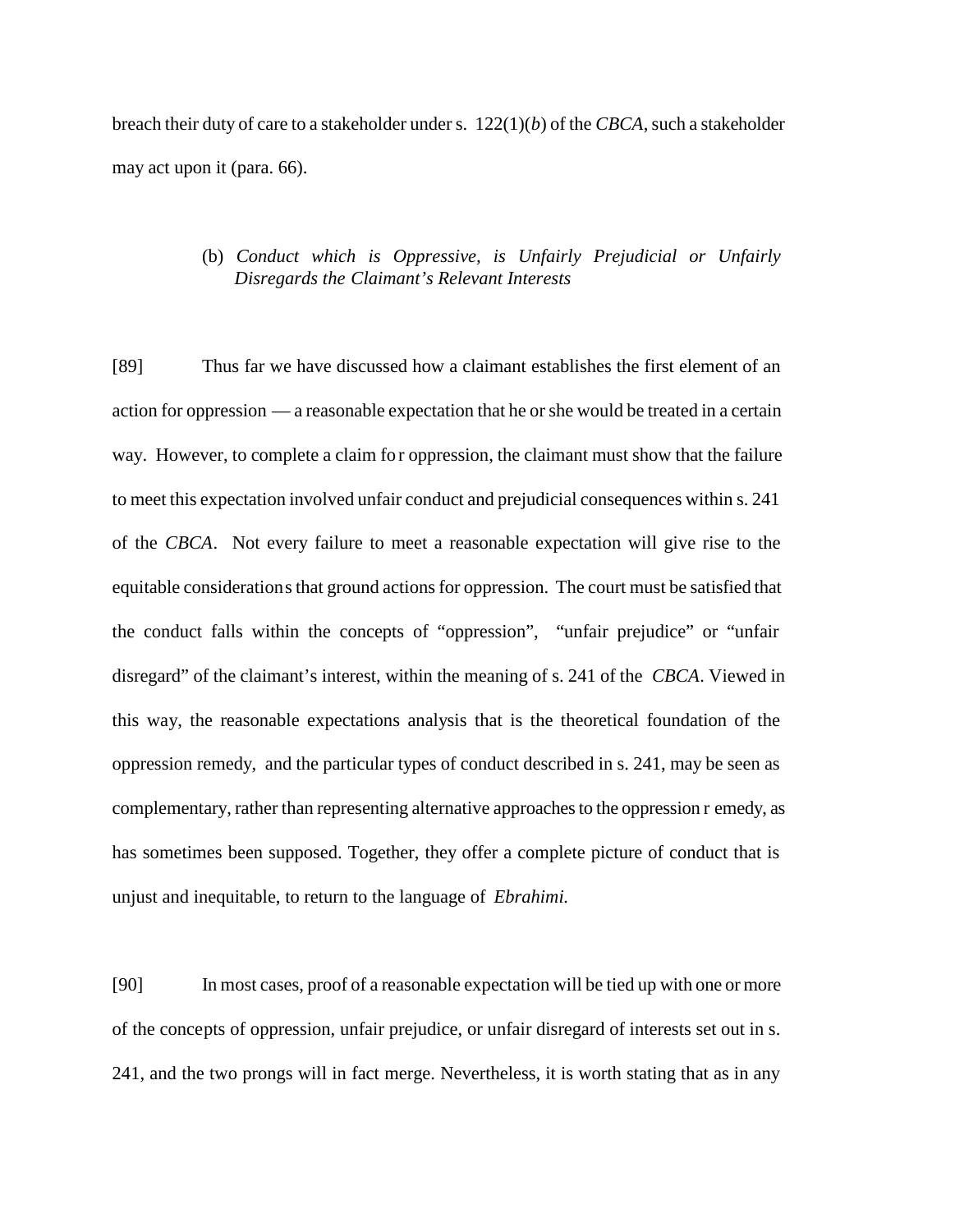breach their duty of care to a stakeholder under s. 122(1)(*b*) of the *CBCA*, such a stakeholder may act upon it (para. 66).

### (b) *Conduct which is Oppressive, is Unfairly Prejudicial or Unfairly Disregards the Claimant's Relevant Interests*

[89] Thus far we have discussed how a claimant establishes the first element of an action for oppression — a reasonable expectation that he or she would be treated in a certain way. However, to complete a claim for oppression, the claimant must show that the failure to meet this expectation involved unfair conduct and prejudicial consequences within s. 241 of the *CBCA*. Not every failure to meet a reasonable expectation will give rise to the equitable considerations that ground actions for oppression. The court must be satisfied that the conduct falls within the concepts of "oppression", "unfair prejudice" or "unfair disregard" of the claimant's interest, within the meaning of s. 241 of the *CBCA*. Viewed in this way, the reasonable expectations analysis that is the theoretical foundation of the oppression remedy, and the particular types of conduct described in s. 241, may be seen as complementary, rather than representing alternative approaches to the oppression remedy, as has sometimes been supposed. Together, they offer a complete picture of conduct that is unjust and inequitable, to return to the language of *Ebrahimi.*

[90] In most cases, proof of a reasonable expectation will be tied up with one or more of the concepts of oppression, unfair prejudice, or unfair disregard of interests set out in s. 241, and the two prongs will in fact merge. Nevertheless, it is worth stating that as in any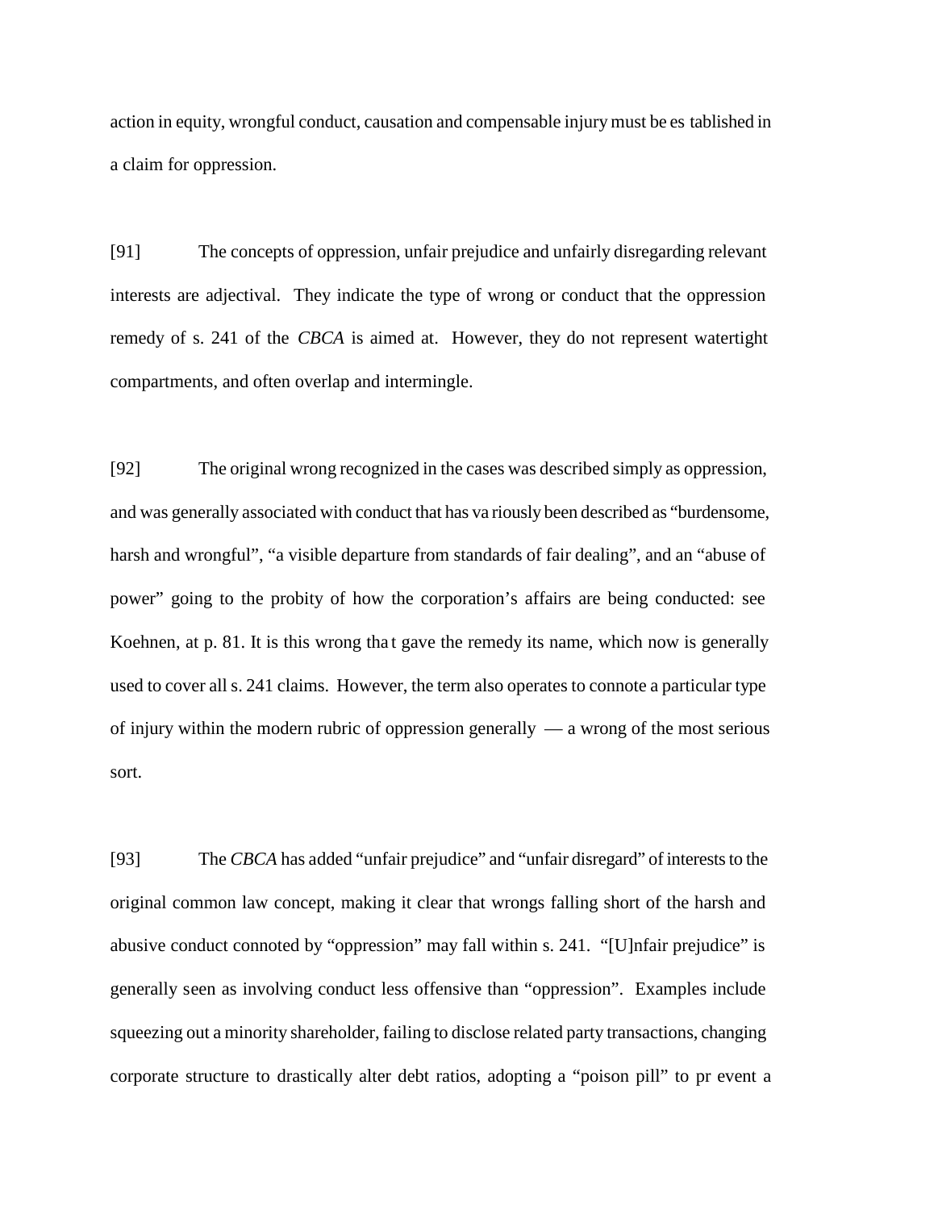action in equity, wrongful conduct, causation and compensable injury must be established in a claim for oppression.

[91] The concepts of oppression, unfair prejudice and unfairly disregarding relevant interests are adjectival. They indicate the type of wrong or conduct that the oppression remedy of s. 241 of the *CBCA* is aimed at. However, they do not represent watertight compartments, and often overlap and intermingle.

[92] The original wrong recognized in the cases was described simply as oppression, and was generally associated with conduct that has variously been described as "burdensome, harsh and wrongful", "a visible departure from standards of fair dealing", and an "abuse of power" going to the probity of how the corporation's affairs are being conducted: see Koehnen, at p. 81. It is this wrong that gave the remedy its name, which now is generally used to cover all s. 241 claims. However, the term also operates to connote a particular type of injury within the modern rubric of oppression generally — a wrong of the most serious sort.

[93] The *CBCA* has added "unfair prejudice" and "unfair disregard" of interests to the original common law concept, making it clear that wrongs falling short of the harsh and abusive conduct connoted by "oppression" may fall within s. 241. "[U]nfair prejudice" is generally seen as involving conduct less offensive than "oppression". Examples include squeezing out a minority shareholder, failing to disclose related party transactions, changing corporate structure to drastically alter debt ratios, adopting a "poison pill" to prevent a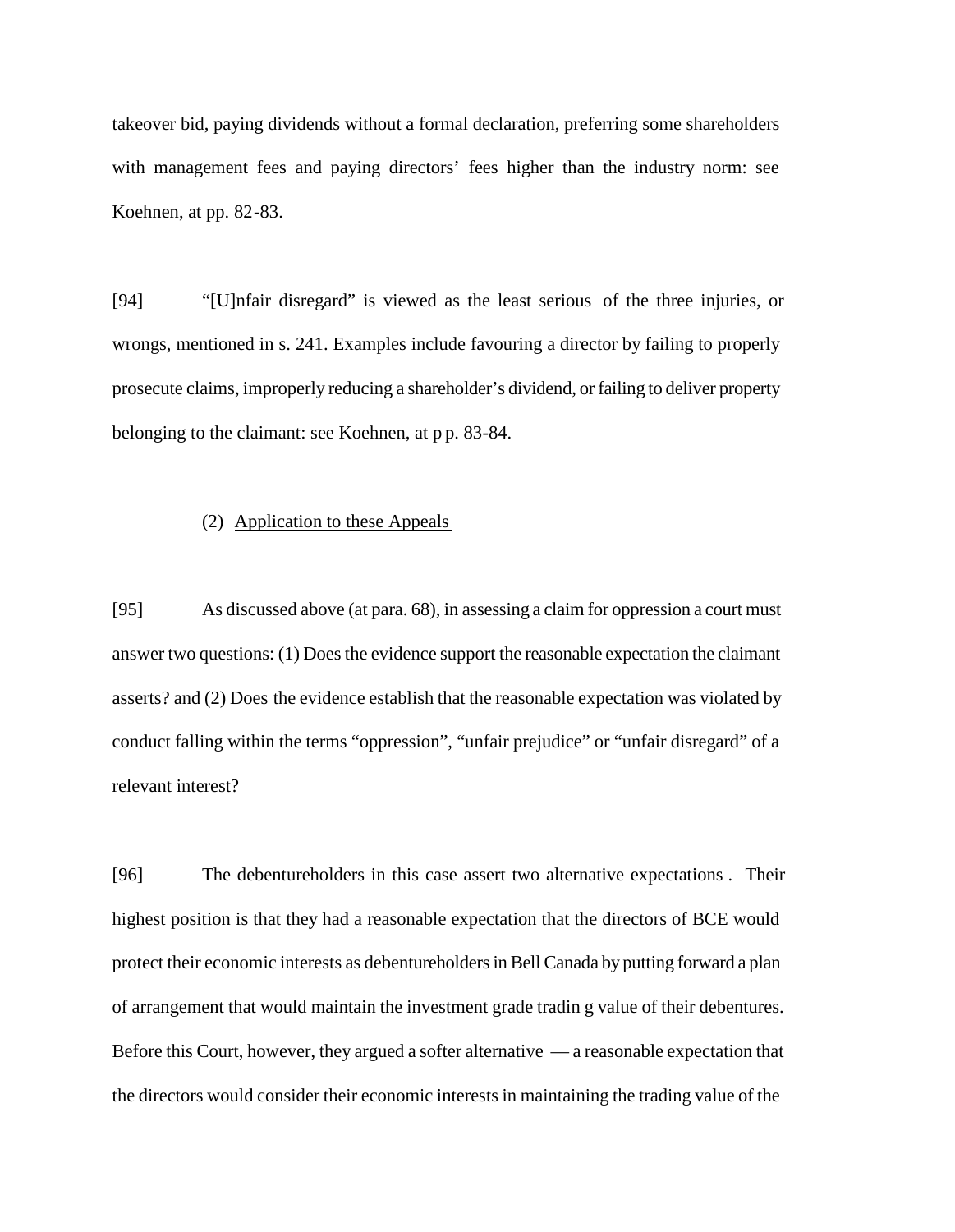takeover bid, paying dividends without a formal declaration, preferring some shareholders with management fees and paying directors' fees higher than the industry norm: see Koehnen, at pp. 82-83.

[94] "[U]nfair disregard" is viewed as the least serious of the three injuries, or wrongs, mentioned in s. 241. Examples include favouring a director by failing to properly prosecute claims, improperly reducing a shareholder's dividend, or failing to deliver property belonging to the claimant: see Koehnen, at pp. 83-84.

(2) Application to these Appeals

[95] As discussed above (at para. 68), in assessing a claim for oppression a court must answer two questions: (1) Does the evidence support the reasonable expectation the claimant asserts? and (2) Does the evidence establish that the reasonable expectation was violated by conduct falling within the terms "oppression", "unfair prejudice" or "unfair disregard" of a relevant interest?

[96] The debentureholders in this case assert two alternative expectations. Their highest position is that they had a reasonable expectation that the directors of BCE would protect their economic interests as debentureholders in Bell Canada by putting forward a plan of arrangement that would maintain the investment grade trading value of their debentures. Before this Court, however, they argued a softer alternative — a reasonable expectation that the directors would consider their economic interests in maintaining the trading value of the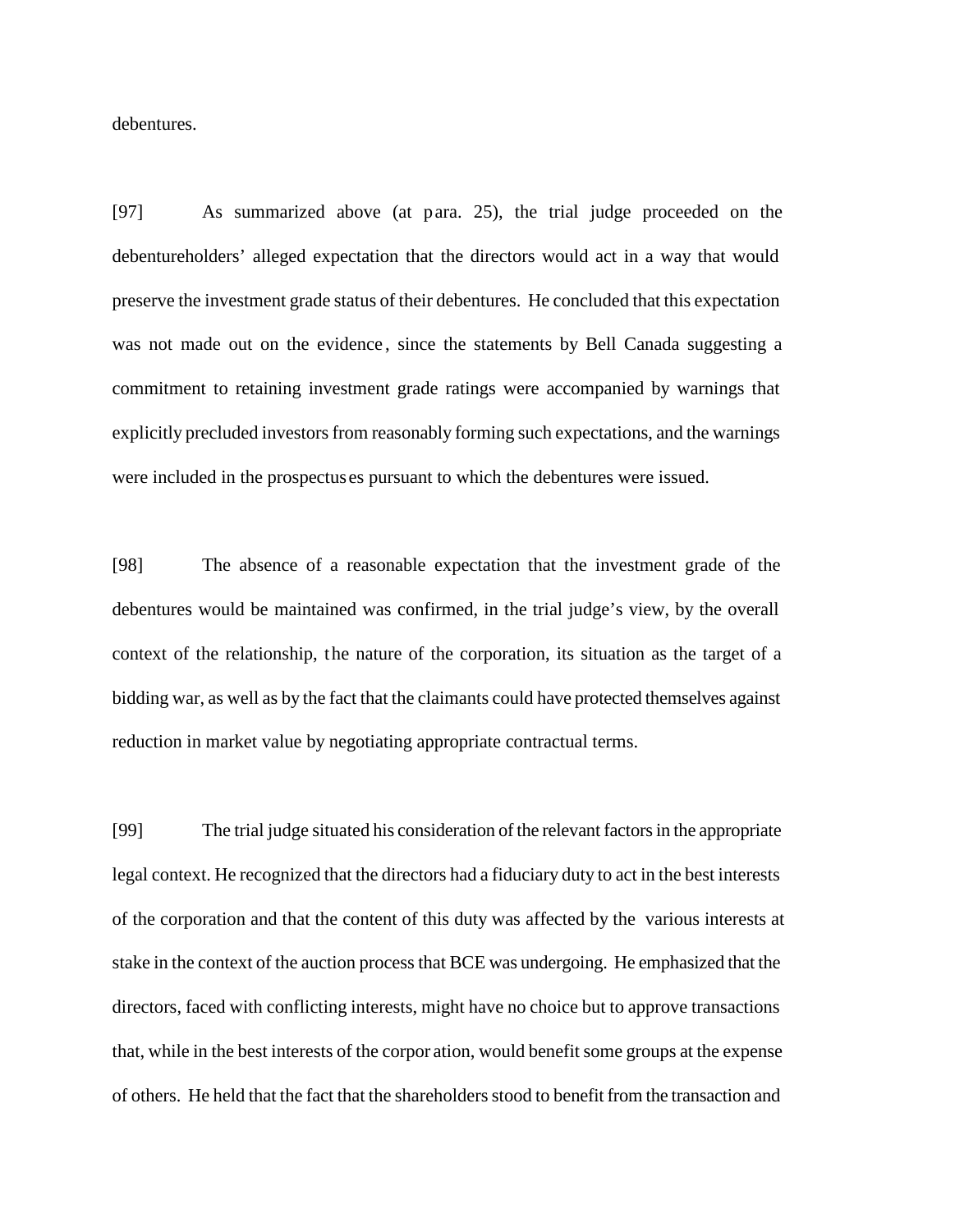debentures.

[97] As summarized above (at para. 25), the trial judge proceeded on the debentureholders' alleged expectation that the directors would act in a way that would preserve the investment grade status of their debentures. He concluded that this expectation was not made out on the evidence, since the statements by Bell Canada suggesting a commitment to retaining investment grade ratings were accompanied by warnings that explicitly precluded investors from reasonably forming such expectations, and the warnings were included in the prospectuses pursuant to which the debentures were issued.

[98] The absence of a reasonable expectation that the investment grade of the debentures would be maintained was confirmed, in the trial judge's view, by the overall context of the relationship, the nature of the corporation, its situation as the target of a bidding war, as well as by the fact that the claimants could have protected themselves against reduction in market value by negotiating appropriate contractual terms.

[99] The trial judge situated his consideration of the relevant factors in the appropriate legal context. He recognized that the directors had a fiduciary duty to act in the best interests of the corporation and that the content of this duty was affected by the various interests at stake in the context of the auction process that BCE was undergoing. He emphasized that the directors, faced with conflicting interests, might have no choice but to approve transactions that, while in the best interests of the corporation, would benefit some groups at the expense of others. He held that the fact that the shareholders stood to benefit from the transaction and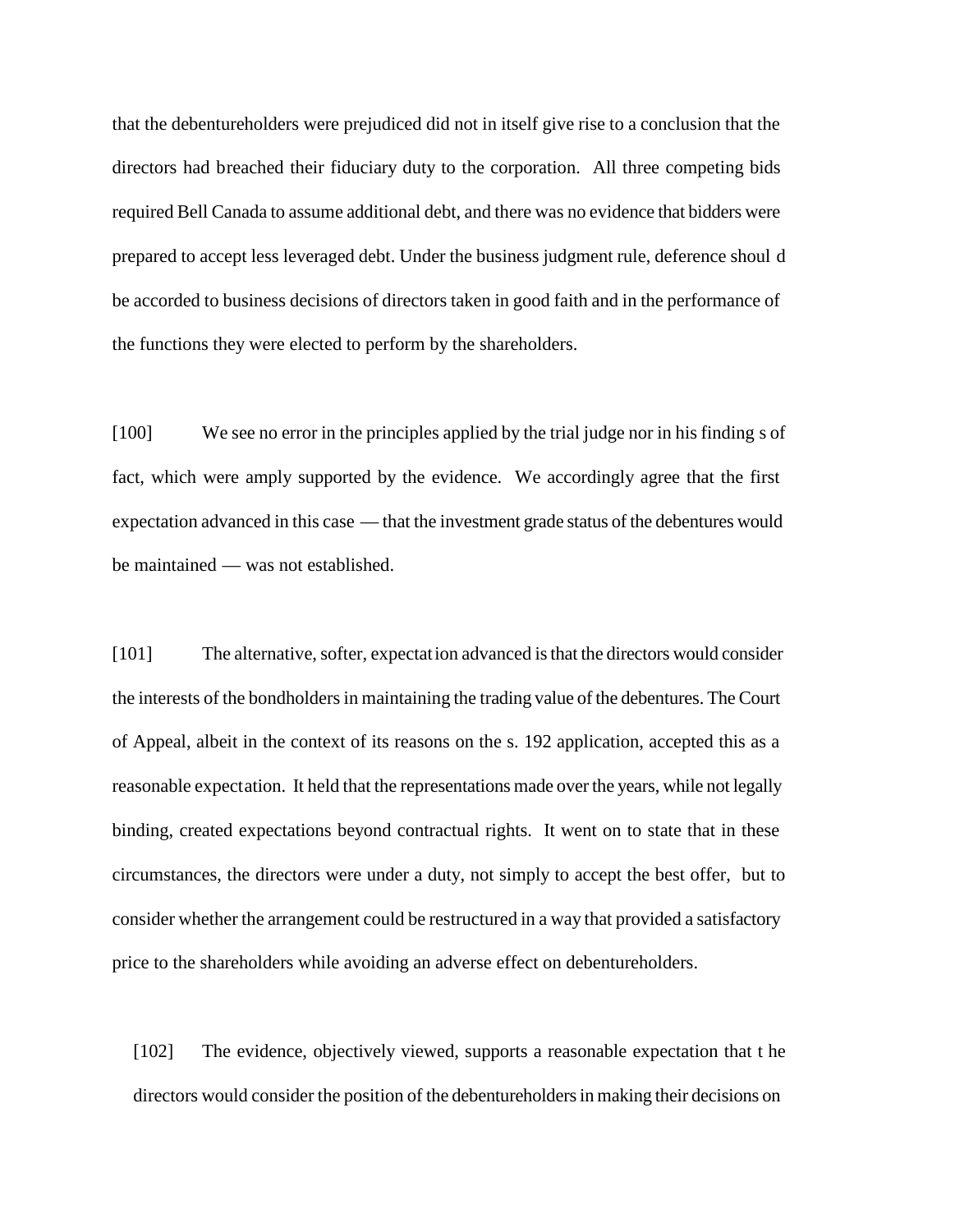that the debentureholders were prejudiced did not in itself give rise to a conclusion that the directors had breached their fiduciary duty to the corporation. All three competing bids required Bell Canada to assume additional debt, and there was no evidence that bidders were prepared to accept less leveraged debt. Under the business judgment rule, deference should be accorded to business decisions of directors taken in good faith and in the performance of the functions they were elected to perform by the shareholders.

[100] We see no error in the principles applied by the trial judge nor in his findings of fact, which were amply supported by the evidence. We accordingly agree that the first expectation advanced in this case — that the investment grade status of the debentures would be maintained — was not established.

[101] The alternative, softer, expectation advanced is that the directors would consider the interests of the bondholders in maintaining the trading value of the debentures. The Court of Appeal, albeit in the context of its reasons on the s. 192 application, accepted this as a reasonable expectation. It held that the representations made over the years, while not legally binding, created expectations beyond contractual rights. It went on to state that in these circumstances, the directors were under a duty, not simply to accept the best offer, but to consider whether the arrangement could be restructured in a way that provided a satisfactory price to the shareholders while avoiding an adverse effect on debentureholders.

[102] The evidence, objectively viewed, supports a reasonable expectation that the directors would consider the position of the debentureholders in making their decisions on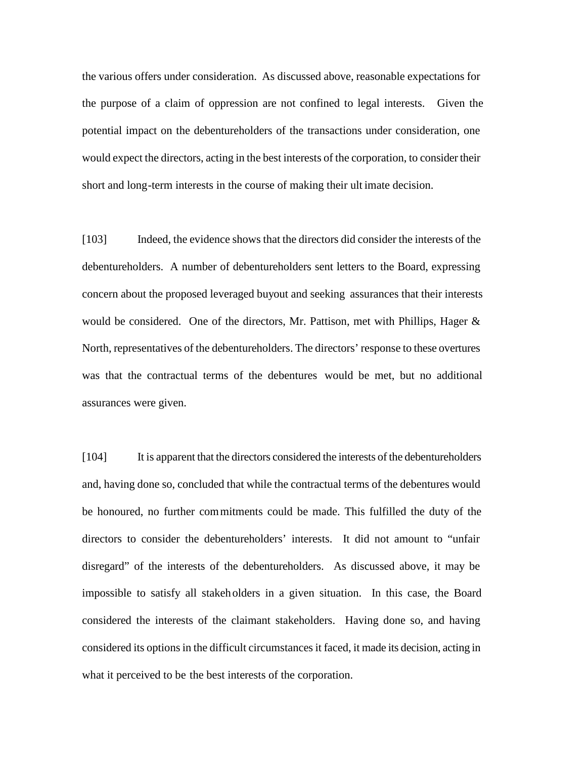the various offers under consideration. As discussed above, reasonable expectations for the purpose of a claim of oppression are not confined to legal interests. Given the potential impact on the debentureholders of the transactions under consideration, one would expect the directors, acting in the best interests of the corporation, to consider their short and long-term interests in the course of making their ultimate decision.

[103] Indeed, the evidence shows that the directors did consider the interests of the debentureholders. A number of debentureholders sent letters to the Board, expressing concern about the proposed leveraged buyout and seeking assurances that their interests would be considered. One of the directors, Mr. Pattison, met with Phillips, Hager & North, representatives of the debentureholders. The directors' response to these overtures was that the contractual terms of the debentures would be met, but no additional assurances were given.

[104] It is apparent that the directors considered the interests of the debentureholders and, having done so, concluded that while the contractual terms of the debentures would be honoured, no further commitments could be made. This fulfilled the duty of the directors to consider the debentureholders' interests. It did not amount to "unfair disregard" of the interests of the debentureholders. As discussed above, it may be impossible to satisfy all stakeholders in a given situation. In this case, the Board considered the interests of the claimant stakeholders. Having done so, and having considered its options in the difficult circumstances it faced, it made its decision, acting in what it perceived to be the best interests of the corporation.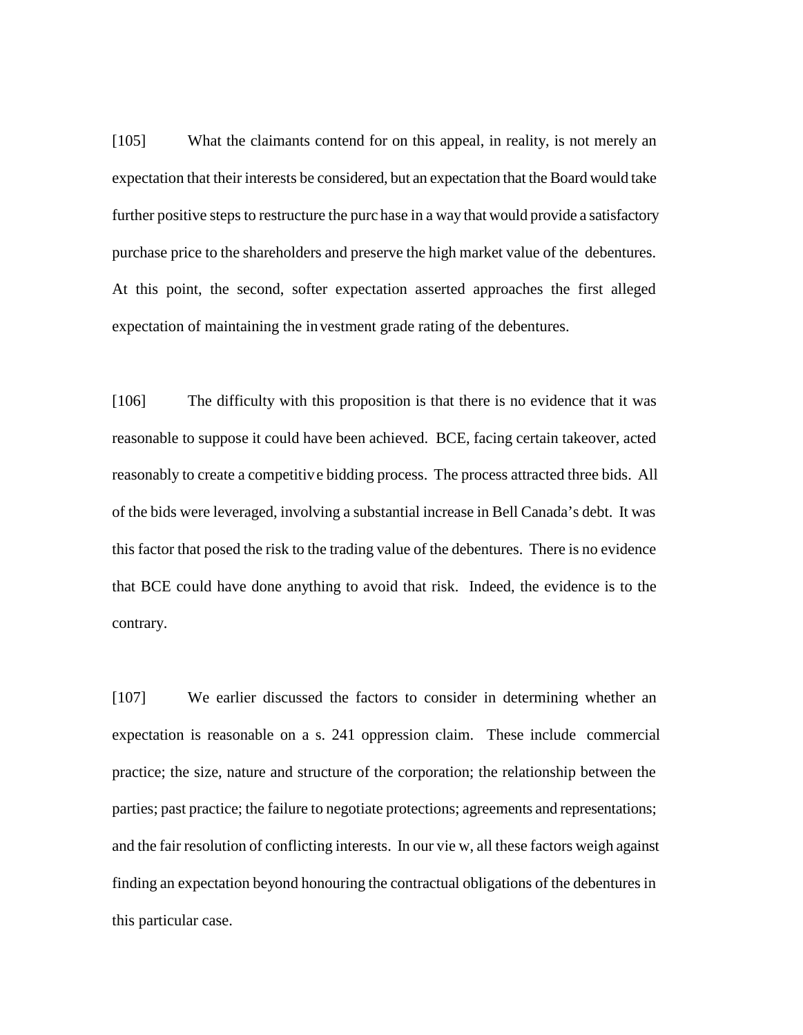[105] What the claimants contend for on this appeal, in reality, is not merely an expectation that their interests be considered, but an expectation that the Board would take further positive steps to restructure the purchase in a way that would provide a satisfactory purchase price to the shareholders and preserve the high market value of the debentures. At this point, the second, softer expectation asserted approaches the first alleged expectation of maintaining the investment grade rating of the debentures.

[106] The difficulty with this proposition is that there is no evidence that it was reasonable to suppose it could have been achieved. BCE, facing certain takeover, acted reasonably to create a competitive bidding process. The process attracted three bids. All of the bids were leveraged, involving a substantial increase in Bell Canada's debt. It was this factor that posed the risk to the trading value of the debentures. There is no evidence that BCE could have done anything to avoid that risk. Indeed, the evidence is to the contrary.

[107] We earlier discussed the factors to consider in determining whether an expectation is reasonable on a s. 241 oppression claim. These include commercial practice; the size, nature and structure of the corporation; the relationship between the parties; past practice; the failure to negotiate protections; agreements and representations; and the fair resolution of conflicting interests. In our view, all these factors weigh against finding an expectation beyond honouring the contractual obligations of the debentures in this particular case.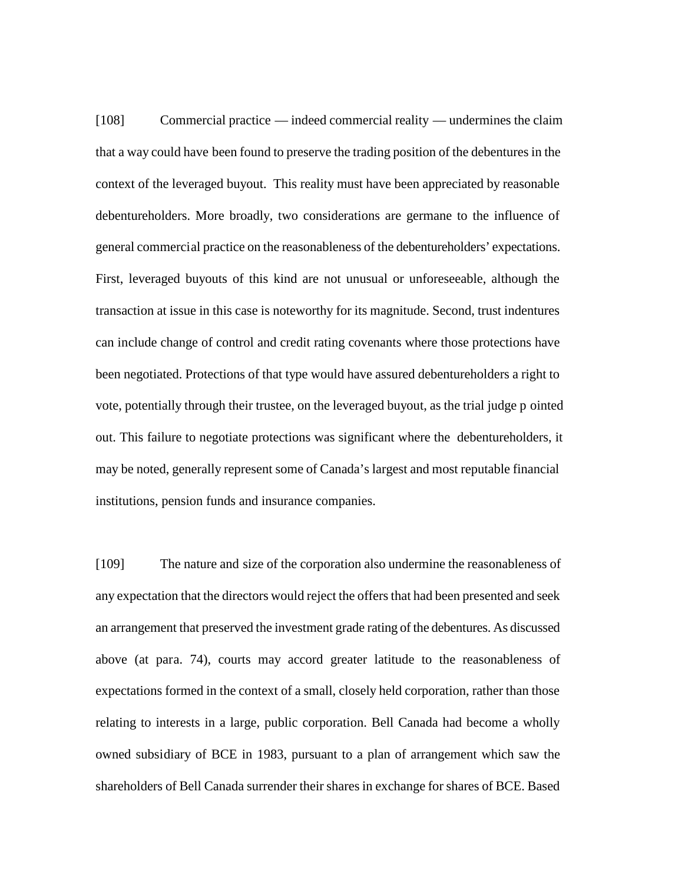[108] Commercial practice — indeed commercial reality — undermines the claim that a way could have been found to preserve the trading position of the debentures in the context of the leveraged buyout. This reality must have been appreciated by reasonable debentureholders. More broadly, two considerations are germane to the influence of general commercial practice on the reasonableness of the debentureholders' expectations. First, leveraged buyouts of this kind are not unusual or unforeseeable, although the transaction at issue in this case is noteworthy for its magnitude. Second, trust indentures can include change of control and credit rating covenants where those protections have been negotiated. Protections of that type would have assured debentureholders a right to vote, potentially through their trustee, on the leveraged buyout, as the trial judge pointed out. This failure to negotiate protections was significant where the debentureholders, it may be noted, generally represent some of Canada's largest and most reputable financial institutions, pension funds and insurance companies.

[109] The nature and size of the corporation also undermine the reasonableness of any expectation that the directors would reject the offers that had been presented and seek an arrangement that preserved the investment grade rating of the debentures. As discussed above (at para. 74), courts may accord greater latitude to the reasonableness of expectations formed in the context of a small, closely held corporation, rather than those relating to interests in a large, public corporation. Bell Canada had become a wholly owned subsidiary of BCE in 1983, pursuant to a plan of arrangement which saw the shareholders of Bell Canada surrender their shares in exchange for shares of BCE. Based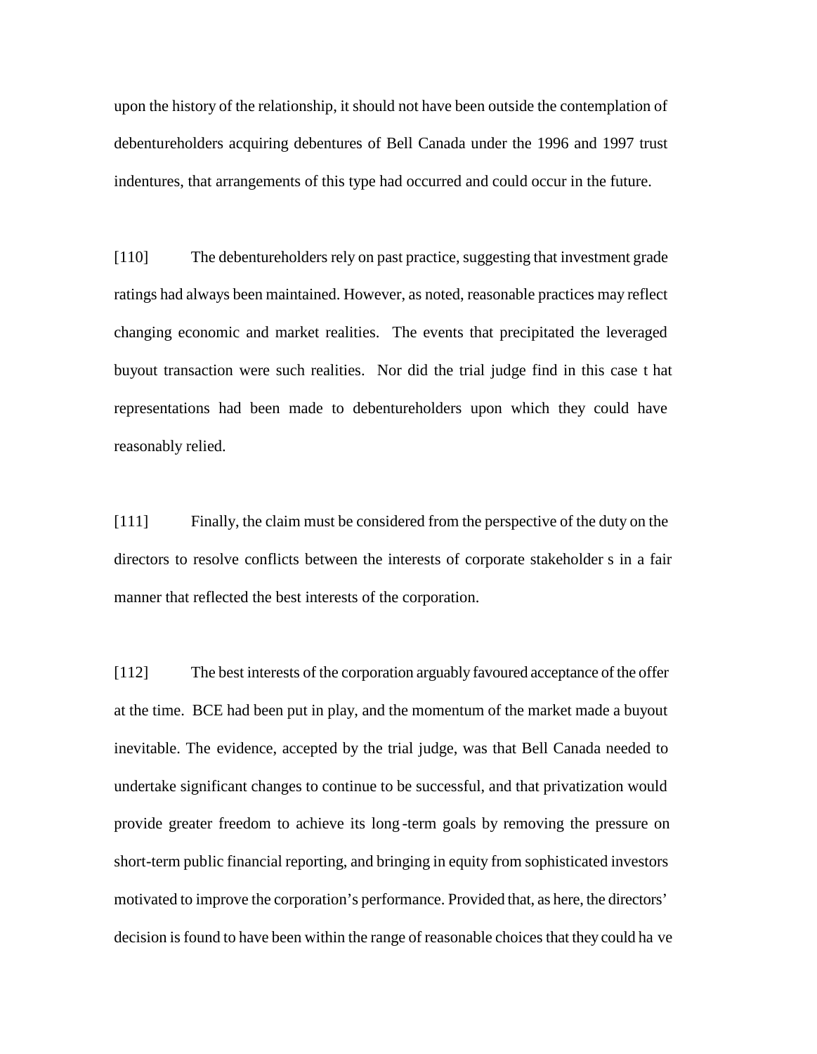upon the history of the relationship, it should not have been outside the contemplation of debentureholders acquiring debentures of Bell Canada under the 1996 and 1997 trust indentures, that arrangements of this type had occurred and could occur in the future.

[110] The debentureholders rely on past practice, suggesting that investment grade ratings had always been maintained. However, as noted, reasonable practices may reflect changing economic and market realities. The events that precipitated the leveraged buyout transaction were such realities. Nor did the trial judge find in this case that representations had been made to debentureholders upon which they could have reasonably relied.

[111] Finally, the claim must be considered from the perspective of the duty on the directors to resolve conflicts between the interests of corporate stakeholders in a fair manner that reflected the best interests of the corporation.

[112] The best interests of the corporation arguably favoured acceptance of the offer at the time. BCE had been put in play, and the momentum of the market made a buyout inevitable. The evidence, accepted by the trial judge, was that Bell Canada needed to undertake significant changes to continue to be successful, and that privatization would provide greater freedom to achieve its long-term goals by removing the pressure on short-term public financial reporting, and bringing in equity from sophisticated investors motivated to improve the corporation's performance. Provided that, as here, the directors' decision is found to have been within the range of reasonable choices that they could have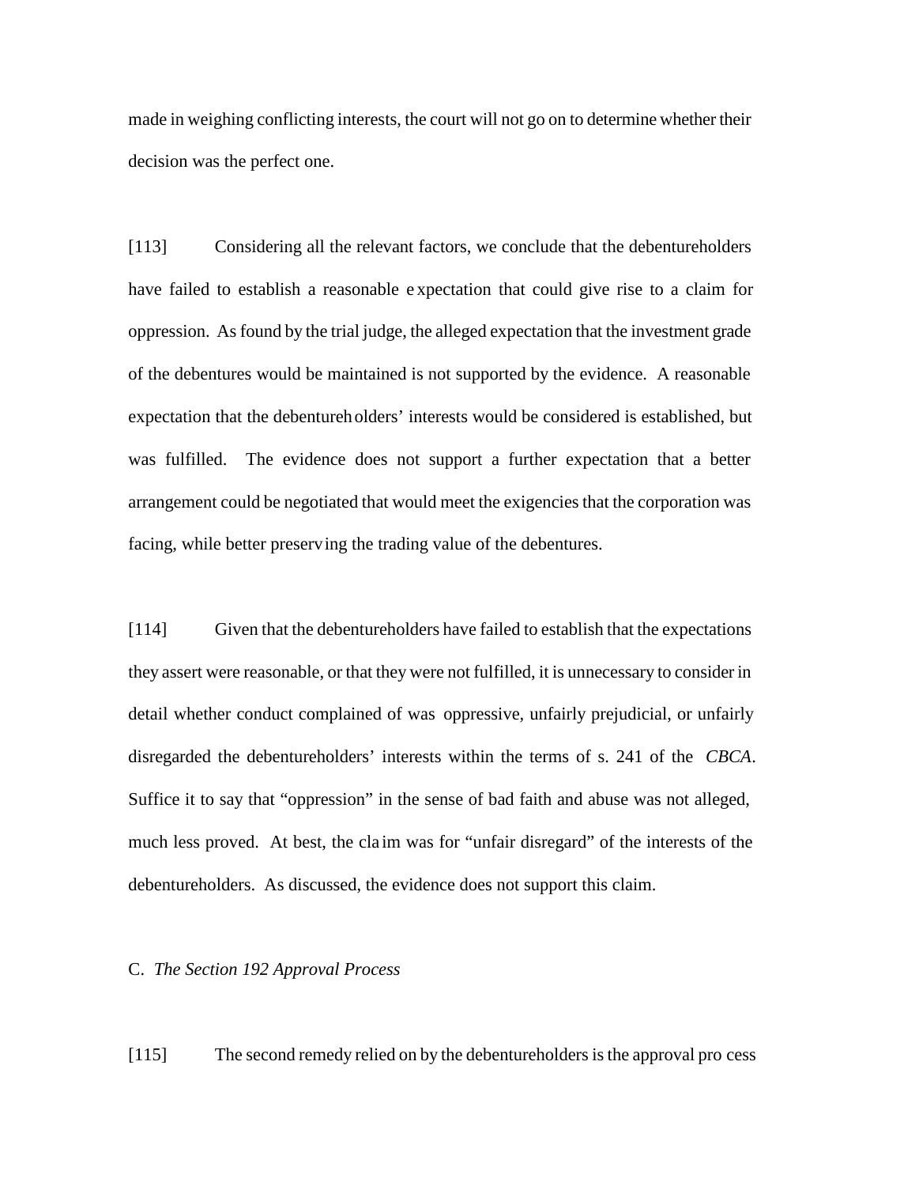made in weighing conflicting interests, the court will not go on to determine whether their decision was the perfect one.

[113] Considering all the relevant factors, we conclude that the debentureholders have failed to establish a reasonable expectation that could give rise to a claim for oppression. As found by the trial judge, the alleged expectation that the investment grade of the debentures would be maintained is not supported by the evidence. A reasonable expectation that the debentureholders' interests would be considered is established, but was fulfilled. The evidence does not support a further expectation that a better arrangement could be negotiated that would meet the exigencies that the corporation was facing, while better preserving the trading value of the debentures.

[114] Given that the debentureholders have failed to establish that the expectations they assert were reasonable, or that they were not fulfilled, it is unnecessary to consider in detail whether conduct complained of was oppressive, unfairly prejudicial, or unfairly disregarded the debentureholders' interests within the terms of s. 241 of the *CBCA*. Suffice it to say that "oppression" in the sense of bad faith and abuse was not alleged, much less proved. At best, the claim was for "unfair disregard" of the interests of the debentureholders. As discussed, the evidence does not support this claim.

C. *The Section 192 Approval Process*

[115] The second remedy relied on by the debentureholders is the approval process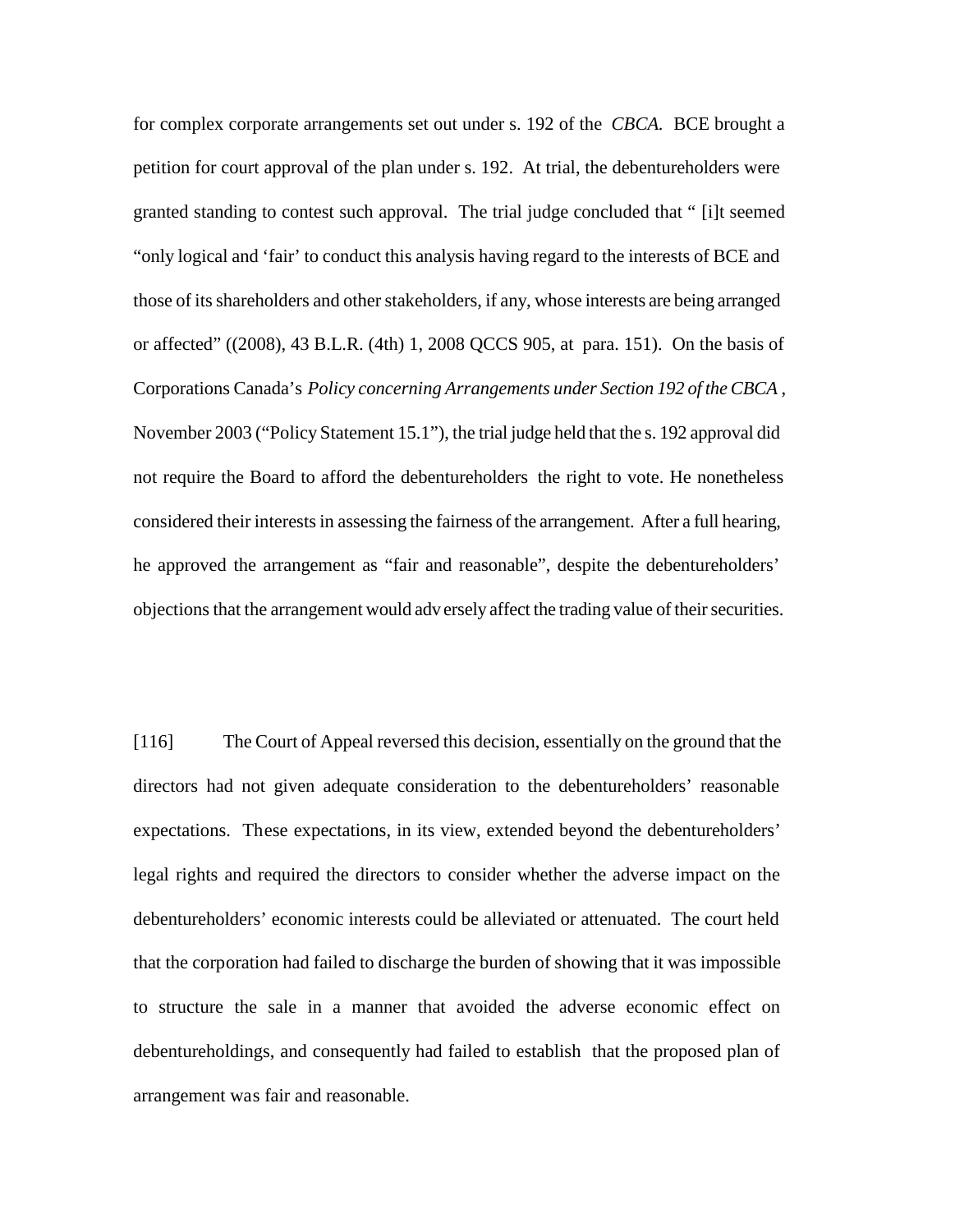for complex corporate arrangements set out under s. 192 of the *CBCA.* BCE brought a petition for court approval of the plan under s. 192. At trial, the debentureholders were granted standing to contest such approval. The trial judge concluded that " [i]t seemed "only logical and 'fair' to conduct this analysis having regard to the interests of BCE and those of its shareholders and other stakeholders, if any, whose interests are being arranged or affected" ((2008), 43 B.L.R. (4th) 1, 2008 QCCS 905, at para. 151). On the basis of Corporations Canada's *Policy concerning Arrangements under Section 192 of the CBCA* , November 2003 ("Policy Statement 15.1"), the trial judge held that the s. 192 approval did not require the Board to afford the debentureholders the right to vote. He nonetheless considered their interests in assessing the fairness of the arrangement. After a full hearing, he approved the arrangement as "fair and reasonable", despite the debentureholders' objections that the arrangement would adversely affect the trading value of their securities.

[116] The Court of Appeal reversed this decision, essentially on the ground that the directors had not given adequate consideration to the debentureholders' reasonable expectations. These expectations, in its view, extended beyond the debentureholders' legal rights and required the directors to consider whether the adverse impact on the debentureholders' economic interests could be alleviated or attenuated. The court held that the corporation had failed to discharge the burden of showing that it was impossible to structure the sale in a manner that avoided the adverse economic effect on debentureholdings, and consequently had failed to establish that the proposed plan of arrangement was fair and reasonable.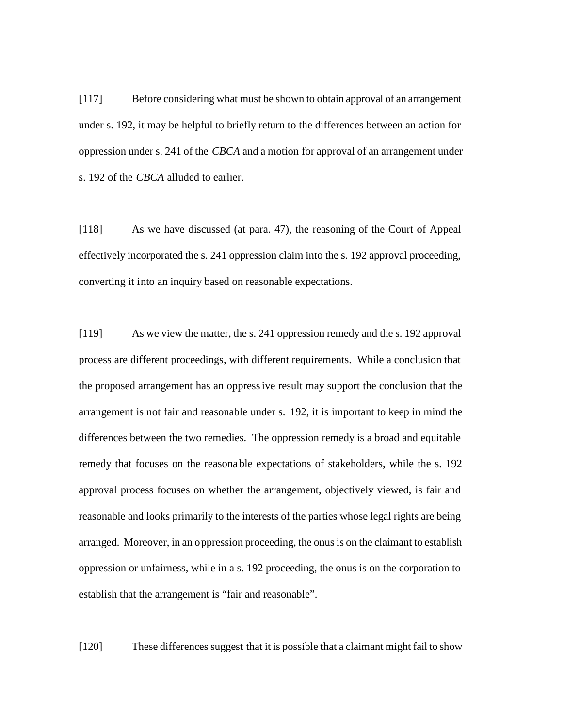[117] Before considering what must be shown to obtain approval of an arrangement under s. 192, it may be helpful to briefly return to the differences between an action for oppression under s. 241 of the *CBCA* and a motion for approval of an arrangement under s. 192 of the *CBCA* alluded to earlier.

[118] As we have discussed (at para. 47), the reasoning of the Court of Appeal effectively incorporated the s. 241 oppression claim into the s. 192 approval proceeding, converting it into an inquiry based on reasonable expectations.

[119] As we view the matter, the s. 241 oppression remedy and the s. 192 approval process are different proceedings, with different requirements. While a conclusion that the proposed arrangement has an oppressive result may support the conclusion that the arrangement is not fair and reasonable under s. 192, it is important to keep in mind the differences between the two remedies. The oppression remedy is a broad and equitable remedy that focuses on the reasonable expectations of stakeholders, while the s. 192 approval process focuses on whether the arrangement, objectively viewed, is fair and reasonable and looks primarily to the interests of the parties whose legal rights are being arranged. Moreover, in an oppression proceeding, the onus is on the claimant to establish oppression or unfairness, while in a s. 192 proceeding, the onus is on the corporation to establish that the arrangement is "fair and reasonable".

[120] These differences suggest that it is possible that a claimant might fail to show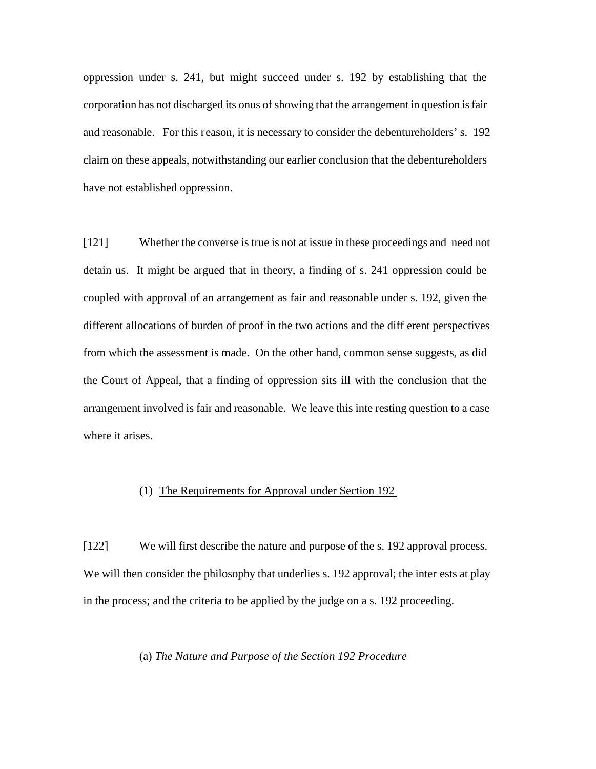oppression under s. 241, but might succeed under s. 192 by establishing that the corporation has not discharged its onus of showing that the arrangement in question is fair and reasonable. For this reason, it is necessary to consider the debentureholders' s. 192 claim on these appeals, notwithstanding our earlier conclusion that the debentureholders have not established oppression.

[121] Whether the converse is true is not at issue in these proceedings and need not detain us. It might be argued that in theory, a finding of s. 241 oppression could be coupled with approval of an arrangement as fair and reasonable under s. 192, given the different allocations of burden of proof in the two actions and the different perspectives from which the assessment is made. On the other hand, common sense suggests, as did the Court of Appeal, that a finding of oppression sits ill with the conclusion that the arrangement involved is fair and reasonable. We leave this interesting question to a case where it arises.

### (1) The Requirements for Approval under Section 192

[122] We will first describe the nature and purpose of the s. 192 approval process. We will then consider the philosophy that underlies s. 192 approval; the interests at play in the process; and the criteria to be applied by the judge on a s. 192 proceeding.

#### (a) *The Nature and Purpose of the Section 192 Procedure*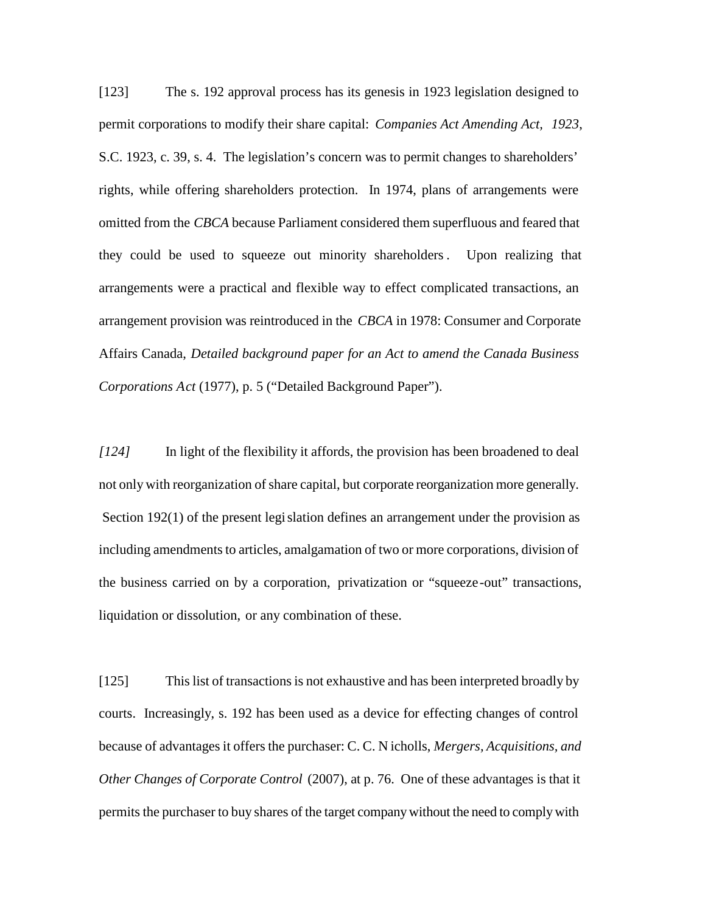[123] The s. 192 approval process has its genesis in 1923 legislation designed to permit corporations to modify their share capital: *Companies Act Amending Act, 1923*, S.C. 1923, c. 39, s. 4. The legislation's concern was to permit changes to shareholders' rights, while offering shareholders protection. In 1974, plans of arrangements were omitted from the *CBCA* because Parliament considered them superfluous and feared that they could be used to squeeze out minority shareholders. Upon realizing that arrangements were a practical and flexible way to effect complicated transactions, an arrangement provision was reintroduced in the *CBCA* in 1978: Consumer and Corporate Affairs Canada, *Detailed background paper for an Act to amend the Canada Business Corporations Act* (1977), p. 5 ("Detailed Background Paper").

*[124]* In light of the flexibility it affords, the provision has been broadened to deal not only with reorganization of share capital, but corporate reorganization more generally. Section 192(1) of the present legislation defines an arrangement under the provision as including amendments to articles, amalgamation of two or more corporations, division of the business carried on by a corporation, privatization or "squeeze-out" transactions, liquidation or dissolution, or any combination of these.

[125] This list of transactions is not exhaustive and has been interpreted broadly by courts. Increasingly, s. 192 has been used as a device for effecting changes of control because of advantages it offers the purchaser: C. C. Nicholls, *Mergers, Acquisitions, and Other Changes of Corporate Control* (2007), at p. 76. One of these advantages is that it permits the purchaser to buy shares of the target company without the need to comply with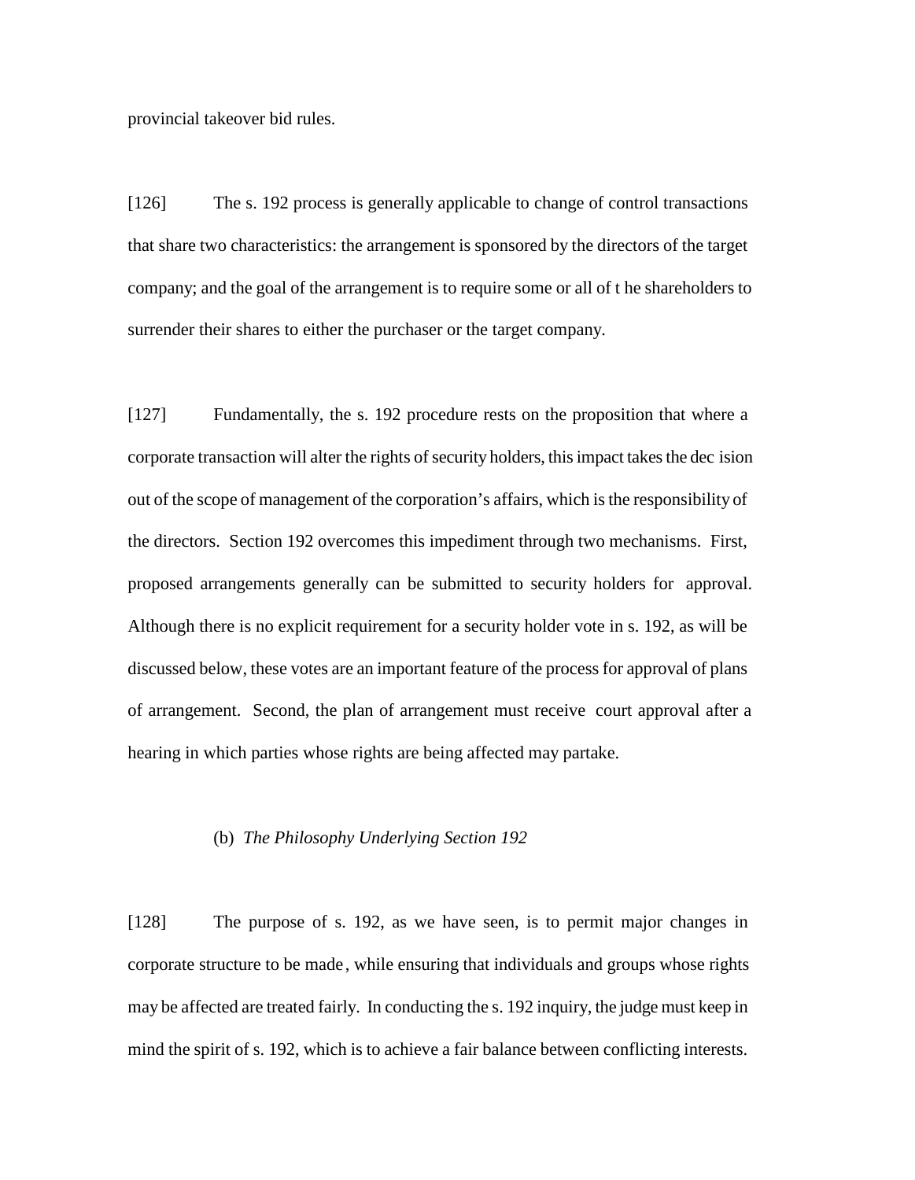provincial takeover bid rules.

[126] The s. 192 process is generally applicable to change of control transactions that share two characteristics: the arrangement is sponsored by the directors of the target company; and the goal of the arrangement is to require some or all of the shareholders to surrender their shares to either the purchaser or the target company.

[127] Fundamentally, the s. 192 procedure rests on the proposition that where a corporate transaction will alter the rights of security holders, this impact takes the decision out of the scope of management of the corporation's affairs, which is the responsibility of the directors. Section 192 overcomes this impediment through two mechanisms. First, proposed arrangements generally can be submitted to security holders for approval. Although there is no explicit requirement for a security holder vote in s. 192, as will be discussed below, these votes are an important feature of the process for approval of plans of arrangement. Second, the plan of arrangement must receive court approval after a hearing in which parties whose rights are being affected may partake.

(b) *The Philosophy Underlying Section 192*

[128] The purpose of s. 192, as we have seen, is to permit major changes in corporate structure to be made, while ensuring that individuals and groups whose rights may be affected are treated fairly. In conducting the s. 192 inquiry, the judge must keep in mind the spirit of s. 192, which is to achieve a fair balance between conflicting interests.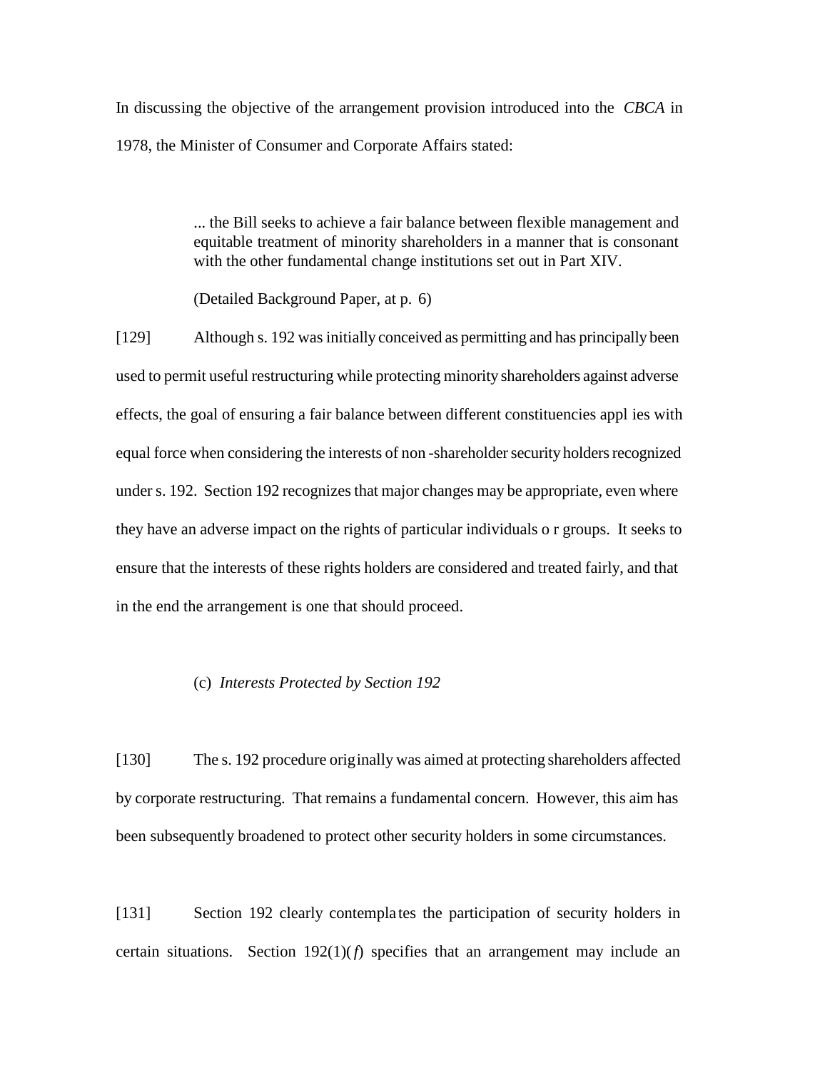In discussing the objective of the arrangement provision introduced into the *CBCA* in 1978, the Minister of Consumer and Corporate Affairs stated:

> ... the Bill seeks to achieve a fair balance between flexible management and equitable treatment of minority shareholders in a manner that is consonant with the other fundamental change institutions set out in Part XIV.
>
> (Detailed Background Paper, at p. 6)

[129] Although s. 192 was initially conceived as permitting and has principally been used to permit useful restructuring while protecting minority shareholders against adverse effects, the goal of ensuring a fair balance between different constituencies applies with equal force when considering the interests of non-shareholder security holders recognized under s. 192. Section 192 recognizes that major changes may be appropriate, even where they have an adverse impact on the rights of particular individuals or groups. It seeks to ensure that the interests of these rights holders are considered and treated fairly, and that in the end the arrangement is one that should proceed.

(c) *Interests Protected by Section 192*

[130] The s. 192 procedure originally was aimed at protecting shareholders affected by corporate restructuring. That remains a fundamental concern. However, this aim has been subsequently broadened to protect other security holders in some circumstances.

[131] Section 192 clearly contemplates the participation of security holders in certain situations. Section 192(1)(*f*) specifies that an arrangement may include an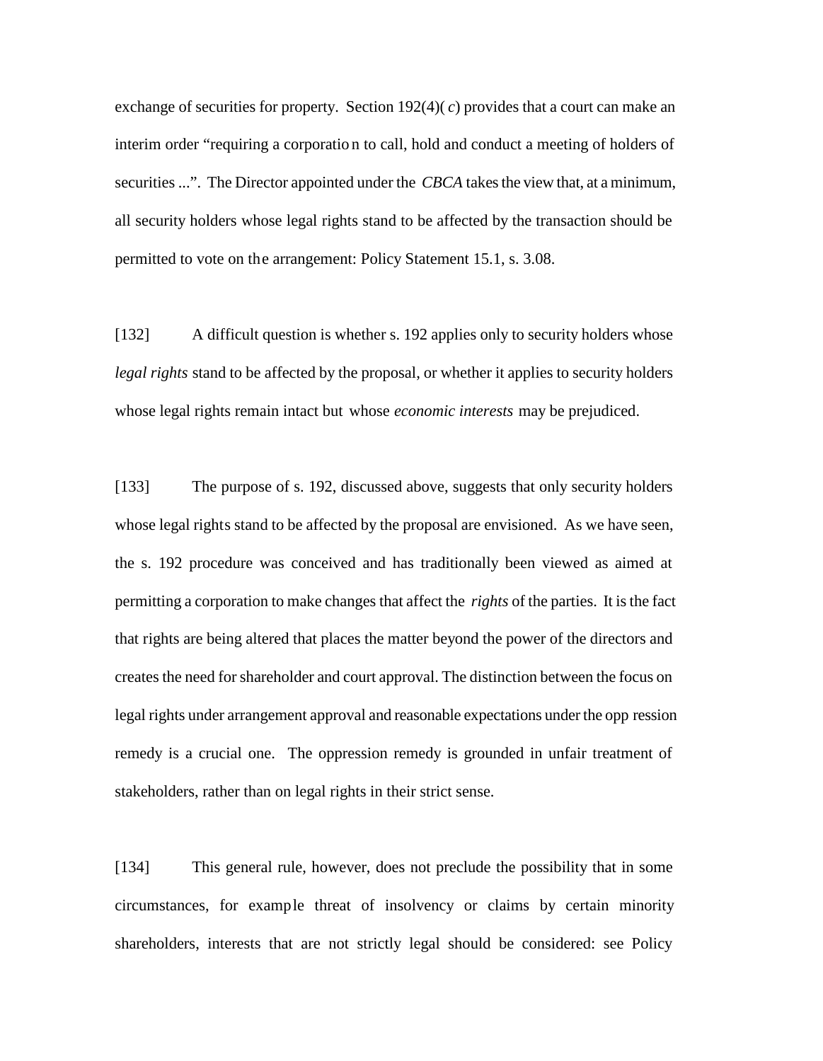exchange of securities for property. Section 192(4)(*c*) provides that a court can make an interim order "requiring a corporation to call, hold and conduct a meeting of holders of securities ...". The Director appointed under the *CBCA* takes the view that, at a minimum, all security holders whose legal rights stand to be affected by the transaction should be permitted to vote on the arrangement: Policy Statement 15.1, s. 3.08.

[132] A difficult question is whether s. 192 applies only to security holders whose *legal rights* stand to be affected by the proposal, or whether it applies to security holders whose legal rights remain intact but whose *economic interests* may be prejudiced.

[133] The purpose of s. 192, discussed above, suggests that only security holders whose legal rights stand to be affected by the proposal are envisioned. As we have seen, the s. 192 procedure was conceived and has traditionally been viewed as aimed at permitting a corporation to make changes that affect the *rights* of the parties. It is the fact that rights are being altered that places the matter beyond the power of the directors and creates the need for shareholder and court approval. The distinction between the focus on legal rights under arrangement approval and reasonable expectations under the oppression remedy is a crucial one. The oppression remedy is grounded in unfair treatment of stakeholders, rather than on legal rights in their strict sense.

[134] This general rule, however, does not preclude the possibility that in some circumstances, for example threat of insolvency or claims by certain minority shareholders, interests that are not strictly legal should be considered: see Policy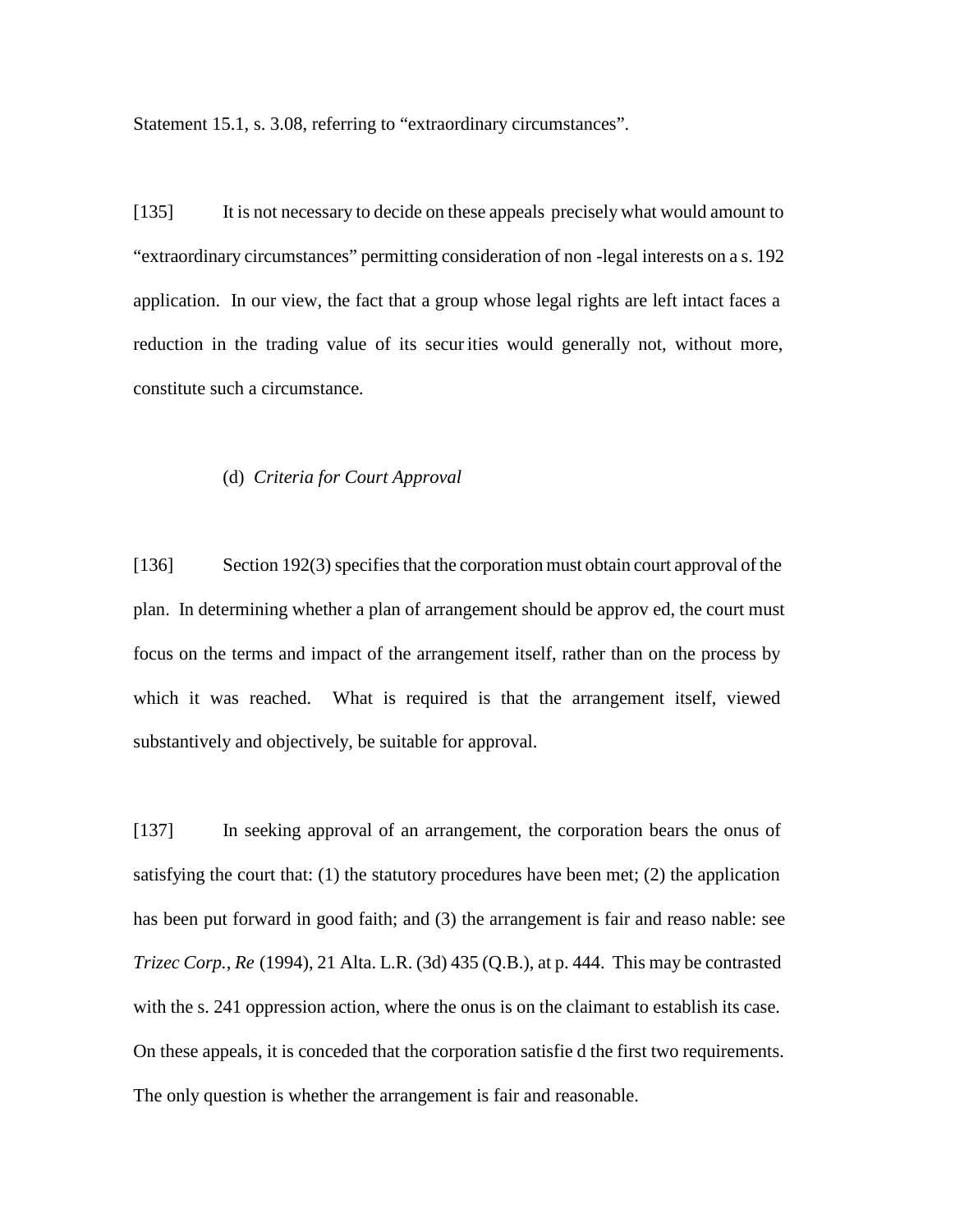Statement 15.1, s. 3.08, referring to "extraordinary circumstances".

[135] It is not necessary to decide on these appeals precisely what would amount to "extraordinary circumstances" permitting consideration of non-legal interests on a s. 192 application. In our view, the fact that a group whose legal rights are left intact faces a reduction in the trading value of its securities would generally not, without more, constitute such a circumstance.

(d) *Criteria for Court Approval*

[136] Section 192(3) specifies that the corporation must obtain court approval of the plan. In determining whether a plan of arrangement should be approved, the court must focus on the terms and impact of the arrangement itself, rather than on the process by which it was reached. What is required is that the arrangement itself, viewed substantively and objectively, be suitable for approval.

[137] In seeking approval of an arrangement, the corporation bears the onus of satisfying the court that: (1) the statutory procedures have been met; (2) the application has been put forward in good faith; and (3) the arrangement is fair and reasonable: see *Trizec Corp., Re* (1994), 21 Alta. L.R. (3d) 435 (Q.B.), at p. 444. This may be contrasted with the s. 241 oppression action, where the onus is on the claimant to establish its case. On these appeals, it is conceded that the corporation satisfied the first two requirements. The only question is whether the arrangement is fair and reasonable.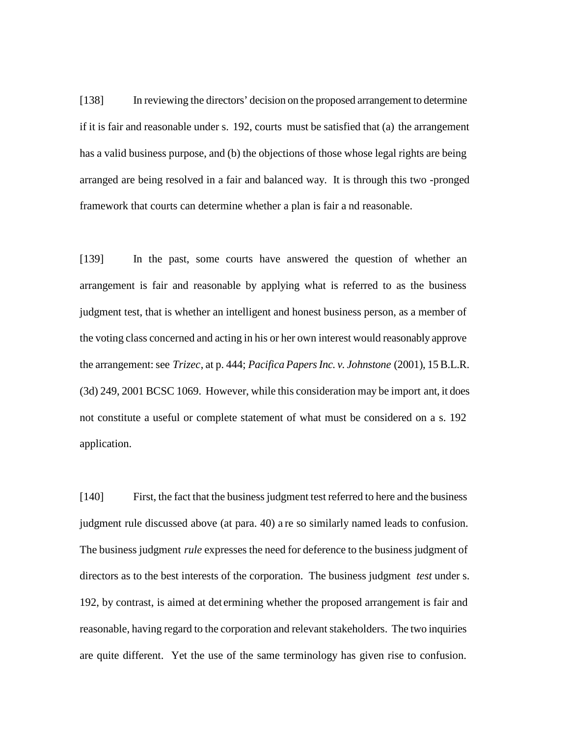[138] In reviewing the directors' decision on the proposed arrangement to determine if it is fair and reasonable under s. 192, courts must be satisfied that (a) the arrangement has a valid business purpose, and (b) the objections of those whose legal rights are being arranged are being resolved in a fair and balanced way. It is through this two-pronged framework that courts can determine whether a plan is fair and reasonable.

[139] In the past, some courts have answered the question of whether an arrangement is fair and reasonable by applying what is referred to as the business judgment test, that is whether an intelligent and honest business person, as a member of the voting class concerned and acting in his or her own interest would reasonably approve the arrangement: see *Trizec*, at p. 444; *Pacifica Papers Inc. v. Johnstone* (2001), 15 B.L.R. (3d) 249, 2001 BCSC 1069. However, while this consideration may be important, it does not constitute a useful or complete statement of what must be considered on a s. 192 application.

[140] First, the fact that the business judgment test referred to here and the business judgment rule discussed above (at para. 40) are so similarly named leads to confusion. The business judgment *rule* expresses the need for deference to the business judgment of directors as to the best interests of the corporation. The business judgment *test* under s. 192, by contrast, is aimed at determining whether the proposed arrangement is fair and reasonable, having regard to the corporation and relevant stakeholders. The two inquiries are quite different. Yet the use of the same terminology has given rise to confusion.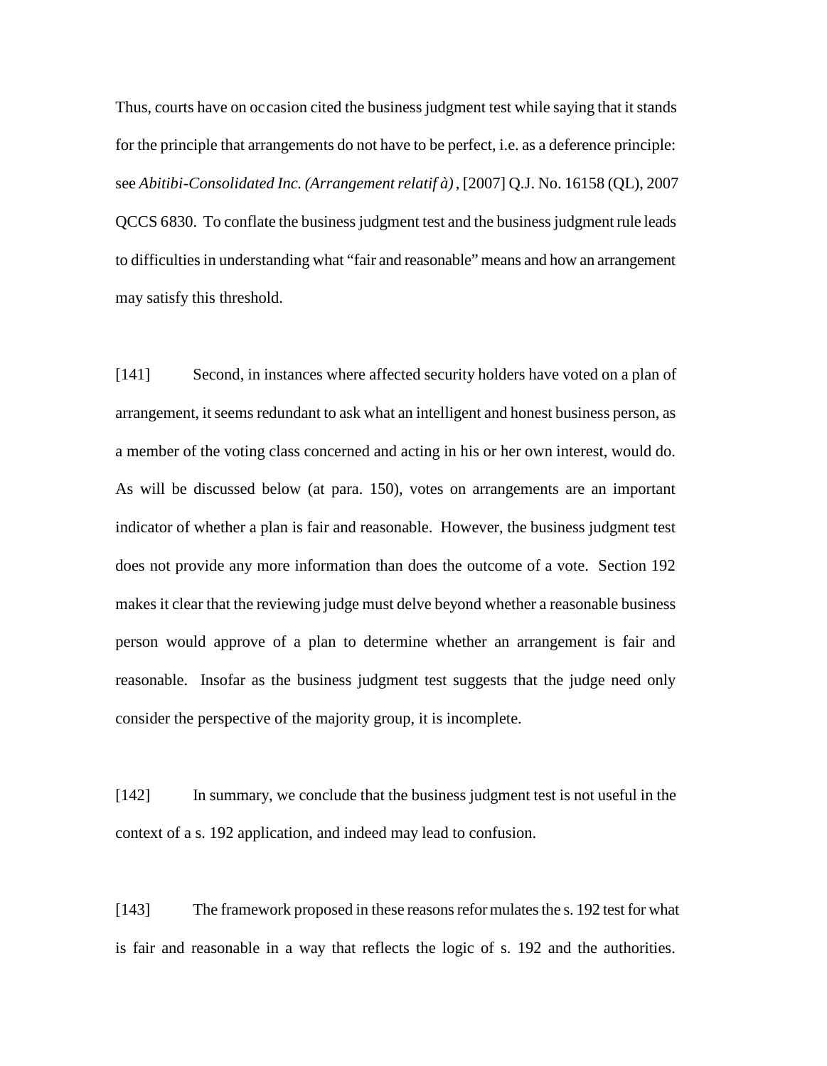Thus, courts have on occasion cited the business judgment test while saying that it stands for the principle that arrangements do not have to be perfect, i.e. as a deference principle: see *Abitibi-Consolidated Inc. (Arrangement relatif à)*, [2007] Q.J. No. 16158 (QL), 2007 QCCS 6830. To conflate the business judgment test and the business judgment rule leads to difficulties in understanding what "fair and reasonable" means and how an arrangement may satisfy this threshold.

[141] Second, in instances where affected security holders have voted on a plan of arrangement, it seems redundant to ask what an intelligent and honest business person, as a member of the voting class concerned and acting in his or her own interest, would do. As will be discussed below (at para. 150), votes on arrangements are an important indicator of whether a plan is fair and reasonable. However, the business judgment test does not provide any more information than does the outcome of a vote. Section 192 makes it clear that the reviewing judge must delve beyond whether a reasonable business person would approve of a plan to determine whether an arrangement is fair and reasonable. Insofar as the business judgment test suggests that the judge need only consider the perspective of the majority group, it is incomplete.

[142] In summary, we conclude that the business judgment test is not useful in the context of a s. 192 application, and indeed may lead to confusion.

[143] The framework proposed in these reasons reformulates the s. 192 test for what is fair and reasonable in a way that reflects the logic of s. 192 and the authorities.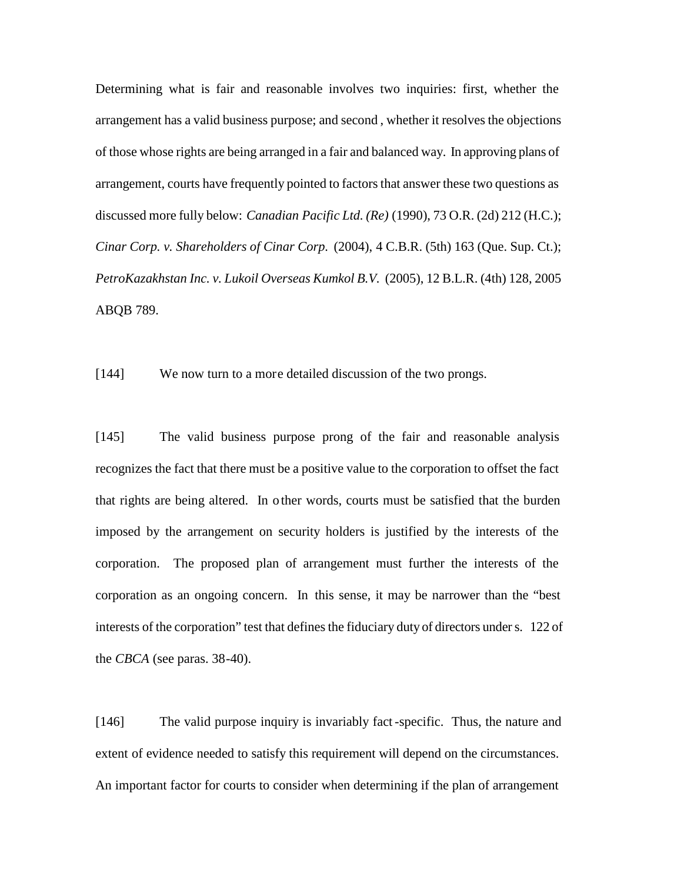Determining what is fair and reasonable involves two inquiries: first, whether the arrangement has a valid business purpose; and second, whether it resolves the objections of those whose rights are being arranged in a fair and balanced way. In approving plans of arrangement, courts have frequently pointed to factors that answer these two questions as discussed more fully below: *Canadian Pacific Ltd. (Re)* (1990), 73 O.R. (2d) 212 (H.C.); *Cinar Corp. v. Shareholders of Cinar Corp.* (2004), 4 C.B.R. (5th) 163 (Que. Sup. Ct.); *PetroKazakhstan Inc. v. Lukoil Overseas Kumkol B.V.* (2005), 12 B.L.R. (4th) 128, 2005 ABQB 789.

[144] We now turn to a more detailed discussion of the two prongs.

[145] The valid business purpose prong of the fair and reasonable analysis recognizes the fact that there must be a positive value to the corporation to offset the fact that rights are being altered. In other words, courts must be satisfied that the burden imposed by the arrangement on security holders is justified by the interests of the corporation. The proposed plan of arrangement must further the interests of the corporation as an ongoing concern. In this sense, it may be narrower than the "best interests of the corporation" test that defines the fiduciary duty of directors under s. 122 of the *CBCA* (see paras. 38-40).

[146] The valid purpose inquiry is invariably fact-specific. Thus, the nature and extent of evidence needed to satisfy this requirement will depend on the circumstances. An important factor for courts to consider when determining if the plan of arrangement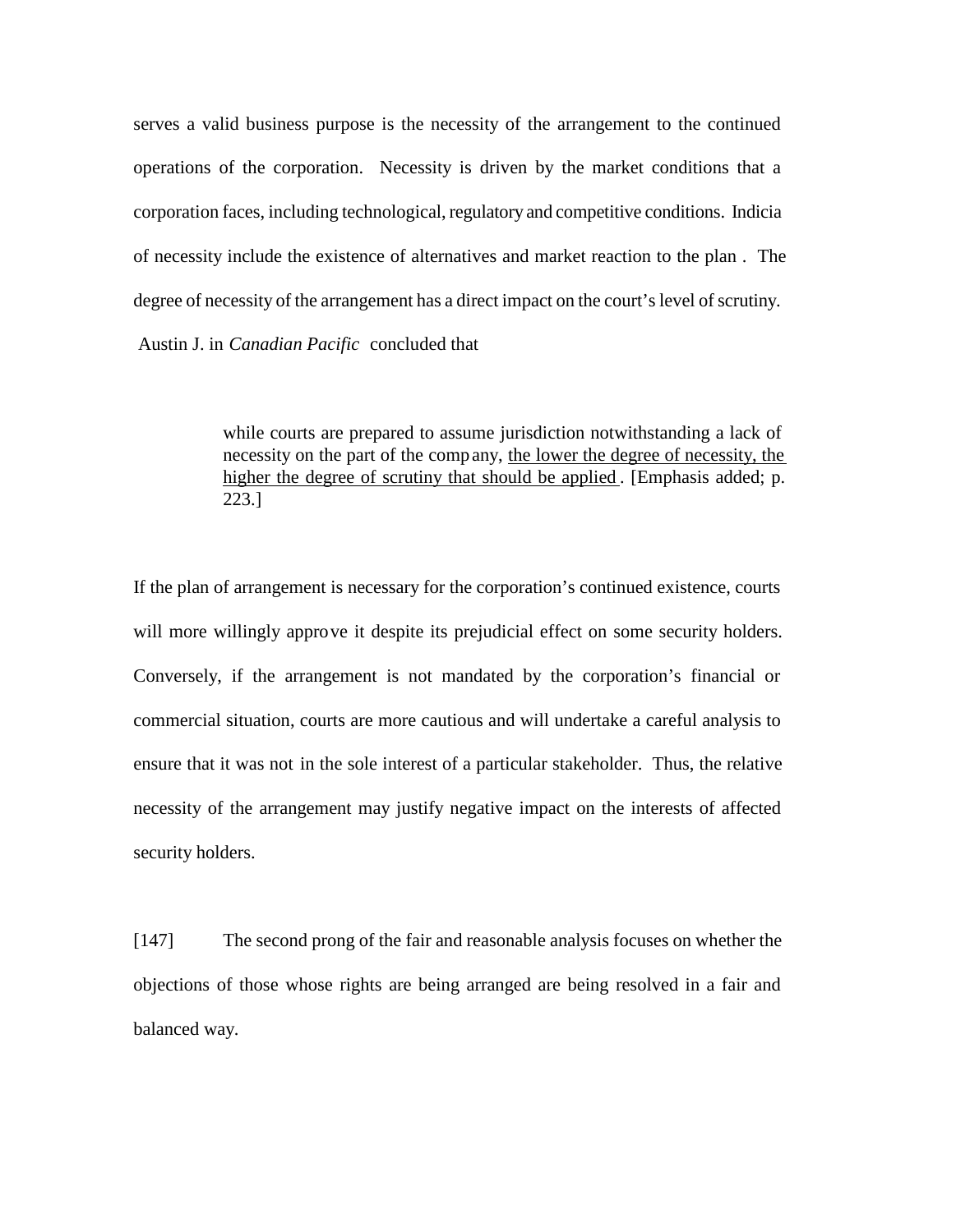serves a valid business purpose is the necessity of the arrangement to the continued operations of the corporation. Necessity is driven by the market conditions that a corporation faces, including technological, regulatory and competitive conditions. Indicia of necessity include the existence of alternatives and market reaction to the plan. The degree of necessity of the arrangement has a direct impact on the court's level of scrutiny. Austin J. in *Canadian Pacific* concluded that

> while courts are prepared to assume jurisdiction notwithstanding a lack of necessity on the part of the company, <u>the lower the degree of necessity, the higher the degree of scrutiny that should be applied</u>. [Emphasis added; p. 223.]

If the plan of arrangement is necessary for the corporation's continued existence, courts will more willingly approve it despite its prejudicial effect on some security holders. Conversely, if the arrangement is not mandated by the corporation's financial or commercial situation, courts are more cautious and will undertake a careful analysis to ensure that it was not in the sole interest of a particular stakeholder. Thus, the relative necessity of the arrangement may justify negative impact on the interests of affected security holders.

[147] The second prong of the fair and reasonable analysis focuses on whether the objections of those whose rights are being arranged are being resolved in a fair and balanced way.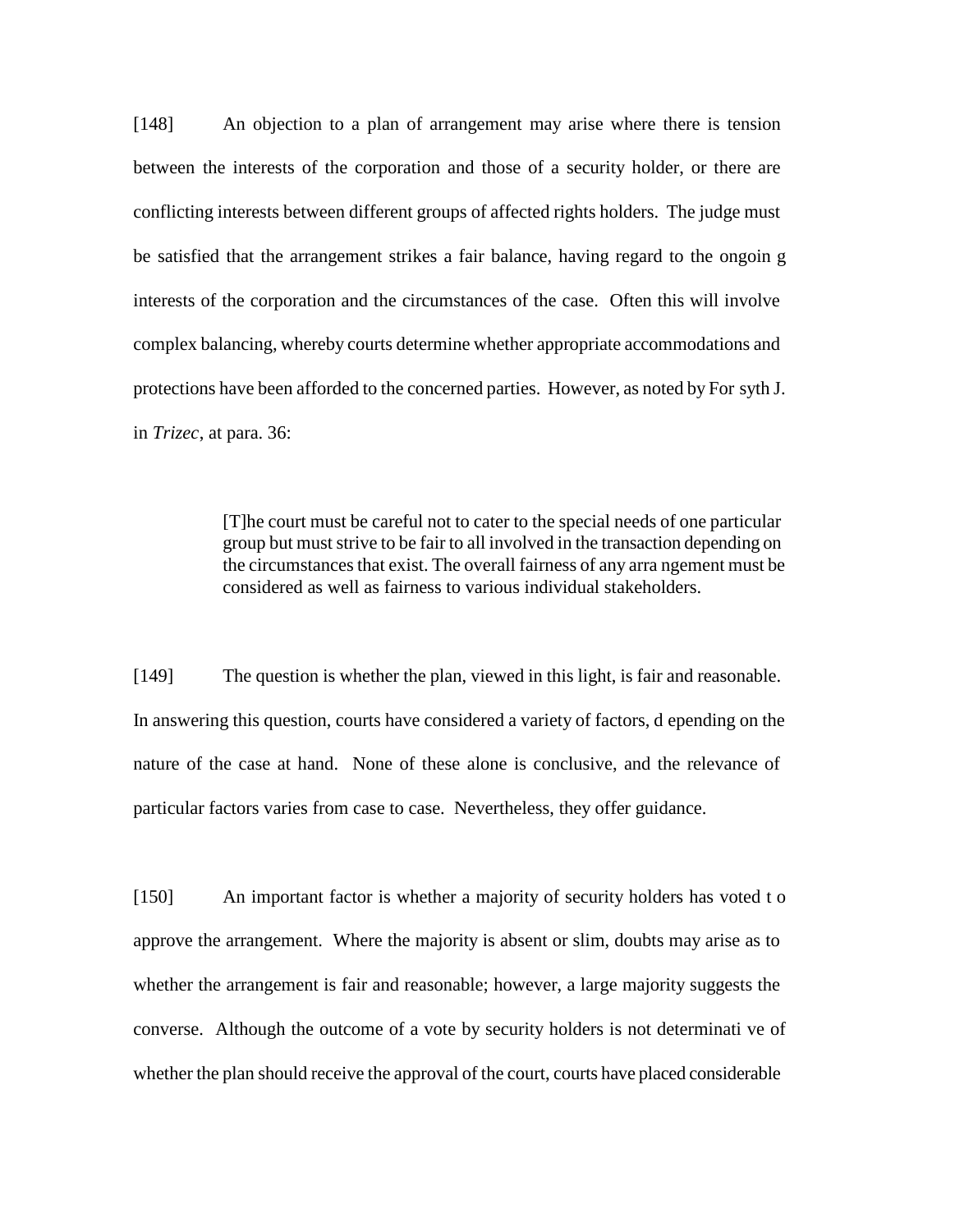[148] An objection to a plan of arrangement may arise where there is tension between the interests of the corporation and those of a security holder, or there are conflicting interests between different groups of affected rights holders. The judge must be satisfied that the arrangement strikes a fair balance, having regard to the ongoing interests of the corporation and the circumstances of the case. Often this will involve complex balancing, whereby courts determine whether appropriate accommodations and protections have been afforded to the concerned parties. However, as noted by Forsyth J. in *Trizec*, at para. 36:

> [T]he court must be careful not to cater to the special needs of one particular group but must strive to be fair to all involved in the transaction depending on the circumstances that exist. The overall fairness of any arrangement must be considered as well as fairness to various individual stakeholders.

[149] The question is whether the plan, viewed in this light, is fair and reasonable. In answering this question, courts have considered a variety of factors, depending on the nature of the case at hand. None of these alone is conclusive, and the relevance of particular factors varies from case to case. Nevertheless, they offer guidance.

[150] An important factor is whether a majority of security holders has voted to approve the arrangement. Where the majority is absent or slim, doubts may arise as to whether the arrangement is fair and reasonable; however, a large majority suggests the converse. Although the outcome of a vote by security holders is not determinative of whether the plan should receive the approval of the court, courts have placed considerable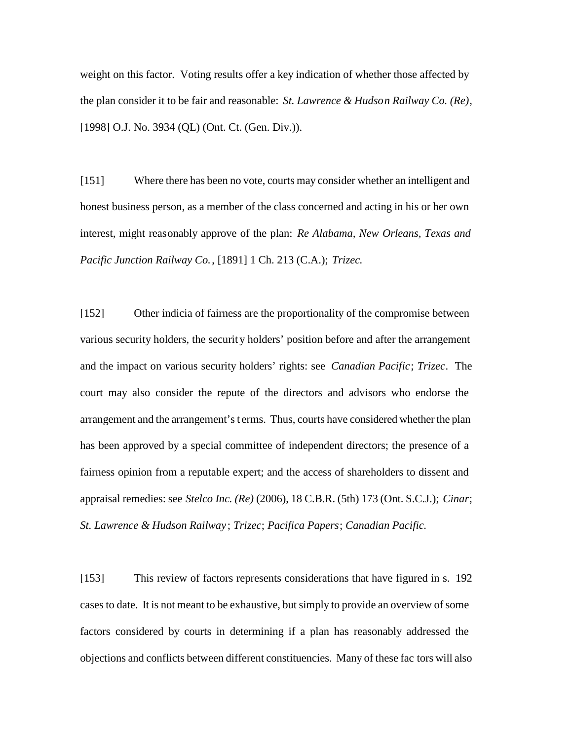weight on this factor. Voting results offer a key indication of whether those affected by the plan consider it to be fair and reasonable: *St. Lawrence & Hudson Railway Co. (Re)*, [1998] O.J. No. 3934 (QL) (Ont. Ct. (Gen. Div.)).

[151] Where there has been no vote, courts may consider whether an intelligent and honest business person, as a member of the class concerned and acting in his or her own interest, might reasonably approve of the plan: *Re Alabama, New Orleans, Texas and Pacific Junction Railway Co.*, [1891] 1 Ch. 213 (C.A.); *Trizec.*

[152] Other indicia of fairness are the proportionality of the compromise between various security holders, the security holders' position before and after the arrangement and the impact on various security holders' rights: see *Canadian Pacific*; *Trizec*. The court may also consider the repute of the directors and advisors who endorse the arrangement and the arrangement's terms. Thus, courts have considered whether the plan has been approved by a special committee of independent directors; the presence of a fairness opinion from a reputable expert; and the access of shareholders to dissent and appraisal remedies: see *Stelco Inc. (Re)* (2006), 18 C.B.R. (5th) 173 (Ont. S.C.J.); *Cinar*; *St. Lawrence & Hudson Railway*; *Trizec*; *Pacifica Papers*; *Canadian Pacific.*

[153] This review of factors represents considerations that have figured in s. 192 cases to date. It is not meant to be exhaustive, but simply to provide an overview of some factors considered by courts in determining if a plan has reasonably addressed the objections and conflicts between different constituencies. Many of these factors will also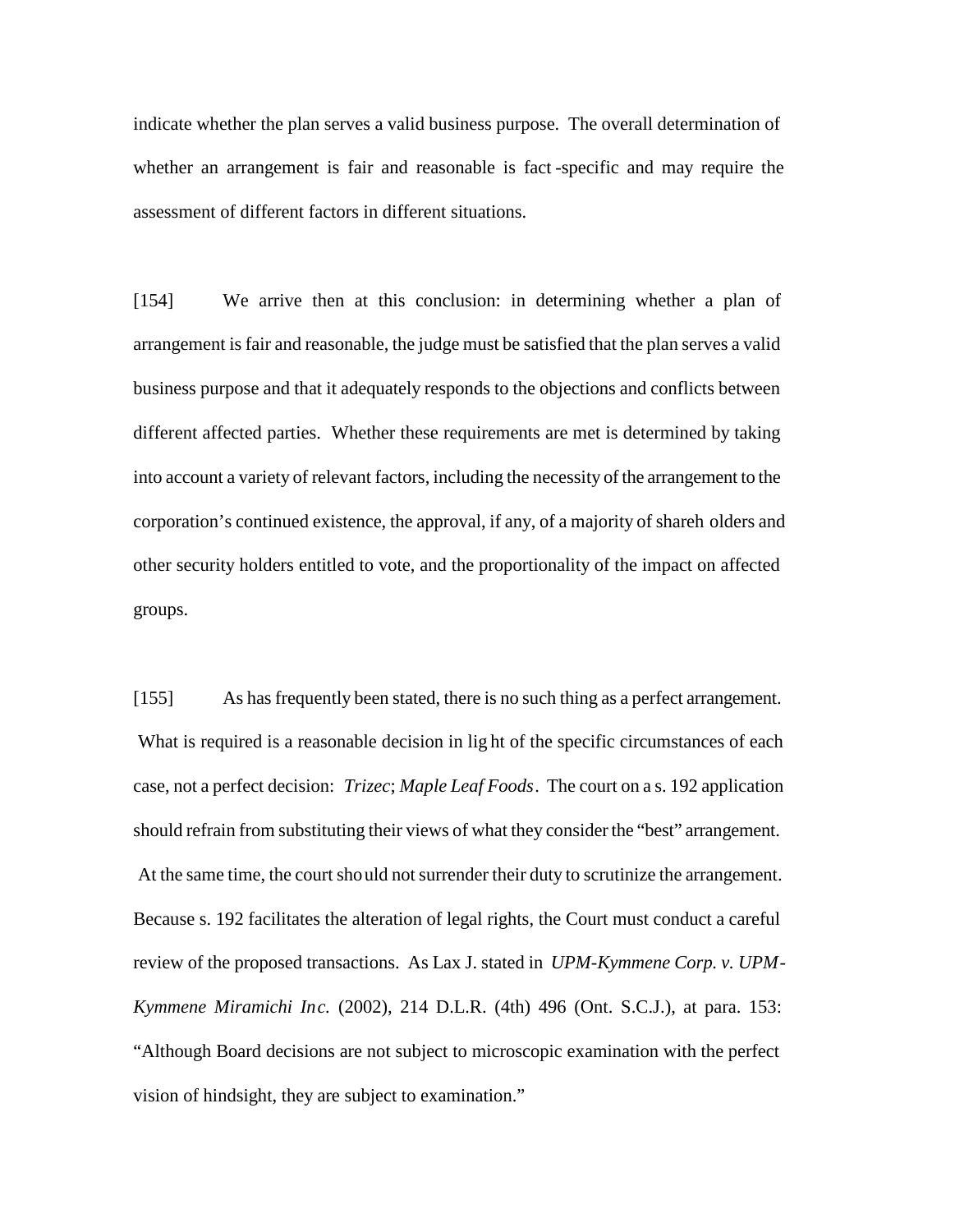indicate whether the plan serves a valid business purpose. The overall determination of whether an arrangement is fair and reasonable is fact-specific and may require the assessment of different factors in different situations.

[154] We arrive then at this conclusion: in determining whether a plan of arrangement is fair and reasonable, the judge must be satisfied that the plan serves a valid business purpose and that it adequately responds to the objections and conflicts between different affected parties. Whether these requirements are met is determined by taking into account a variety of relevant factors, including the necessity of the arrangement to the corporation's continued existence, the approval, if any, of a majority of shareholders and other security holders entitled to vote, and the proportionality of the impact on affected groups.

[155] As has frequently been stated, there is no such thing as a perfect arrangement. What is required is a reasonable decision in light of the specific circumstances of each case, not a perfect decision: *Trizec*; *Maple Leaf Foods*. The court on a s. 192 application should refrain from substituting their views of what they consider the "best" arrangement. At the same time, the court should not surrender their duty to scrutinize the arrangement. Because s. 192 facilitates the alteration of legal rights, the Court must conduct a careful review of the proposed transactions. As Lax J. stated in *UPM-Kymmene Corp. v. UPM-Kymmene Miramichi Inc.* (2002), 214 D.L.R. (4th) 496 (Ont. S.C.J.), at para. 153: "Although Board decisions are not subject to microscopic examination with the perfect vision of hindsight, they are subject to examination."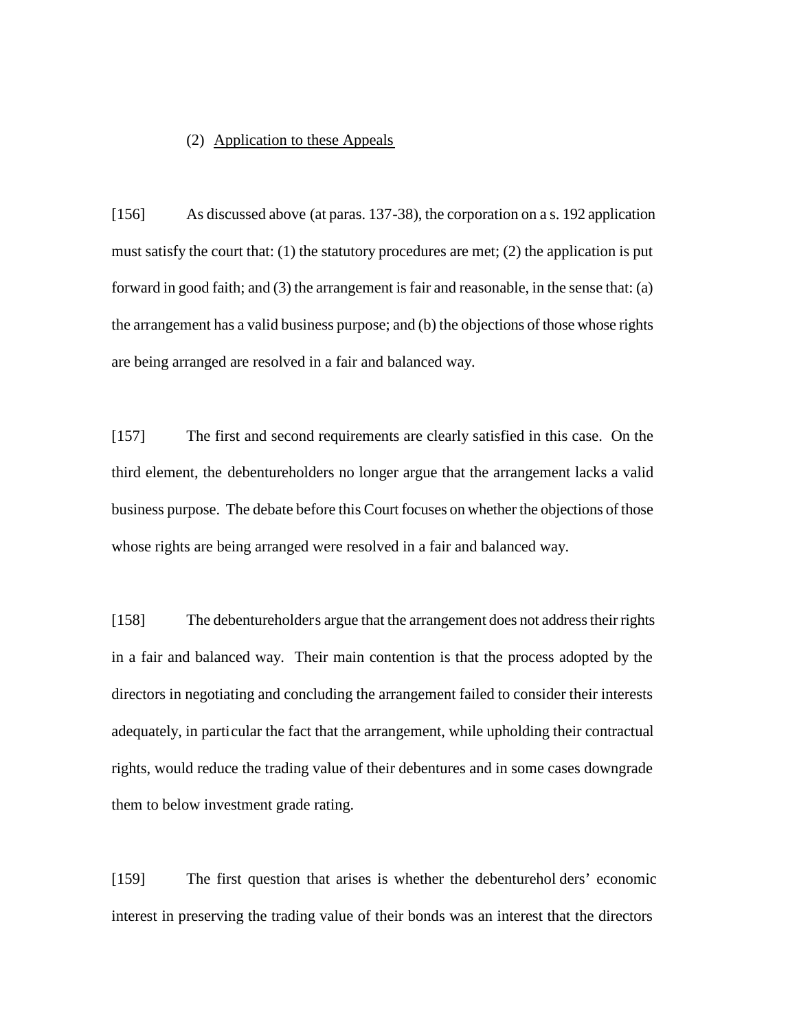### (2) Application to these Appeals

[156] As discussed above (at paras. 137-38), the corporation on a s. 192 application must satisfy the court that: (1) the statutory procedures are met; (2) the application is put forward in good faith; and (3) the arrangement is fair and reasonable, in the sense that: (a) the arrangement has a valid business purpose; and (b) the objections of those whose rights are being arranged are resolved in a fair and balanced way.

[157] The first and second requirements are clearly satisfied in this case. On the third element, the debentureholders no longer argue that the arrangement lacks a valid business purpose. The debate before this Court focuses on whether the objections of those whose rights are being arranged were resolved in a fair and balanced way.

[158] The debentureholders argue that the arrangement does not address their rights in a fair and balanced way. Their main contention is that the process adopted by the directors in negotiating and concluding the arrangement failed to consider their interests adequately, in particular the fact that the arrangement, while upholding their contractual rights, would reduce the trading value of their debentures and in some cases downgrade them to below investment grade rating.

[159] The first question that arises is whether the debentureholders' economic interest in preserving the trading value of their bonds was an interest that the directors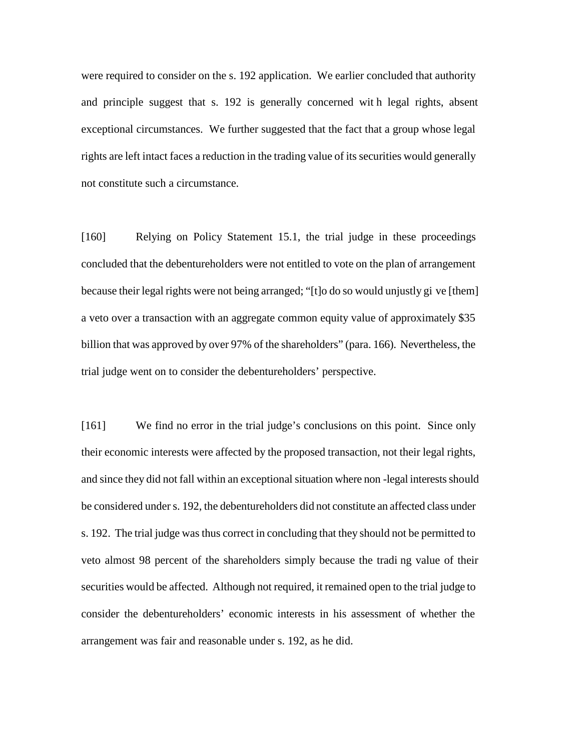were required to consider on the s. 192 application. We earlier concluded that authority and principle suggest that s. 192 is generally concerned with legal rights, absent exceptional circumstances. We further suggested that the fact that a group whose legal rights are left intact faces a reduction in the trading value of its securities would generally not constitute such a circumstance.

[160] Relying on Policy Statement 15.1, the trial judge in these proceedings concluded that the debentureholders were not entitled to vote on the plan of arrangement because their legal rights were not being arranged; "[t]o do so would unjustly give [them] a veto over a transaction with an aggregate common equity value of approximately $35 billion that was approved by over 97% of the shareholders" (para. 166). Nevertheless, the trial judge went on to consider the debentureholders' perspective.

[161] We find no error in the trial judge's conclusions on this point. Since only their economic interests were affected by the proposed transaction, not their legal rights, and since they did not fall within an exceptional situation where non-legal interests should be considered under s. 192, the debentureholders did not constitute an affected class under s. 192. The trial judge was thus correct in concluding that they should not be permitted to veto almost 98 percent of the shareholders simply because the trading value of their securities would be affected. Although not required, it remained open to the trial judge to consider the debentureholders' economic interests in his assessment of whether the arrangement was fair and reasonable under s. 192, as he did.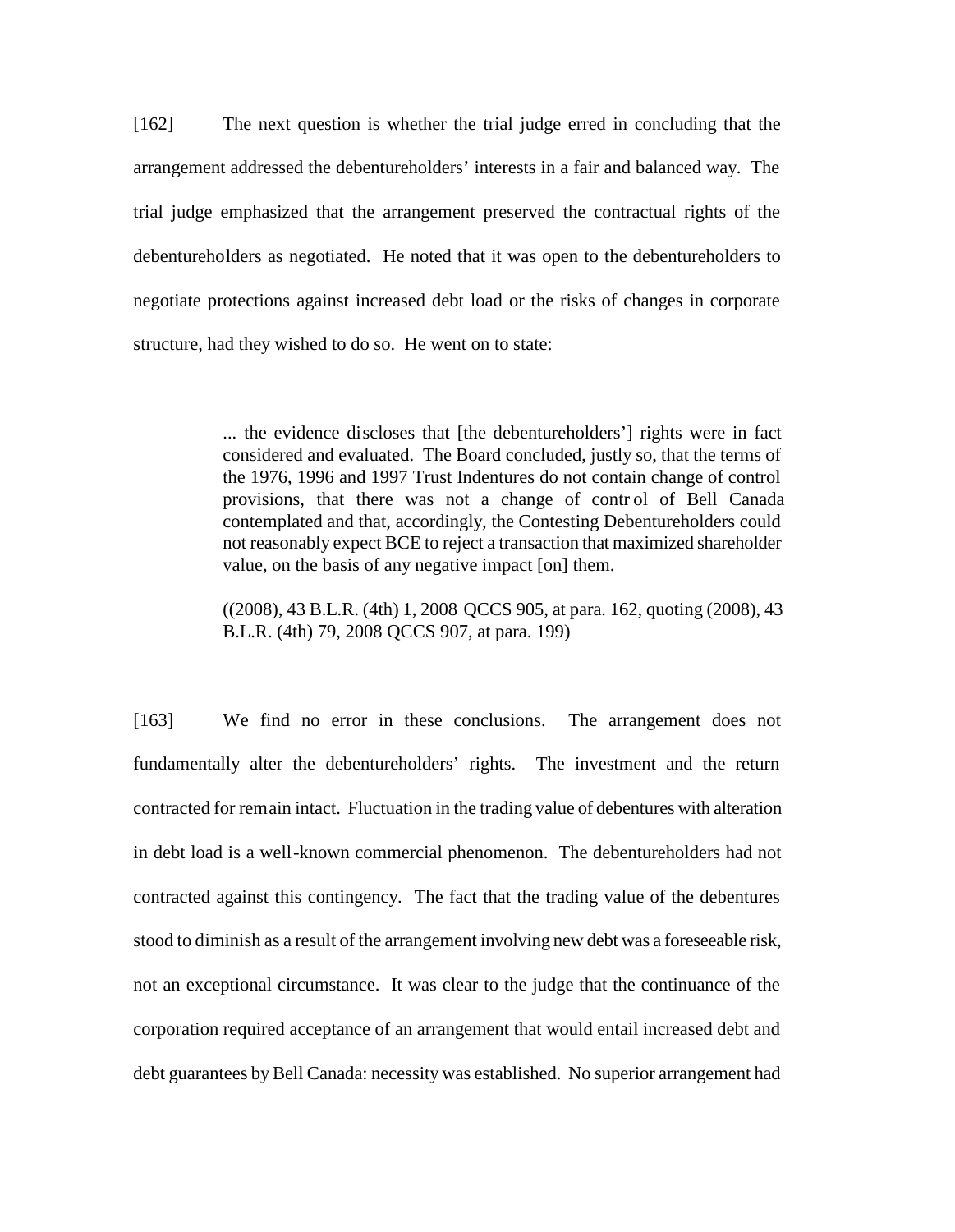[162] The next question is whether the trial judge erred in concluding that the arrangement addressed the debentureholders' interests in a fair and balanced way. The trial judge emphasized that the arrangement preserved the contractual rights of the debentureholders as negotiated. He noted that it was open to the debentureholders to negotiate protections against increased debt load or the risks of changes in corporate structure, had they wished to do so. He went on to state:

> ... the evidence discloses that [the debentureholders'] rights were in fact considered and evaluated. The Board concluded, justly so, that the terms of the 1976, 1996 and 1997 Trust Indentures do not contain change of control provisions, that there was not a change of control of Bell Canada contemplated and that, accordingly, the Contesting Debentureholders could not reasonably expect BCE to reject a transaction that maximized shareholder value, on the basis of any negative impact [on] them.
>
> ((2008), 43 B.L.R. (4th) 1, 2008 QCCS 905, at para. 162, quoting (2008), 43 B.L.R. (4th) 79, 2008 QCCS 907, at para. 199)

[163] We find no error in these conclusions. The arrangement does not fundamentally alter the debentureholders' rights. The investment and the return contracted for remain intact. Fluctuation in the trading value of debentures with alteration in debt load is a well-known commercial phenomenon. The debentureholders had not contracted against this contingency. The fact that the trading value of the debentures stood to diminish as a result of the arrangement involving new debt was a foreseeable risk, not an exceptional circumstance. It was clear to the judge that the continuance of the corporation required acceptance of an arrangement that would entail increased debt and debt guarantees by Bell Canada: necessity was established. No superior arrangement had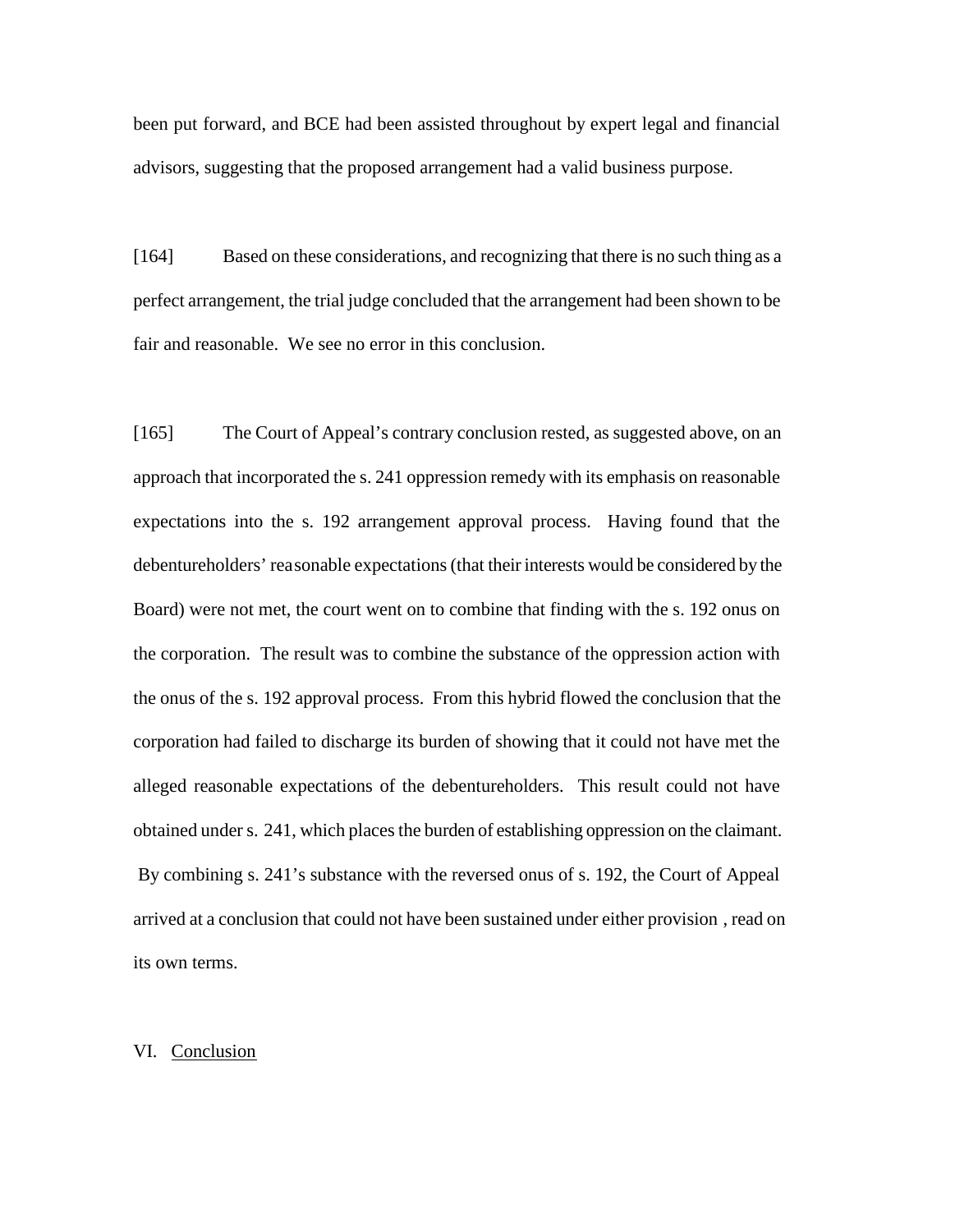been put forward, and BCE had been assisted throughout by expert legal and financial advisors, suggesting that the proposed arrangement had a valid business purpose.

[164] Based on these considerations, and recognizing that there is no such thing as a perfect arrangement, the trial judge concluded that the arrangement had been shown to be fair and reasonable. We see no error in this conclusion.

[165] The Court of Appeal's contrary conclusion rested, as suggested above, on an approach that incorporated the s. 241 oppression remedy with its emphasis on reasonable expectations into the s. 192 arrangement approval process. Having found that the debentureholders' reasonable expectations (that their interests would be considered by the Board) were not met, the court went on to combine that finding with the s. 192 onus on the corporation. The result was to combine the substance of the oppression action with the onus of the s. 192 approval process. From this hybrid flowed the conclusion that the corporation had failed to discharge its burden of showing that it could not have met the alleged reasonable expectations of the debentureholders. This result could not have obtained under s. 241, which places the burden of establishing oppression on the claimant. By combining s. 241's substance with the reversed onus of s. 192, the Court of Appeal arrived at a conclusion that could not have been sustained under either provision, read on its own terms.

## VI. Conclusion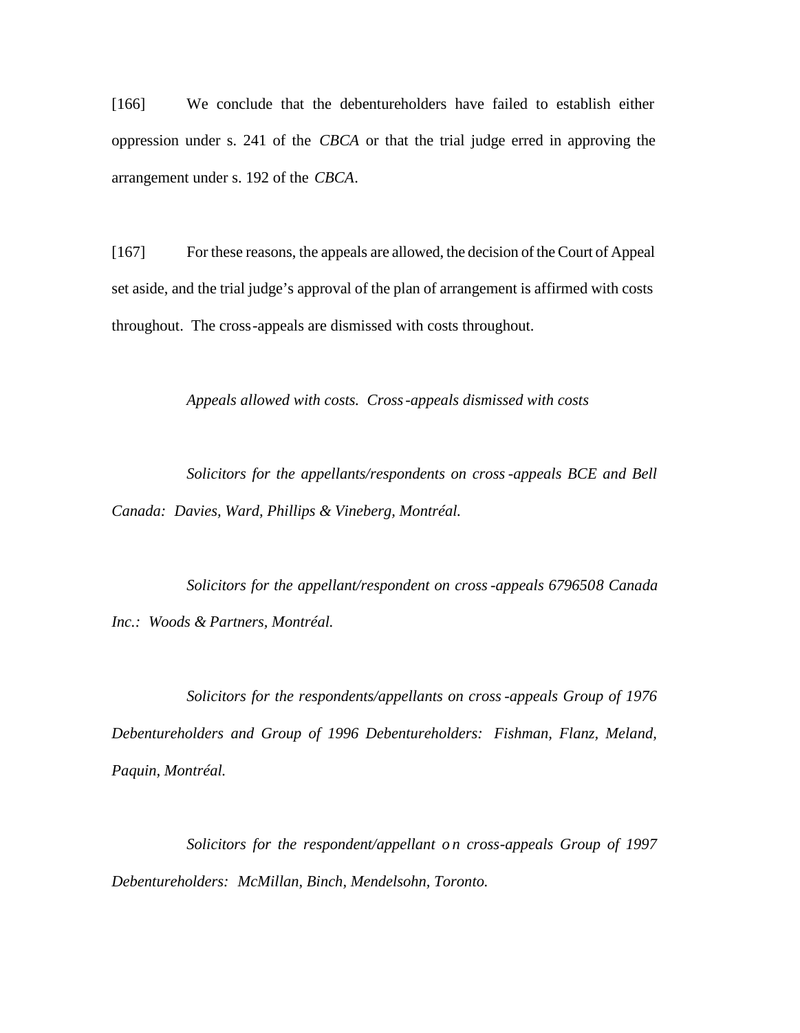[166] We conclude that the debentureholders have failed to establish either oppression under s. 241 of the *CBCA* or that the trial judge erred in approving the arrangement under s. 192 of the *CBCA*.

[167] For these reasons, the appeals are allowed, the decision of the Court of Appeal set aside, and the trial judge's approval of the plan of arrangement is affirmed with costs throughout. The cross-appeals are dismissed with costs throughout.

*Appeals allowed with costs. Cross-appeals dismissed with costs*

*Solicitors for the appellants/respondents on cross-appeals BCE and Bell Canada: Davies, Ward, Phillips & Vineberg, Montréal.*

*Solicitors for the appellant/respondent on cross-appeals 6796508 Canada Inc.: Woods & Partners, Montréal.*

*Solicitors for the respondents/appellants on cross-appeals Group of 1976 Debentureholders and Group of 1996 Debentureholders: Fishman, Flanz, Meland, Paquin, Montréal.*

*Solicitors for the respondent/appellant on cross-appeals Group of 1997 Debentureholders: McMillan, Binch, Mendelsohn, Toronto.*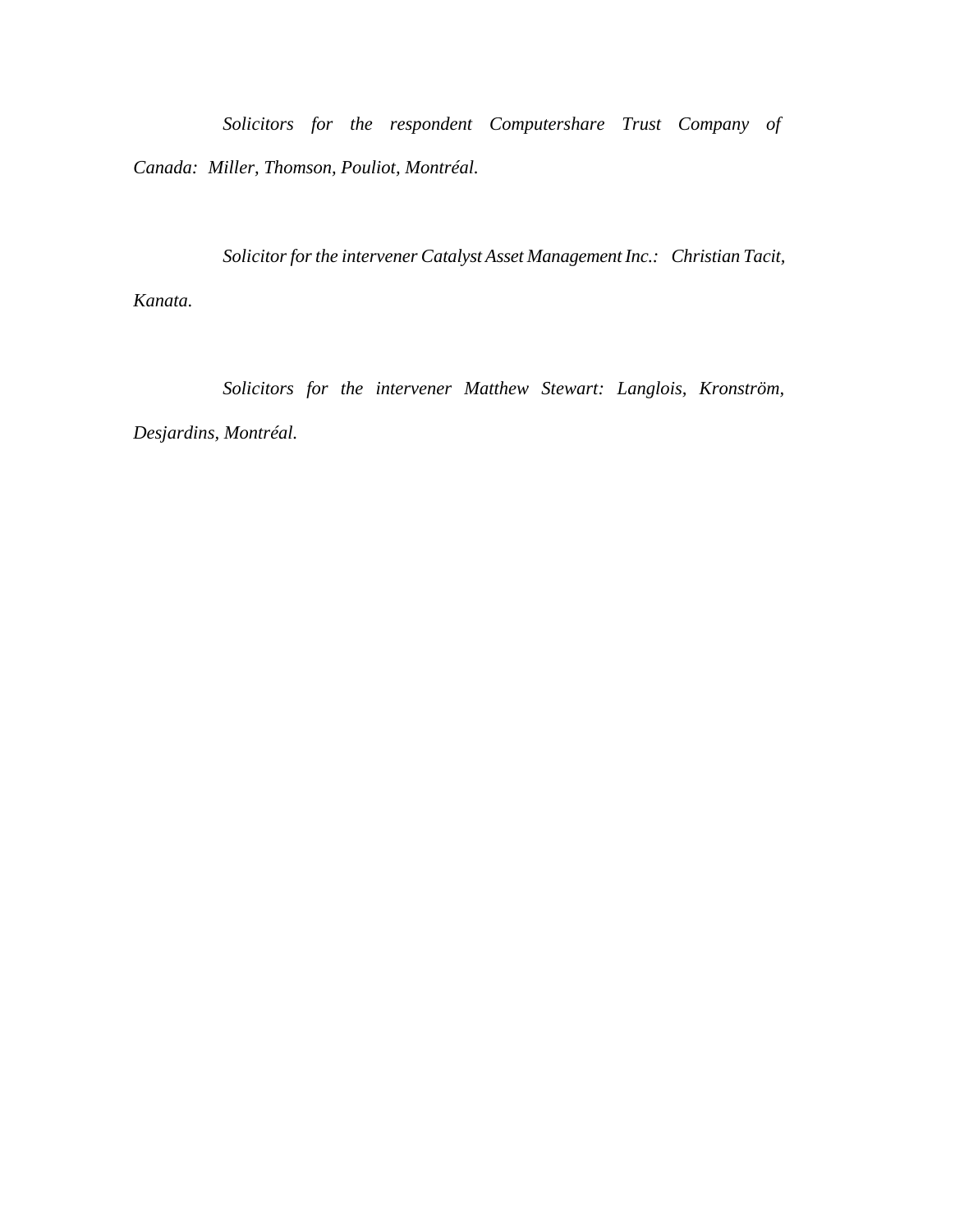*Solicitors for the respondent Computershare Trust Company of Canada: Miller, Thomson, Pouliot, Montréal.*

*Solicitor for the intervener Catalyst Asset Management Inc.: Christian Tacit, Kanata.*

*Solicitors for the intervener Matthew Stewart: Langlois, Kronström, Desjardins, Montréal.*